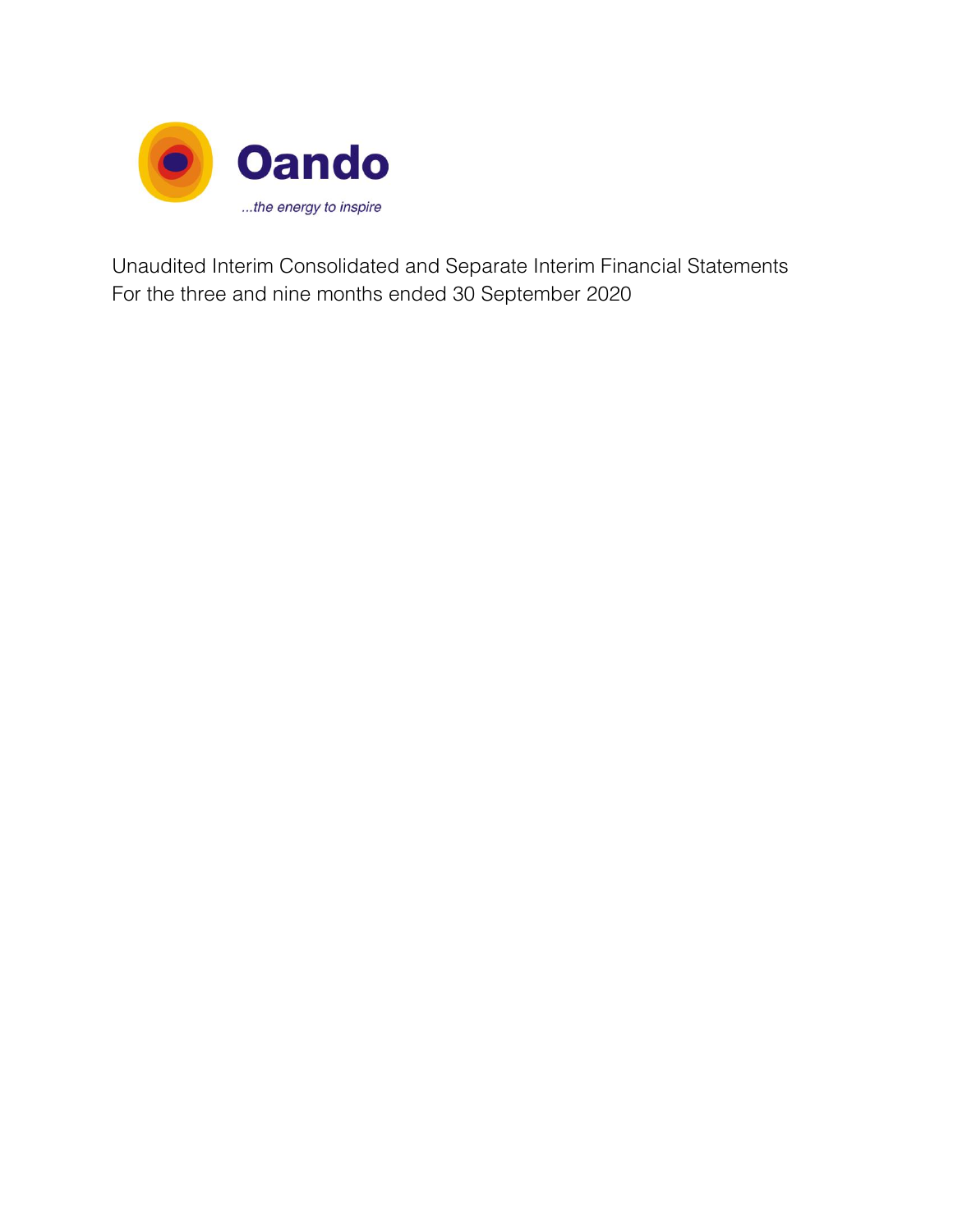Oando

*...the energy to inspire*

Unaudited Interim Consolidated and Separate Interim Financial Statements
For the three and nine months ended 30 September 2020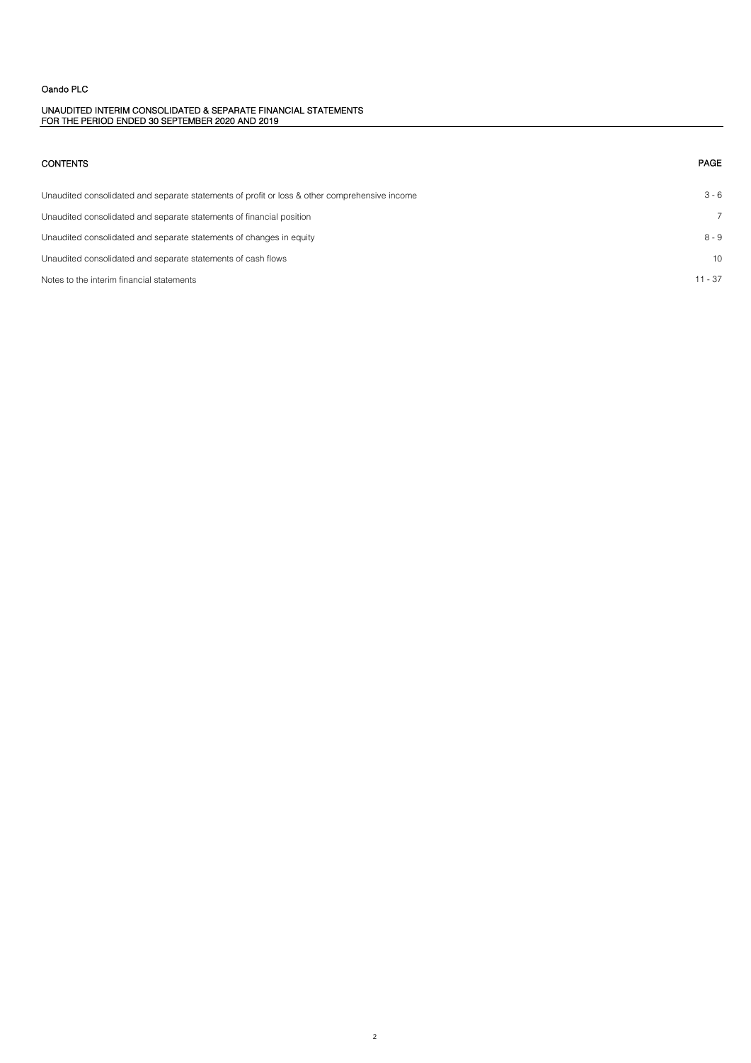Oando PLC

UNAUDITED INTERIM CONSOLIDATED & SEPARATE FINANCIAL STATEMENTS
FOR THE PERIOD ENDED 30 SEPTEMBER 2020 AND 2019

| CONTENTS | PAGE |
| --- | --- |
| Unaudited consolidated and separate statements of profit or loss & other comprehensive income | 3 - 6 |
| Unaudited consolidated and separate statements of financial position | 7 |
| Unaudited consolidated and separate statements of changes in equity | 8 - 9 |
| Unaudited consolidated and separate statements of cash flows | 10 |
| Notes to the interim financial statements | 11 - 37 |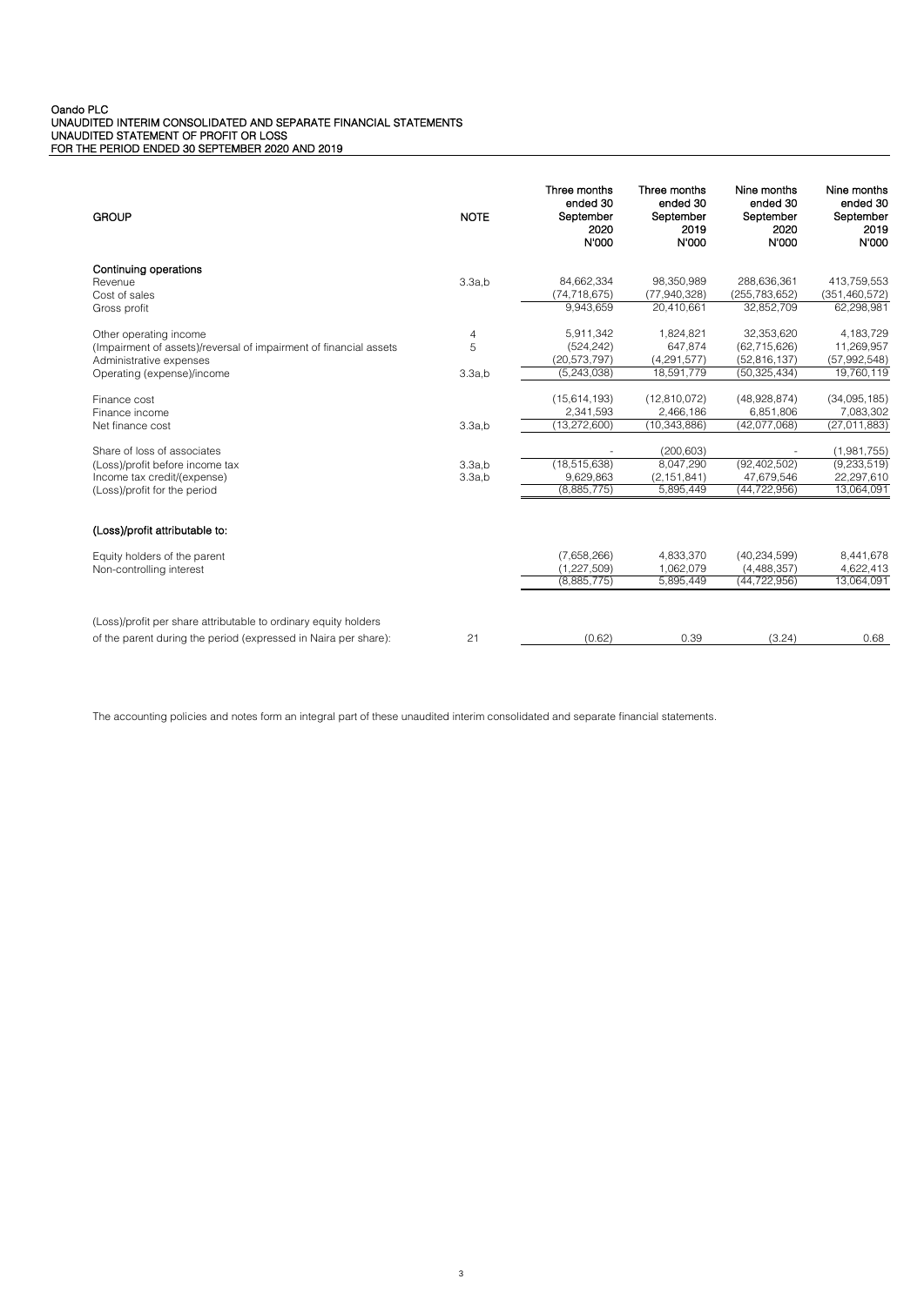Oando PLC
UNAUDITED INTERIM CONSOLIDATED AND SEPARATE FINANCIAL STATEMENTS
UNAUDITED STATEMENT OF PROFIT OR LOSS
FOR THE PERIOD ENDED 30 SEPTEMBER 2020 AND 2019

| GROUP | NOTE | Three months ended 30 September 2020 N'000 | Three months ended 30 September 2019 N'000 | Nine months ended 30 September 2020 N'000 | Nine months ended 30 September 2019 N'000 |
|---|---|---|---|---|---|
| **Continuing operations** | | | | | |
| Revenue | 3.3a,b | 84,662,334 | 98,350,989 | 288,636,361 | 413,759,553 |
| Cost of sales | | (74,718,675) | (77,940,328) | (255,783,652) | (351,460,572) |
| Gross profit | | 9,943,659 | 20,410,661 | 32,852,709 | 62,298,981 |
| Other operating income | 4 | 5,911,342 | 1,824,821 | 32,353,620 | 4,183,729 |
| (Impairment of assets)/reversal of impairment of financial assets | 5 | (524,242) | 647,874 | (62,715,626) | 11,269,957 |
| Administrative expenses | | (20,573,797) | (4,291,577) | (52,816,137) | (57,992,548) |
| Operating (expense)/income | 3.3a,b | (5,243,038) | 18,591,779 | (50,325,434) | 19,760,119 |
| Finance cost | | (15,614,193) | (12,810,072) | (48,928,874) | (34,095,185) |
| Finance income | | 2,341,593 | 2,466,186 | 6,851,806 | 7,083,302 |
| Net finance cost | 3.3a,b | (13,272,600) | (10,343,886) | (42,077,068) | (27,011,883) |
| Share of loss of associates | | - | (200,603) | - | (1,981,755) |
| (Loss)/profit before income tax | 3.3a,b | (18,515,638) | 8,047,290 | (92,402,502) | (9,233,519) |
| Income tax credit/(expense) | 3.3a,b | 9,629,863 | (2,151,841) | 47,679,546 | 22,297,610 |
| (Loss)/profit for the period | | (8,885,775) | 5,895,449 | (44,722,956) | 13,064,091 |
| **(Loss)/profit attributable to:** | | | | | |
| Equity holders of the parent | | (7,658,266) | 4,833,370 | (40,234,599) | 8,441,678 |
| Non-controlling interest | | (1,227,509) | 1,062,079 | (4,488,357) | 4,622,413 |
| | | (8,885,775) | 5,895,449 | (44,722,956) | 13,064,091 |
| (Loss)/profit per share attributable to ordinary equity holders of the parent during the period (expressed in Naira per share): | 21 | (0.62) | 0.39 | (3.24) | 0.68 |

The accounting policies and notes form an integral part of these unaudited interim consolidated and separate financial statements.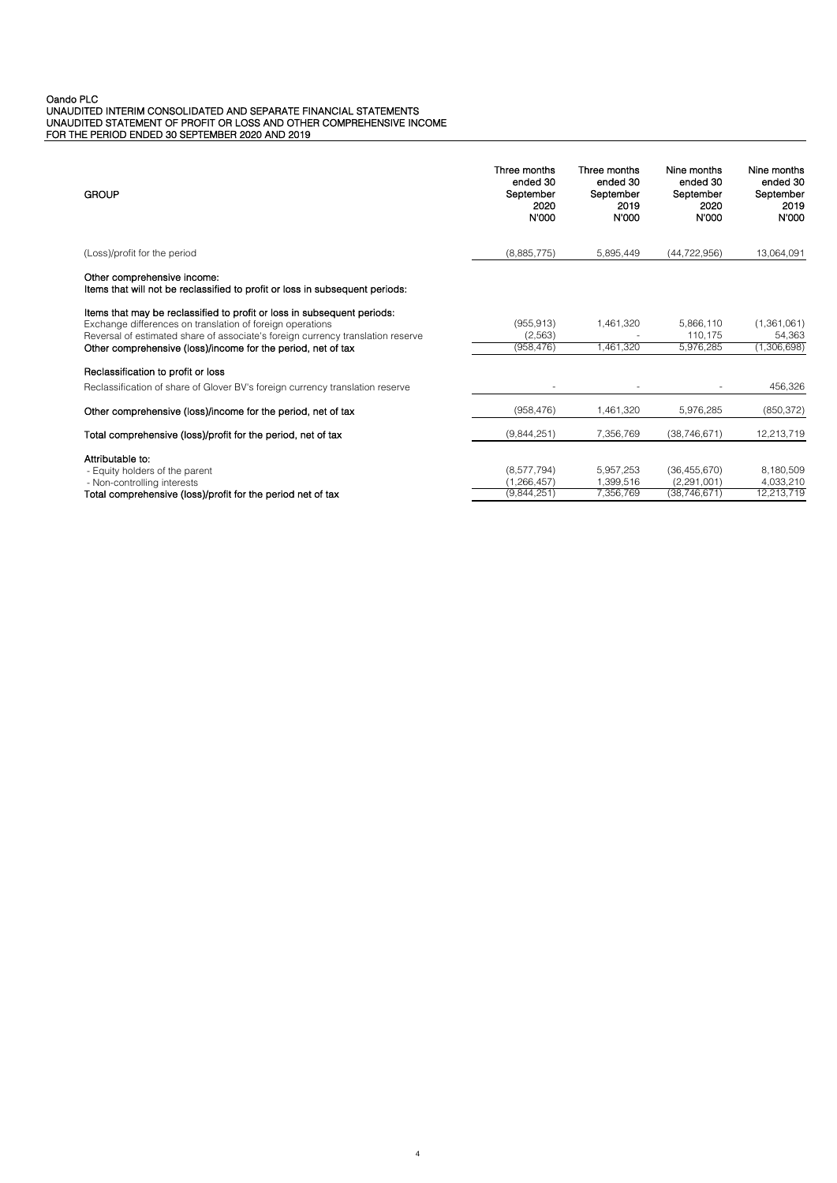Oando PLC
UNAUDITED INTERIM CONSOLIDATED AND SEPARATE FINANCIAL STATEMENTS
UNAUDITED STATEMENT OF PROFIT OR LOSS AND OTHER COMPREHENSIVE INCOME
FOR THE PERIOD ENDED 30 SEPTEMBER 2020 AND 2019

| GROUP | Three months ended 30 September 2020 N'000 | Three months ended 30 September 2019 N'000 | Nine months ended 30 September 2020 N'000 | Nine months ended 30 September 2019 N'000 |
|---|---|---|---|---|
| (Loss)/profit for the period | (8,885,775) | 5,895,449 | (44,722,956) | 13,064,091 |
| **Other comprehensive income:** | | | | |
| **Items that will not be reclassified to profit or loss in subsequent periods:** | | | | |
| **Items that may be reclassified to profit or loss in subsequent periods:** | | | | |
| Exchange differences on translation of foreign operations | (955,913) | 1,461,320 | 5,866,110 | (1,361,061) |
| Reversal of estimated share of associate's foreign currency translation reserve | (2,563) | - | 110,175 | 54,363 |
| **Other comprehensive (loss)/income for the period, net of tax** | (958,476) | 1,461,320 | 5,976,285 | (1,306,698) |
| **Reclassification to profit or loss** | | | | |
| Reclassification of share of Glover BV's foreign currency translation reserve | - | - | - | 456,326 |
| **Other comprehensive (loss)/income for the period, net of tax** | (958,476) | 1,461,320 | 5,976,285 | (850,372) |
| **Total comprehensive (loss)/profit for the period, net of tax** | (9,844,251) | 7,356,769 | (38,746,671) | 12,213,719 |
| **Attributable to:** | | | | |
| - Equity holders of the parent | (8,577,794) | 5,957,253 | (36,455,670) | 8,180,509 |
| - Non-controlling interests | (1,266,457) | 1,399,516 | (2,291,001) | 4,033,210 |
| **Total comprehensive (loss)/profit for the period net of tax** | (9,844,251) | 7,356,769 | (38,746,671) | 12,213,719 |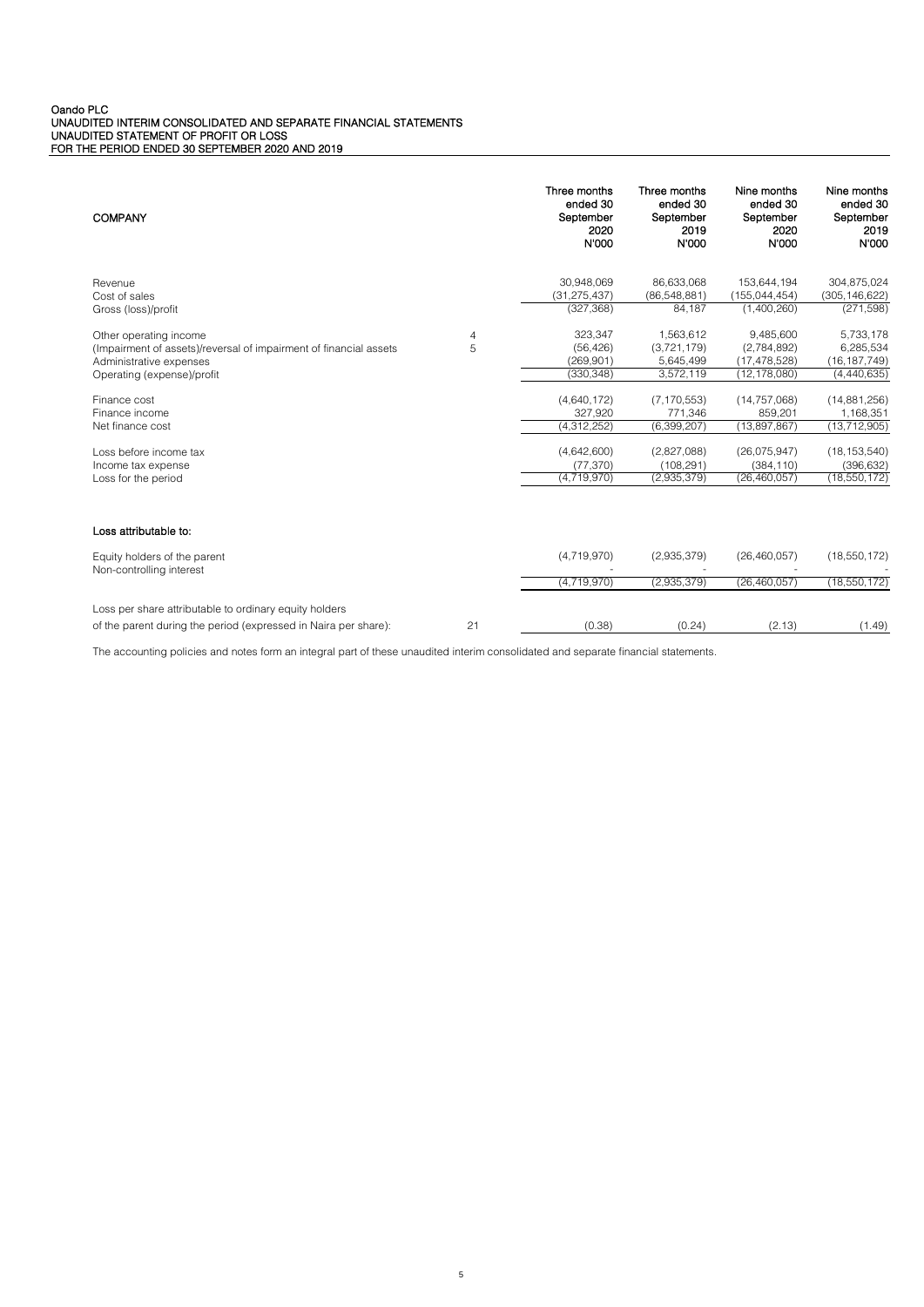Oando PLC
UNAUDITED INTERIM CONSOLIDATED AND SEPARATE FINANCIAL STATEMENTS
UNAUDITED STATEMENT OF PROFIT OR LOSS
FOR THE PERIOD ENDED 30 SEPTEMBER 2020 AND 2019

| COMPANY | | Three months ended 30 September 2020 N'000 | Three months ended 30 September 2019 N'000 | Nine months ended 30 September 2020 N'000 | Nine months ended 30 September 2019 N'000 |
|---|---|---|---|---|---|
| Revenue | | 30,948,069 | 86,633,068 | 153,644,194 | 304,875,024 |
| Cost of sales | | (31,275,437) | (86,548,881) | (155,044,454) | (305,146,622) |
| Gross (loss)/profit | | (327,368) | 84,187 | (1,400,260) | (271,598) |
| Other operating income | 4 | 323,347 | 1,563,612 | 9,485,600 | 5,733,178 |
| (Impairment of assets)/reversal of impairment of financial assets | 5 | (56,426) | (3,721,179) | (2,784,892) | 6,285,534 |
| Administrative expenses | | (269,901) | 5,645,499 | (17,478,528) | (16,187,749) |
| Operating (expense)/profit | | (330,348) | 3,572,119 | (12,178,080) | (4,440,635) |
| Finance cost | | (4,640,172) | (7,170,553) | (14,757,068) | (14,881,256) |
| Finance income | | 327,920 | 771,346 | 859,201 | 1,168,351 |
| Net finance cost | | (4,312,252) | (6,399,207) | (13,897,867) | (13,712,905) |
| Loss before income tax | | (4,642,600) | (2,827,088) | (26,075,947) | (18,153,540) |
| Income tax expense | | (77,370) | (108,291) | (384,110) | (396,632) |
| Loss for the period | | (4,719,970) | (2,935,379) | (26,460,057) | (18,550,172) |
| **Loss attributable to:** | | | | | |
| Equity holders of the parent | | (4,719,970) | (2,935,379) | (26,460,057) | (18,550,172) |
| Non-controlling interest | | - | - | - | - |
| | | (4,719,970) | (2,935,379) | (26,460,057) | (18,550,172) |
| Loss per share attributable to ordinary equity holders of the parent during the period (expressed in Naira per share): | 21 | (0.38) | (0.24) | (2.13) | (1.49) |

The accounting policies and notes form an integral part of these unaudited interim consolidated and separate financial statements.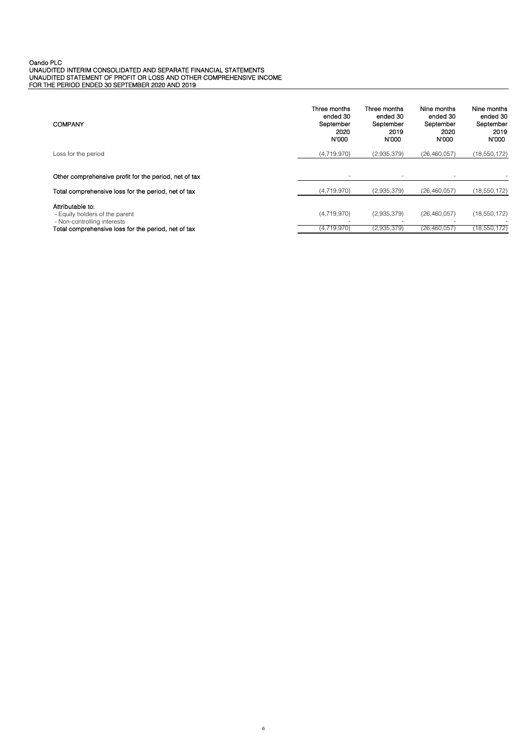Oando PLC
UNAUDITED INTERIM CONSOLIDATED AND SEPARATE FINANCIAL STATEMENTS
UNAUDITED STATEMENT OF PROFIT OR LOSS AND OTHER COMPREHENSIVE INCOME
FOR THE PERIOD ENDED 30 SEPTEMBER 2020 AND 2019

| COMPANY | Three months ended 30 September 2020 N'000 | Three months ended 30 September 2019 N'000 | Nine months ended 30 September 2020 N'000 | Nine months ended 30 September 2019 N'000 |
|---|---|---|---|---|
| Loss for the period | (4,719,970) | (2,935,379) | (26,460,057) | (18,550,172) |
| **Other comprehensive profit for the period, net of tax** | - | - | - | - |
| **Total comprehensive loss for the period, net of tax** | (4,719,970) | (2,935,379) | (26,460,057) | (18,550,172) |
| **Attributable to:** | | | | |
| - Equity holders of the parent | (4,719,970) | (2,935,379) | (26,460,057) | (18,550,172) |
| - Non-controlling interests | - | - | - | - |
| **Total comprehensive loss for the period, net of tax** | (4,719,970) | (2,935,379) | (26,460,057) | (18,550,172) |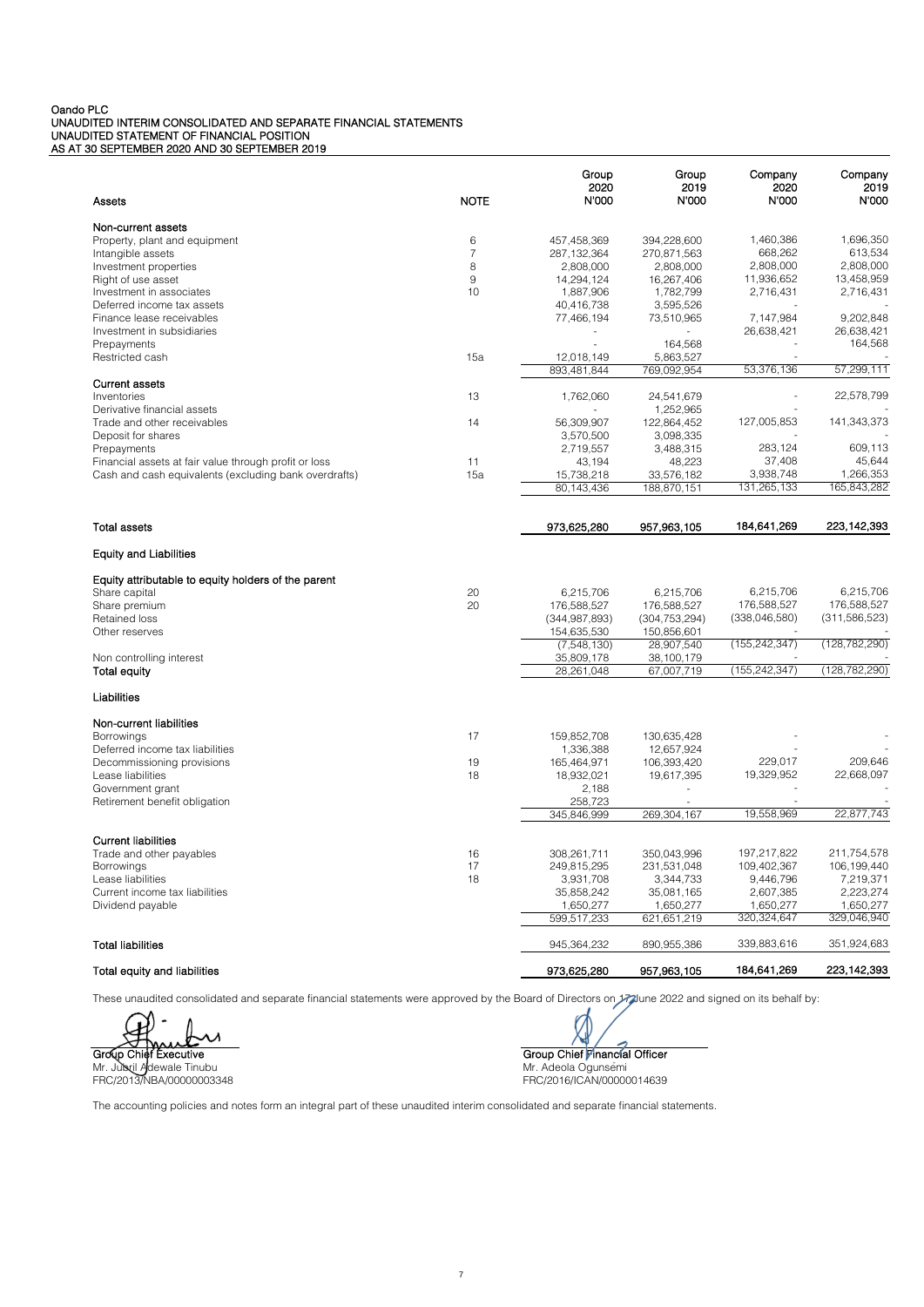Oando PLC
UNAUDITED INTERIM CONSOLIDATED AND SEPARATE FINANCIAL STATEMENTS
UNAUDITED STATEMENT OF FINANCIAL POSITION
AS AT 30 SEPTEMBER 2020 AND 30 SEPTEMBER 2019

| Assets | NOTE | Group 2020 N'000 | Group 2019 N'000 | Company 2020 N'000 | Company 2019 N'000 |
|---|---|---|---|---|---|
| **Non-current assets** | | | | | |
| Property, plant and equipment | 6 | 457,458,369 | 394,228,600 | 1,460,386 | 1,696,350 |
| Intangible assets | 7 | 287,132,364 | 270,871,563 | 668,262 | 613,534 |
| Investment properties | 8 | 2,808,000 | 2,808,000 | 2,808,000 | 2,808,000 |
| Right of use asset | 9 | 14,294,124 | 16,267,406 | 11,936,652 | 13,458,959 |
| Investment in associates | 10 | 1,887,906 | 1,782,799 | 2,716,431 | 2,716,431 |
| Deferred income tax assets | | 40,416,738 | 3,595,526 | - | - |
| Finance lease receivables | | 77,466,194 | 73,510,965 | 7,147,984 | 9,202,848 |
| Investment in subsidiaries | | - | - | 26,638,421 | 26,638,421 |
| Prepayments | | - | 164,568 | - | 164,568 |
| Restricted cash | 15a | 12,018,149 | 5,863,527 | - | - |
| | | 893,481,844 | 769,092,954 | 53,376,136 | 57,299,111 |
| **Current assets** | | | | | |
| Inventories | 13 | 1,762,060 | 24,541,679 | - | 22,578,799 |
| Derivative financial assets | | - | 1,252,965 | - | - |
| Trade and other receivables | 14 | 56,309,907 | 122,864,452 | 127,005,853 | 141,343,373 |
| Deposit for shares | | 3,570,500 | 3,098,335 | - | - |
| Prepayments | | 2,719,557 | 3,488,315 | 283,124 | 609,113 |
| Financial assets at fair value through profit or loss | 11 | 43,194 | 48,223 | 37,408 | 45,644 |
| Cash and cash equivalents (excluding bank overdrafts) | 15a | 15,738,218 | 33,576,182 | 3,938,748 | 1,266,353 |
| | | 80,143,436 | 188,870,151 | 131,265,133 | 165,843,282 |
| **Total assets** | | **973,625,280** | **957,963,105** | **184,641,269** | **223,142,393** |
| **Equity and Liabilities** | | | | | |
| **Equity attributable to equity holders of the parent** | | | | | |
| Share capital | 20 | 6,215,706 | 6,215,706 | 6,215,706 | 6,215,706 |
| Share premium | 20 | 176,588,527 | 176,588,527 | 176,588,527 | 176,588,527 |
| Retained loss | | (344,987,893) | (304,753,294) | (338,046,580) | (311,586,523) |
| Other reserves | | 154,635,530 | 150,856,601 | - | - |
| | | (7,548,130) | 28,907,540 | (155,242,347) | (128,782,290) |
| Non controlling interest | | 35,809,178 | 38,100,179 | - | - |
| **Total equity** | | 28,261,048 | 67,007,719 | (155,242,347) | (128,782,290) |
| **Liabilities** | | | | | |
| **Non-current liabilities** | | | | | |
| Borrowings | 17 | 159,852,708 | 130,635,428 | - | - |
| Deferred income tax liabilities | | 1,336,388 | 12,657,924 | - | - |
| Decommissioning provisions | 19 | 165,464,971 | 106,393,420 | 229,017 | 209,646 |
| Lease liabilities | 18 | 18,932,021 | 19,617,395 | 19,329,952 | 22,668,097 |
| Government grant | | 2,188 | - | - | - |
| Retirement benefit obligation | | 258,723 | - | - | - |
| | | 345,846,999 | 269,304,167 | 19,558,969 | 22,877,743 |
| **Current liabilities** | | | | | |
| Trade and other payables | 16 | 308,261,711 | 350,043,996 | 197,217,822 | 211,754,578 |
| Borrowings | 17 | 249,815,295 | 231,531,048 | 109,402,367 | 106,199,440 |
| Lease liabilities | 18 | 3,931,708 | 3,344,733 | 9,446,796 | 7,219,371 |
| Current income tax liabilities | | 35,858,242 | 35,081,165 | 2,607,385 | 2,223,274 |
| Dividend payable | | 1,650,277 | 1,650,277 | 1,650,277 | 1,650,277 |
| | | 599,517,233 | 621,651,219 | 320,324,647 | 329,046,940 |
| **Total liabilities** | | 945,364,232 | 890,955,386 | 339,883,616 | 351,924,683 |
| **Total equity and liabilities** | | **973,625,280** | **957,963,105** | **184,641,269** | **223,142,393** |

These unaudited consolidated and separate financial statements were approved by the Board of Directors on 17 June 2022 and signed on its behalf by:

**Group Chief Executive**
Mr. Jubril Adewale Tinubu
FRC/2013/NBA/00000003348

**Group Chief Financial Officer**
Mr. Adeola Ogunsemi
FRC/2016/ICAN/00000014639

The accounting policies and notes form an integral part of these unaudited interim consolidated and separate financial statements.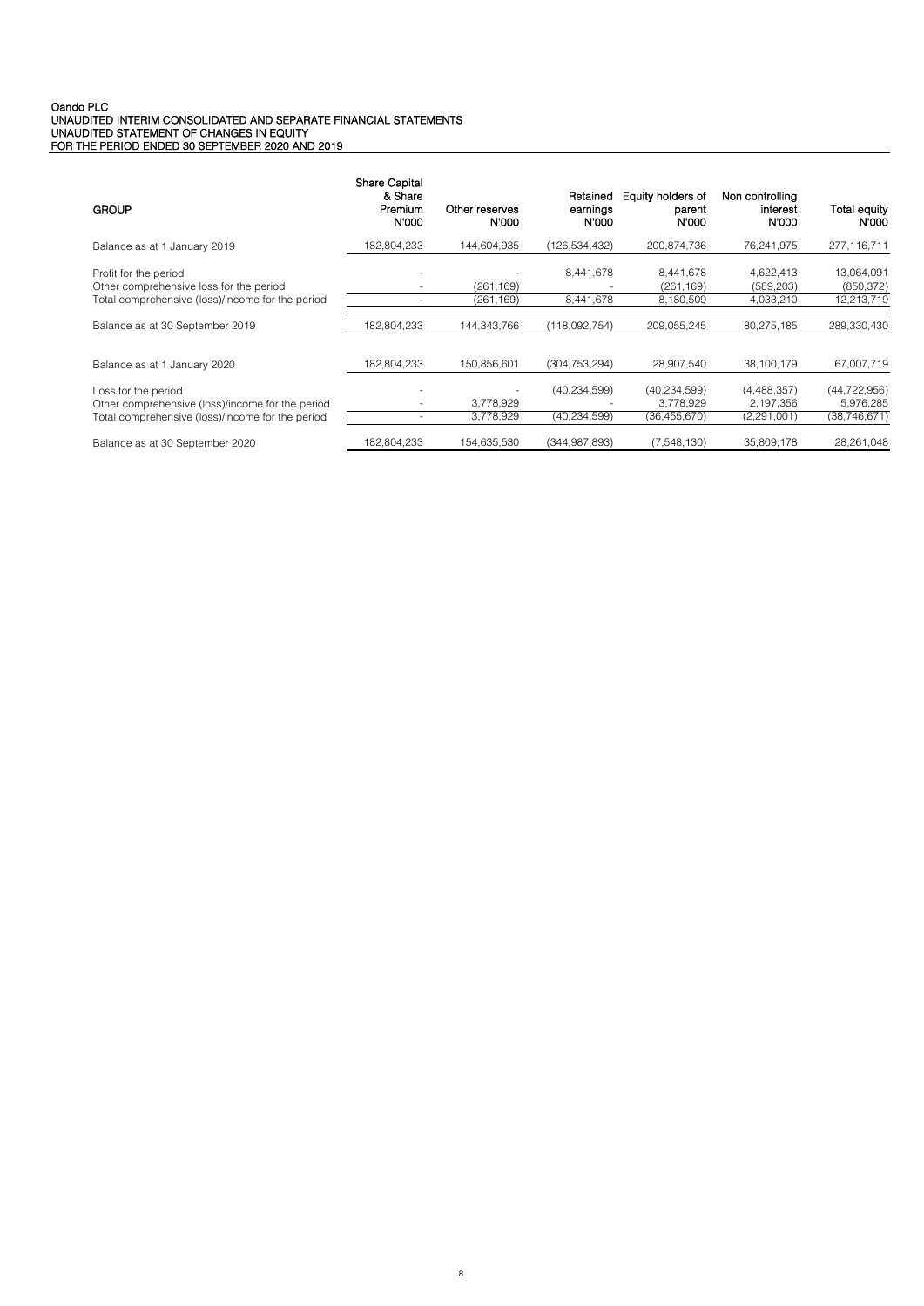Oando PLC
UNAUDITED INTERIM CONSOLIDATED AND SEPARATE FINANCIAL STATEMENTS
UNAUDITED STATEMENT OF CHANGES IN EQUITY
FOR THE PERIOD ENDED 30 SEPTEMBER 2020 AND 2019

| GROUP | Share Capital & Share Premium N'000 | Other reserves N'000 | Retained earnings N'000 | Equity holders of parent N'000 | Non controlling interest N'000 | Total equity N'000 |
|---|---|---|---|---|---|---|
| Balance as at 1 January 2019 | 182,804,233 | 144,604,935 | (126,534,432) | 200,874,736 | 76,241,975 | 277,116,711 |
| Profit for the period | - | - | 8,441,678 | 8,441,678 | 4,622,413 | 13,064,091 |
| Other comprehensive loss for the period | - | (261,169) | - | (261,169) | (589,203) | (850,372) |
| Total comprehensive (loss)/income for the period | - | (261,169) | 8,441,678 | 8,180,509 | 4,033,210 | 12,213,719 |
| Balance as at 30 September 2019 | 182,804,233 | 144,343,766 | (118,092,754) | 209,055,245 | 80,275,185 | 289,330,430 |
| Balance as at 1 January 2020 | 182,804,233 | 150,856,601 | (304,753,294) | 28,907,540 | 38,100,179 | 67,007,719 |
| Loss for the period | - | - | (40,234,599) | (40,234,599) | (4,488,357) | (44,722,956) |
| Other comprehensive (loss)/income for the period | - | 3,778,929 | - | 3,778,929 | 2,197,356 | 5,976,285 |
| Total comprehensive (loss)/income for the period | - | 3,778,929 | (40,234,599) | (36,455,670) | (2,291,001) | (38,746,671) |
| Balance as at 30 September 2020 | 182,804,233 | 154,635,530 | (344,987,893) | (7,548,130) | 35,809,178 | 28,261,048 |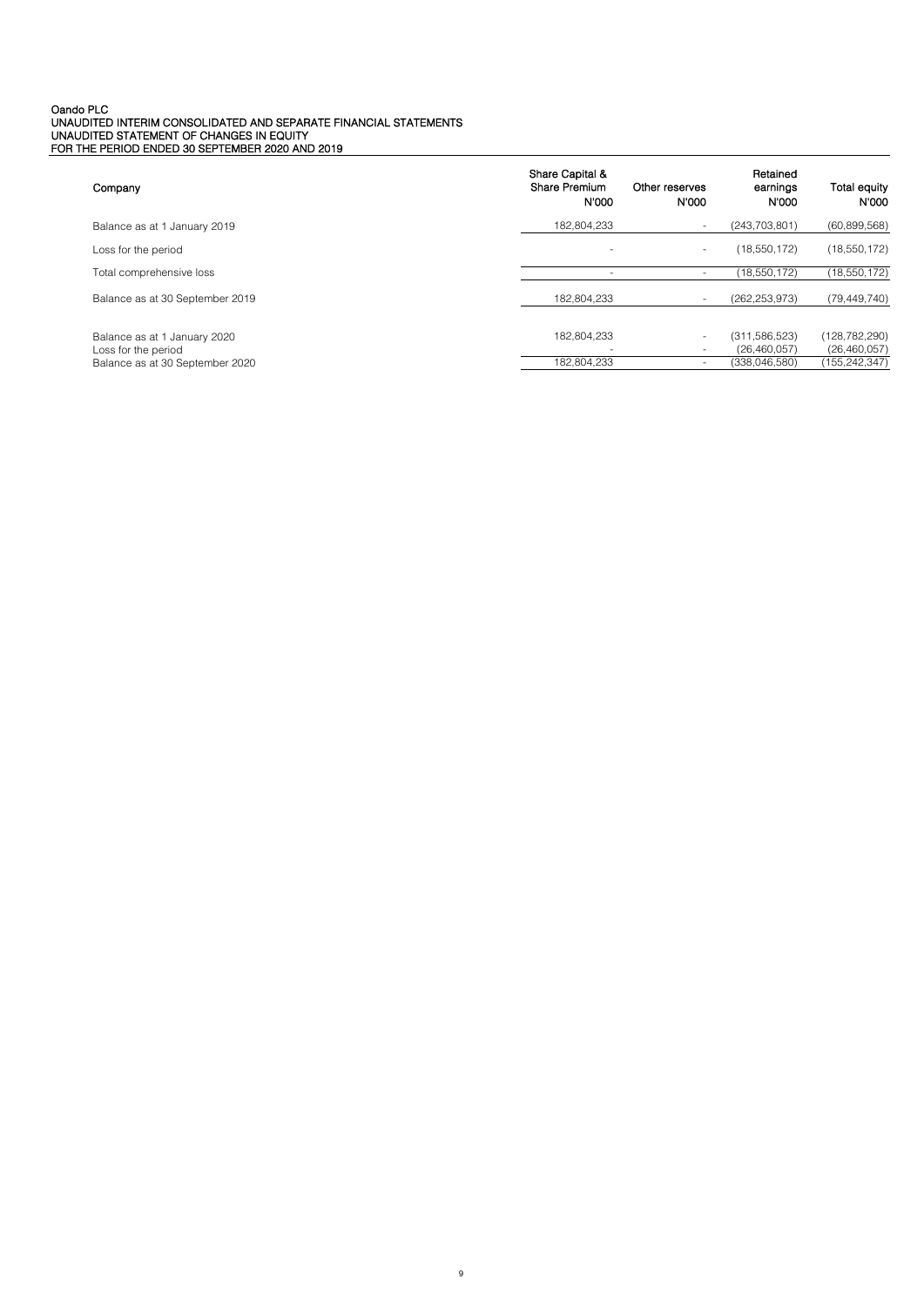Oando PLC
UNAUDITED INTERIM CONSOLIDATED AND SEPARATE FINANCIAL STATEMENTS
UNAUDITED STATEMENT OF CHANGES IN EQUITY
FOR THE PERIOD ENDED 30 SEPTEMBER 2020 AND 2019

| Company | Share Capital & Share Premium N'000 | Other reserves N'000 | Retained earnings N'000 | Total equity N'000 |
|---|---|---|---|---|
| Balance as at 1 January 2019 | 182,804,233 | - | (243,703,801) | (60,899,568) |
| Loss for the period | - | - | (18,550,172) | (18,550,172) |
| Total comprehensive loss | - | - | (18,550,172) | (18,550,172) |
| Balance as at 30 September 2019 | 182,804,233 | - | (262,253,973) | (79,449,740) |
| | | | | |
| Balance as at 1 January 2020 | 182,804,233 | - | (311,586,523) | (128,782,290) |
| Loss for the period | - | - | (26,460,057) | (26,460,057) |
| Balance as at 30 September 2020 | 182,804,233 | - | (338,046,580) | (155,242,347) |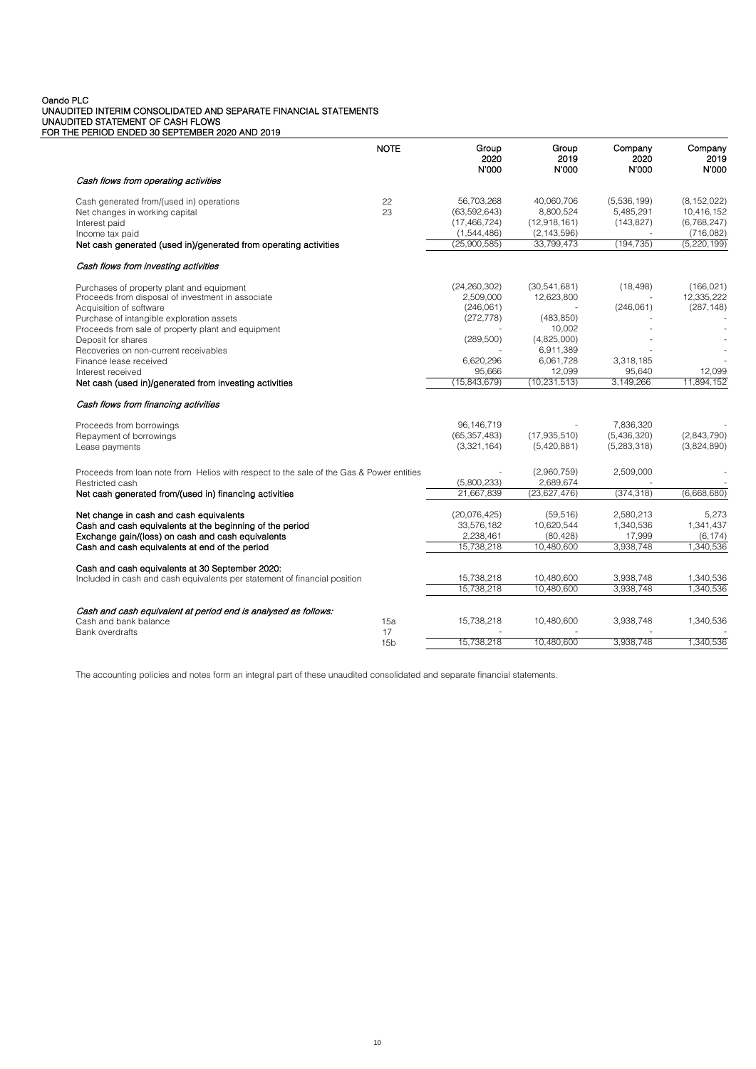Oando PLC
UNAUDITED INTERIM CONSOLIDATED AND SEPARATE FINANCIAL STATEMENTS
UNAUDITED STATEMENT OF CASH FLOWS
FOR THE PERIOD ENDED 30 SEPTEMBER 2020 AND 2019

| | NOTE | Group 2020 N'000 | Group 2019 N'000 | Company 2020 N'000 | Company 2019 N'000 |
|---|---|---|---|---|---|
| *Cash flows from operating activities* | | | | | |
| Cash generated from/(used in) operations | 22 | 56,703,268 | 40,060,706 | (5,536,199) | (8,152,022) |
| Net changes in working capital | 23 | (63,592,643) | 8,800,524 | 5,485,291 | 10,416,152 |
| Interest paid | | (17,466,724) | (12,918,161) | (143,827) | (6,768,247) |
| Income tax paid | | (1,544,486) | (2,143,596) | - | (716,082) |
| **Net cash generated (used in)/generated from operating activities** | | (25,900,585) | 33,799,473 | (194,735) | (5,220,199) |
| *Cash flows from investing activities* | | | | | |
| Purchases of property plant and equipment | | (24,260,302) | (30,541,681) | (18,498) | (166,021) |
| Proceeds from disposal of investment in associate | | 2,509,000 | 12,623,800 | - | 12,335,222 |
| Acquisition of software | | (246,061) | - | (246,061) | (287,148) |
| Purchase of intangible exploration assets | | (272,778) | (483,850) | - | - |
| Proceeds from sale of property plant and equipment | | - | 10,002 | - | - |
| Deposit for shares | | (289,500) | (4,825,000) | - | - |
| Recoveries on non-current receivables | | - | 6,911,389 | - | - |
| Finance lease received | | 6,620,296 | 6,061,728 | 3,318,185 | - |
| Interest received | | 95,666 | 12,099 | 95,640 | 12,099 |
| **Net cash (used in)/generated from investing activities** | | (15,843,679) | (10,231,513) | 3,149,266 | 11,894,152 |
| *Cash flows from financing activities* | | | | | |
| Proceeds from borrowings | | 96,146,719 | - | 7,836,320 | - |
| Repayment of borrowings | | (65,357,483) | (17,935,510) | (5,436,320) | (2,843,790) |
| Lease payments | | (3,321,164) | (5,420,881) | (5,283,318) | (3,824,890) |
| Proceeds from loan note from Helios with respect to the sale of the Gas & Power entities | | - | (2,960,759) | 2,509,000 | - |
| Restricted cash | | (5,800,233) | 2,689,674 | - | - |
| **Net cash generated from/(used in) financing activities** | | 21,667,839 | (23,627,476) | (374,318) | (6,668,680) |
| **Net change in cash and cash equivalents** | | (20,076,425) | (59,516) | 2,580,213 | 5,273 |
| **Cash and cash equivalents at the beginning of the period** | | 33,576,182 | 10,620,544 | 1,340,536 | 1,341,437 |
| **Exchange gain/(loss) on cash and cash equivalents** | | 2,238,461 | (80,428) | 17,999 | (6,174) |
| **Cash and cash equivalents at end of the period** | | 15,738,218 | 10,480,600 | 3,938,748 | 1,340,536 |
| **Cash and cash equivalents at 30 September 2020:** | | | | | |
| Included in cash and cash equivalents per statement of financial position | | 15,738,218 | 10,480,600 | 3,938,748 | 1,340,536 |
| | | 15,738,218 | 10,480,600 | 3,938,748 | 1,340,536 |
| *Cash and cash equivalent at period end is analysed as follows:* | | | | | |
| Cash and bank balance | 15a | 15,738,218 | 10,480,600 | 3,938,748 | 1,340,536 |
| Bank overdrafts | 17 | - | - | - | - |
| | 15b | 15,738,218 | 10,480,600 | 3,938,748 | 1,340,536 |

The accounting policies and notes form an integral part of these unaudited consolidated and separate financial statements.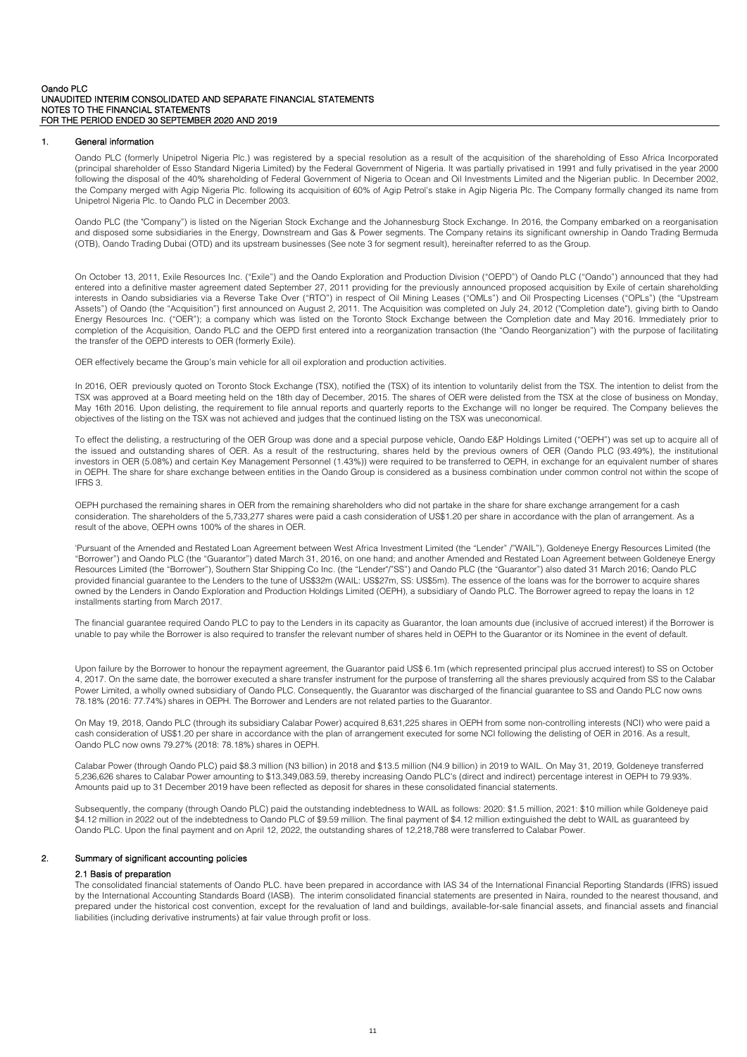# Oando PLC
## UNAUDITED INTERIM CONSOLIDATED AND SEPARATE FINANCIAL STATEMENTS
## NOTES TO THE FINANCIAL STATEMENTS
## FOR THE PERIOD ENDED 30 SEPTEMBER 2020 AND 2019

## 1. General information

Oando PLC (formerly Unipetrol Nigeria Plc.) was registered by a special resolution as a result of the acquisition of the shareholding of Esso Africa Incorporated (principal shareholder of Esso Standard Nigeria Limited) by the Federal Government of Nigeria. It was partially privatised in 1991 and fully privatised in the year 2000 following the disposal of the 40% shareholding of Federal Government of Nigeria to Ocean and Oil Investments Limited and the Nigerian public. In December 2002, the Company merged with Agip Nigeria Plc. following its acquisition of 60% of Agip Petrol's stake in Agip Nigeria Plc. The Company formally changed its name from Unipetrol Nigeria Plc. to Oando PLC in December 2003.

Oando PLC (the "Company") is listed on the Nigerian Stock Exchange and the Johannesburg Stock Exchange. In 2016, the Company embarked on a reorganisation and disposed some subsidiaries in the Energy, Downstream and Gas & Power segments. The Company retains its significant ownership in Oando Trading Bermuda (OTB), Oando Trading Dubai (OTD) and its upstream businesses (See note 3 for segment result), hereinafter referred to as the Group.

On October 13, 2011, Exile Resources Inc. ("Exile") and the Oando Exploration and Production Division ("OEPD") of Oando PLC ("Oando") announced that they had entered into a definitive master agreement dated September 27, 2011 providing for the previously announced proposed acquisition by Exile of certain shareholding interests in Oando subsidiaries via a Reverse Take Over ("RTO") in respect of Oil Mining Leases ("OMLs") and Oil Prospecting Licenses ("OPLs") (the "Upstream Assets") of Oando (the "Acquisition") first announced on August 2, 2011. The Acquisition was completed on July 24, 2012 ("Completion date"), giving birth to Oando Energy Resources Inc. ("OER"); a company which was listed on the Toronto Stock Exchange between the Completion date and May 2016. Immediately prior to completion of the Acquisition, Oando PLC and the OEPD first entered into a reorganization transaction (the "Oando Reorganization") with the purpose of facilitating the transfer of the OEPD interests to OER (formerly Exile).

OER effectively became the Group's main vehicle for all oil exploration and production activities.

In 2016, OER previously quoted on Toronto Stock Exchange (TSX), notified the (TSX) of its intention to voluntarily delist from the TSX. The intention to delist from the TSX was approved at a Board meeting held on the 18th day of December, 2015. The shares of OER were delisted from the TSX at the close of business on Monday, May 16th 2016. Upon delisting, the requirement to file annual reports and quarterly reports to the Exchange will no longer be required. The Company believes the objectives of the listing on the TSX was not achieved and judges that the continued listing on the TSX was uneconomical.

To effect the delisting, a restructuring of the OER Group was done and a special purpose vehicle, Oando E&P Holdings Limited ("OEPH") was set up to acquire all of the issued and outstanding shares of OER. As a result of the restructuring, shares held by the previous owners of OER (Oando PLC (93.49%), the institutional investors in OER (5.08%) and certain Key Management Personnel (1.43%)) were required to be transferred to OEPH, in exchange for an equivalent number of shares in OEPH. The share for share exchange between entities in the Oando Group is considered as a business combination under common control not within the scope of IFRS 3.

OEPH purchased the remaining shares in OER from the remaining shareholders who did not partake in the share for share exchange arrangement for a cash consideration. The shareholders of the 5,733,277 shares were paid a cash consideration of US$1.20 per share in accordance with the plan of arrangement. As a result of the above, OEPH owns 100% of the shares in OER.

'Pursuant of the Amended and Restated Loan Agreement between West Africa Investment Limited (the "Lender" /"WAIL"), Goldeneye Energy Resources Limited (the "Borrower") and Oando PLC (the "Guarantor") dated March 31, 2016, on one hand; and another Amended and Restated Loan Agreement between Goldeneye Energy Resources Limited (the "Borrower"), Southern Star Shipping Co Inc. (the "Lender"/"SS") and Oando PLC (the "Guarantor") also dated 31 March 2016; Oando PLC provided financial guarantee to the Lenders to the tune of US$32m (WAIL: US$27m, SS: US$5m). The essence of the loans was for the borrower to acquire shares owned by the Lenders in Oando Exploration and Production Holdings Limited (OEPH), a subsidiary of Oando PLC. The Borrower agreed to repay the loans in 12 installments starting from March 2017.

The financial guarantee required Oando PLC to pay to the Lenders in its capacity as Guarantor, the loan amounts due (inclusive of accrued interest) if the Borrower is unable to pay while the Borrower is also required to transfer the relevant number of shares held in OEPH to the Guarantor or its Nominee in the event of default.

Upon failure by the Borrower to honour the repayment agreement, the Guarantor paid US$ 6.1m (which represented principal plus accrued interest) to SS on October 4, 2017. On the same date, the borrower executed a share transfer instrument for the purpose of transferring all the shares previously acquired from SS to the Calabar Power Limited, a wholly owned subsidiary of Oando PLC. Consequently, the Guarantor was discharged of the financial guarantee to SS and Oando PLC now owns 78.18% (2016: 77.74%) shares in OEPH. The Borrower and Lenders are not related parties to the Guarantor.

On May 19, 2018, Oando PLC (through its subsidiary Calabar Power) acquired 8,631,225 shares in OEPH from some non-controlling interests (NCI) who were paid a cash consideration of US$1.20 per share in accordance with the plan of arrangement executed for some NCI following the delisting of OER in 2016. As a result, Oando PLC now owns 79.27% (2018: 78.18%) shares in OEPH.

Calabar Power (through Oando PLC) paid $8.3 million (N3 billion) in 2018 and $13.5 million (N4.9 billion) in 2019 to WAIL. On May 31, 2019, Goldeneye transferred 5,236,626 shares to Calabar Power amounting to $13,349,083.59, thereby increasing Oando PLC's (direct and indirect) percentage interest in OEPH to 79.93%. Amounts paid up to 31 December 2019 have been reflected as deposit for shares in these consolidated financial statements.

Subsequently, the company (through Oando PLC) paid the outstanding indebtedness to WAIL as follows: 2020: $1.5 million, 2021: $10 million while Goldeneye paid $4.12 million in 2022 out of the indebtedness to Oando PLC of $9.59 million. The final payment of $4.12 million extinguished the debt to WAIL as guaranteed by Oando PLC. Upon the final payment and on April 12, 2022, the outstanding shares of 12,218,788 were transferred to Calabar Power.

## 2. Summary of significant accounting policies

### 2.1 Basis of preparation

The consolidated financial statements of Oando PLC. have been prepared in accordance with IAS 34 of the International Financial Reporting Standards (IFRS) issued by the International Accounting Standards Board (IASB). The interim consolidated financial statements are presented in Naira, rounded to the nearest thousand, and prepared under the historical cost convention, except for the revaluation of land and buildings, available-for-sale financial assets, and financial assets and financial liabilities (including derivative instruments) at fair value through profit or loss.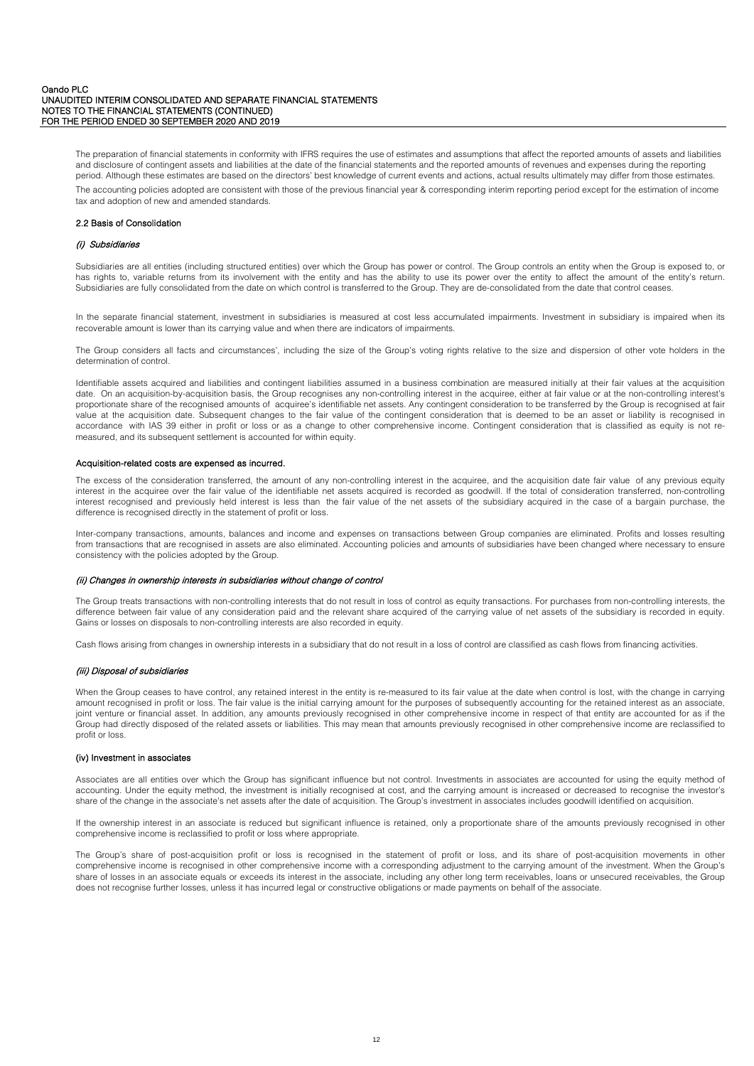The preparation of financial statements in conformity with IFRS requires the use of estimates and assumptions that affect the reported amounts of assets and liabilities and disclosure of contingent assets and liabilities at the date of the financial statements and the reported amounts of revenues and expenses during the reporting period. Although these estimates are based on the directors' best knowledge of current events and actions, actual results ultimately may differ from those estimates.

The accounting policies adopted are consistent with those of the previous financial year & corresponding interim reporting period except for the estimation of income tax and adoption of new and amended standards.

### 2.2 Basis of Consolidation

#### *(i) Subsidiaries*

Subsidiaries are all entities (including structured entities) over which the Group has power or control. The Group controls an entity when the Group is exposed to, or has rights to, variable returns from its involvement with the entity and has the ability to use its power over the entity to affect the amount of the entity's return. Subsidiaries are fully consolidated from the date on which control is transferred to the Group. They are de-consolidated from the date that control ceases.

In the separate financial statement, investment in subsidiaries is measured at cost less accumulated impairments. Investment in subsidiary is impaired when its recoverable amount is lower than its carrying value and when there are indicators of impairments.

The Group considers all facts and circumstances', including the size of the Group's voting rights relative to the size and dispersion of other vote holders in the determination of control.

Identifiable assets acquired and liabilities and contingent liabilities assumed in a business combination are measured initially at their fair values at the acquisition date. On an acquisition-by-acquisition basis, the Group recognises any non-controlling interest in the acquiree, either at fair value or at the non-controlling interest's proportionate share of the recognised amounts of acquiree's identifiable net assets. Any contingent consideration to be transferred by the Group is recognised at fair value at the acquisition date. Subsequent changes to the fair value of the contingent consideration that is deemed to be an asset or liability is recognised in accordance with IAS 39 either in profit or loss or as a change to other comprehensive income. Contingent consideration that is classified as equity is not re-measured, and its subsequent settlement is accounted for within equity.

#### Acquisition-related costs are expensed as incurred.

The excess of the consideration transferred, the amount of any non-controlling interest in the acquiree, and the acquisition date fair value of any previous equity interest in the acquiree over the fair value of the identifiable net assets acquired is recorded as goodwill. If the total of consideration transferred, non-controlling interest recognised and previously held interest is less than the fair value of the net assets of the subsidiary acquired in the case of a bargain purchase, the difference is recognised directly in the statement of profit or loss.

Inter-company transactions, amounts, balances and income and expenses on transactions between Group companies are eliminated. Profits and losses resulting from transactions that are recognised in assets are also eliminated. Accounting policies and amounts of subsidiaries have been changed where necessary to ensure consistency with the policies adopted by the Group.

#### *(ii) Changes in ownership interests in subsidiaries without change of control*

The Group treats transactions with non-controlling interests that do not result in loss of control as equity transactions. For purchases from non-controlling interests, the difference between fair value of any consideration paid and the relevant share acquired of the carrying value of net assets of the subsidiary is recorded in equity. Gains or losses on disposals to non-controlling interests are also recorded in equity.

Cash flows arising from changes in ownership interests in a subsidiary that do not result in a loss of control are classified as cash flows from financing activities.

#### *(iii) Disposal of subsidiaries*

When the Group ceases to have control, any retained interest in the entity is re-measured to its fair value at the date when control is lost, with the change in carrying amount recognised in profit or loss. The fair value is the initial carrying amount for the purposes of subsequently accounting for the retained interest as an associate, joint venture or financial asset. In addition, any amounts previously recognised in other comprehensive income in respect of that entity are accounted for as if the Group had directly disposed of the related assets or liabilities. This may mean that amounts previously recognised in other comprehensive income are reclassified to profit or loss.

#### (iv) Investment in associates

Associates are all entities over which the Group has significant influence but not control. Investments in associates are accounted for using the equity method of accounting. Under the equity method, the investment is initially recognised at cost, and the carrying amount is increased or decreased to recognise the investor's share of the change in the associate's net assets after the date of acquisition. The Group's investment in associates includes goodwill identified on acquisition.

If the ownership interest in an associate is reduced but significant influence is retained, only a proportionate share of the amounts previously recognised in other comprehensive income is reclassified to profit or loss where appropriate.

The Group's share of post-acquisition profit or loss is recognised in the statement of profit or loss, and its share of post-acquisition movements in other comprehensive income is recognised in other comprehensive income with a corresponding adjustment to the carrying amount of the investment. When the Group's share of losses in an associate equals or exceeds its interest in the associate, including any other long term receivables, loans or unsecured receivables, the Group does not recognise further losses, unless it has incurred legal or constructive obligations or made payments on behalf of the associate.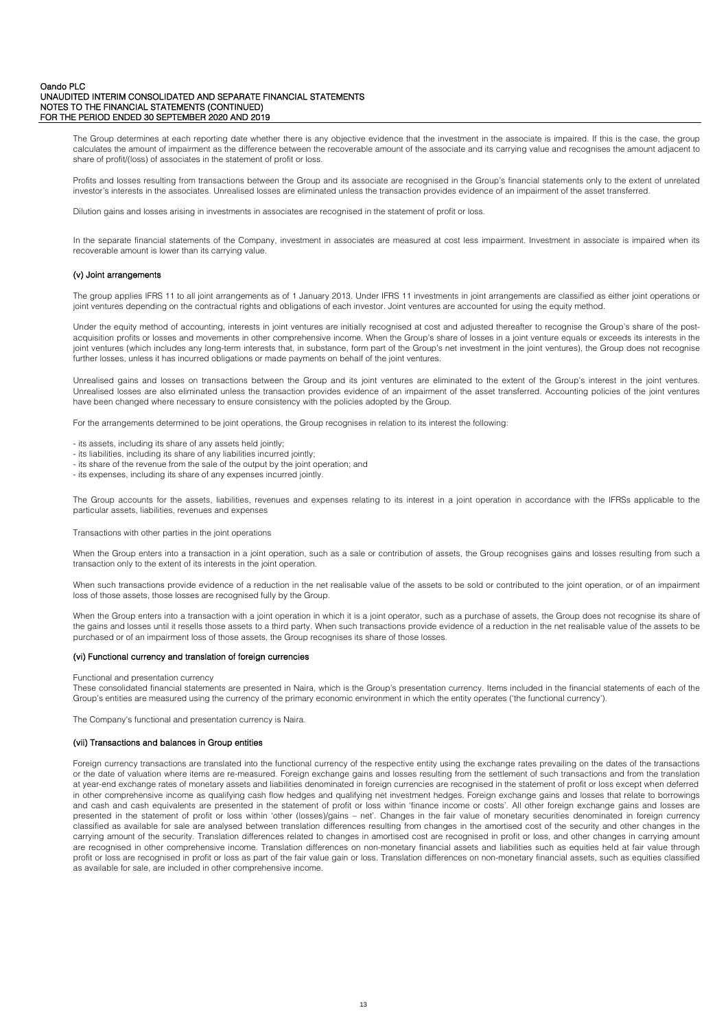The Group determines at each reporting date whether there is any objective evidence that the investment in the associate is impaired. If this is the case, the group calculates the amount of impairment as the difference between the recoverable amount of the associate and its carrying value and recognises the amount adjacent to share of profit/(loss) of associates in the statement of profit or loss.

Profits and losses resulting from transactions between the Group and its associate are recognised in the Group's financial statements only to the extent of unrelated investor's interests in the associates. Unrealised losses are eliminated unless the transaction provides evidence of an impairment of the asset transferred.

Dilution gains and losses arising in investments in associates are recognised in the statement of profit or loss.

In the separate financial statements of the Company, investment in associates are measured at cost less impairment. Investment in associate is impaired when its recoverable amount is lower than its carrying value.

#### (v) Joint arrangements

The group applies IFRS 11 to all joint arrangements as of 1 January 2013. Under IFRS 11 investments in joint arrangements are classified as either joint operations or joint ventures depending on the contractual rights and obligations of each investor. Joint ventures are accounted for using the equity method.

Under the equity method of accounting, interests in joint ventures are initially recognised at cost and adjusted thereafter to recognise the Group's share of the post-acquisition profits or losses and movements in other comprehensive income. When the Group's share of losses in a joint venture equals or exceeds its interests in the joint ventures (which includes any long-term interests that, in substance, form part of the Group's net investment in the joint ventures), the Group does not recognise further losses, unless it has incurred obligations or made payments on behalf of the joint ventures.

Unrealised gains and losses on transactions between the Group and its joint ventures are eliminated to the extent of the Group's interest in the joint ventures. Unrealised losses are also eliminated unless the transaction provides evidence of an impairment of the asset transferred. Accounting policies of the joint ventures have been changed where necessary to ensure consistency with the policies adopted by the Group.

For the arrangements determined to be joint operations, the Group recognises in relation to its interest the following:

- its assets, including its share of any assets held jointly;
- its liabilities, including its share of any liabilities incurred jointly;
- its share of the revenue from the sale of the output by the joint operation; and
- its expenses, including its share of any expenses incurred jointly.

The Group accounts for the assets, liabilities, revenues and expenses relating to its interest in a joint operation in accordance with the IFRSs applicable to the particular assets, liabilities, revenues and expenses

Transactions with other parties in the joint operations

When the Group enters into a transaction in a joint operation, such as a sale or contribution of assets, the Group recognises gains and losses resulting from such a transaction only to the extent of its interests in the joint operation.

When such transactions provide evidence of a reduction in the net realisable value of the assets to be sold or contributed to the joint operation, or of an impairment loss of those assets, those losses are recognised fully by the Group.

When the Group enters into a transaction with a joint operation in which it is a joint operator, such as a purchase of assets, the Group does not recognise its share of the gains and losses until it resells those assets to a third party. When such transactions provide evidence of a reduction in the net realisable value of the assets to be purchased or of an impairment loss of those assets, the Group recognises its share of those losses.

#### (vi) Functional currency and translation of foreign currencies

Functional and presentation currency
These consolidated financial statements are presented in Naira, which is the Group's presentation currency. Items included in the financial statements of each of the Group's entities are measured using the currency of the primary economic environment in which the entity operates ('the functional currency').

The Company's functional and presentation currency is Naira.

#### (vii) Transactions and balances in Group entities

Foreign currency transactions are translated into the functional currency of the respective entity using the exchange rates prevailing on the dates of the transactions or the date of valuation where items are re-measured. Foreign exchange gains and losses resulting from the settlement of such transactions and from the translation at year-end exchange rates of monetary assets and liabilities denominated in foreign currencies are recognised in the statement of profit or loss except when deferred in other comprehensive income as qualifying cash flow hedges and qualifying net investment hedges. Foreign exchange gains and losses that relate to borrowings and cash and cash equivalents are presented in the statement of profit or loss within 'finance income or costs'. All other foreign exchange gains and losses are presented in the statement of profit or loss within 'other (losses)/gains – net'. Changes in the fair value of monetary securities denominated in foreign currency classified as available for sale are analysed between translation differences resulting from changes in the amortised cost of the security and other changes in the carrying amount of the security. Translation differences related to changes in amortised cost are recognised in profit or loss, and other changes in carrying amount are recognised in other comprehensive income. Translation differences on non-monetary financial assets and liabilities such as equities held at fair value through profit or loss are recognised in profit or loss as part of the fair value gain or loss. Translation differences on non-monetary financial assets, such as equities classified as available for sale, are included in other comprehensive income.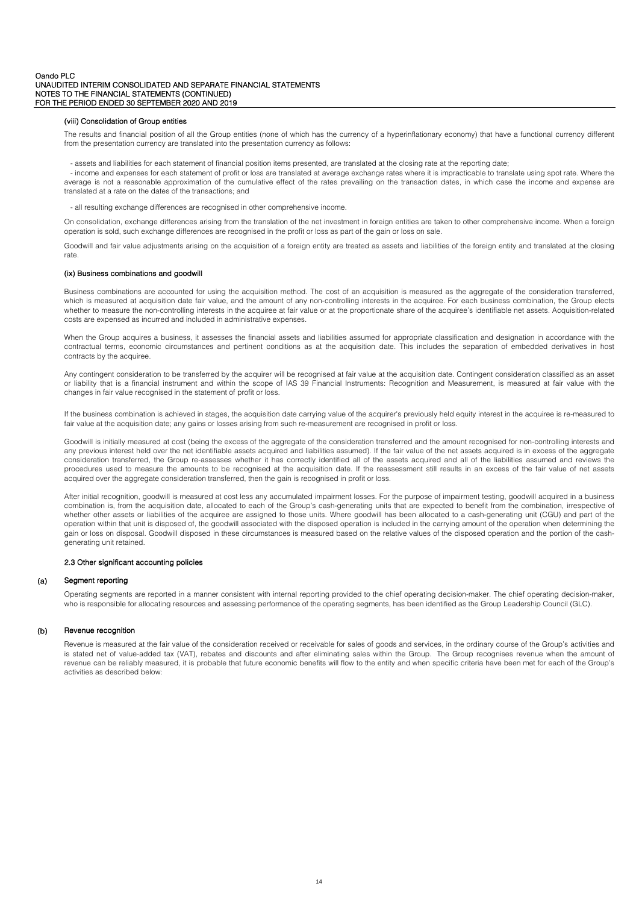#### (viii) Consolidation of Group entities

The results and financial position of all the Group entities (none of which has the currency of a hyperinflationary economy) that have a functional currency different from the presentation currency are translated into the presentation currency as follows:

- assets and liabilities for each statement of financial position items presented, are translated at the closing rate at the reporting date;
- income and expenses for each statement of profit or loss are translated at average exchange rates where it is impracticable to translate using spot rate. Where the average is not a reasonable approximation of the cumulative effect of the rates prevailing on the transaction dates, in which case the income and expense are translated at a rate on the dates of the transactions; and
- all resulting exchange differences are recognised in other comprehensive income.

On consolidation, exchange differences arising from the translation of the net investment in foreign entities are taken to other comprehensive income. When a foreign operation is sold, such exchange differences are recognised in the profit or loss as part of the gain or loss on sale.

Goodwill and fair value adjustments arising on the acquisition of a foreign entity are treated as assets and liabilities of the foreign entity and translated at the closing rate.

#### (ix) Business combinations and goodwill

Business combinations are accounted for using the acquisition method. The cost of an acquisition is measured as the aggregate of the consideration transferred, which is measured at acquisition date fair value, and the amount of any non-controlling interests in the acquiree. For each business combination, the Group elects whether to measure the non-controlling interests in the acquiree at fair value or at the proportionate share of the acquiree's identifiable net assets. Acquisition-related costs are expensed as incurred and included in administrative expenses.

When the Group acquires a business, it assesses the financial assets and liabilities assumed for appropriate classification and designation in accordance with the contractual terms, economic circumstances and pertinent conditions as at the acquisition date. This includes the separation of embedded derivatives in host contracts by the acquiree.

Any contingent consideration to be transferred by the acquirer will be recognised at fair value at the acquisition date. Contingent consideration classified as an asset or liability that is a financial instrument and within the scope of IAS 39 Financial Instruments: Recognition and Measurement, is measured at fair value with the changes in fair value recognised in the statement of profit or loss.

If the business combination is achieved in stages, the acquisition date carrying value of the acquirer's previously held equity interest in the acquiree is re-measured to fair value at the acquisition date; any gains or losses arising from such re-measurement are recognised in profit or loss.

Goodwill is initially measured at cost (being the excess of the aggregate of the consideration transferred and the amount recognised for non-controlling interests and any previous interest held over the net identifiable assets acquired and liabilities assumed). If the fair value of the net assets acquired is in excess of the aggregate consideration transferred, the Group re-assesses whether it has correctly identified all of the assets acquired and all of the liabilities assumed and reviews the procedures used to measure the amounts to be recognised at the acquisition date. If the reassessment still results in an excess of the fair value of net assets acquired over the aggregate consideration transferred, then the gain is recognised in profit or loss.

After initial recognition, goodwill is measured at cost less any accumulated impairment losses. For the purpose of impairment testing, goodwill acquired in a business combination is, from the acquisition date, allocated to each of the Group's cash-generating units that are expected to benefit from the combination, irrespective of whether other assets or liabilities of the acquiree are assigned to those units. Where goodwill has been allocated to a cash-generating unit (CGU) and part of the operation within that unit is disposed of, the goodwill associated with the disposed operation is included in the carrying amount of the operation when determining the gain or loss on disposal. Goodwill disposed in these circumstances is measured based on the relative values of the disposed operation and the portion of the cash-generating unit retained.

### 2.3 Other significant accounting policies

#### (a) Segment reporting

Operating segments are reported in a manner consistent with internal reporting provided to the chief operating decision-maker. The chief operating decision-maker, who is responsible for allocating resources and assessing performance of the operating segments, has been identified as the Group Leadership Council (GLC).

#### (b) Revenue recognition

Revenue is measured at the fair value of the consideration received or receivable for sales of goods and services, in the ordinary course of the Group's activities and is stated net of value-added tax (VAT), rebates and discounts and after eliminating sales within the Group. The Group recognises revenue when the amount of revenue can be reliably measured, it is probable that future economic benefits will flow to the entity and when specific criteria have been met for each of the Group's activities as described below: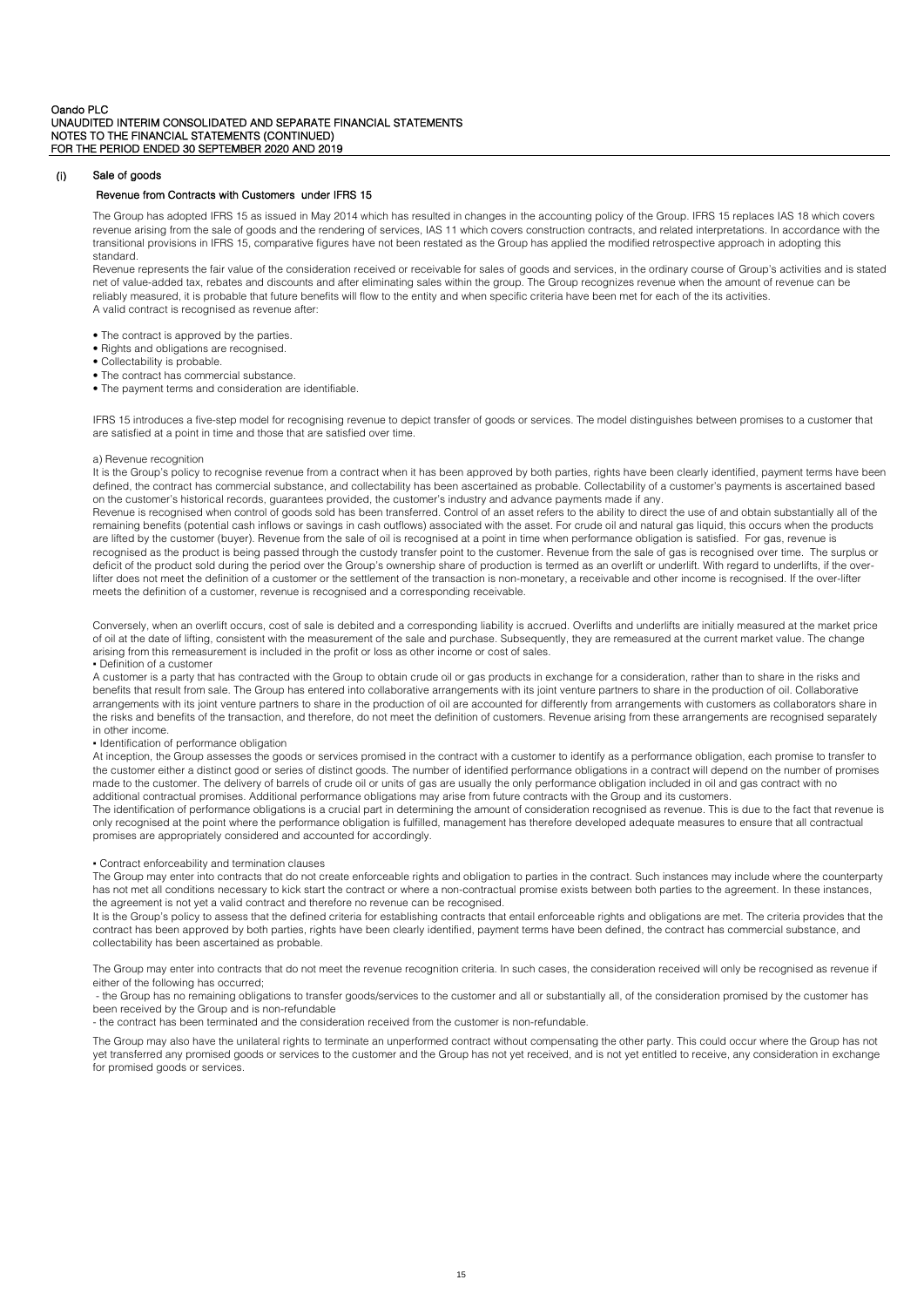## (i) Sale of goods

### Revenue from Contracts with Customers under IFRS 15

The Group has adopted IFRS 15 as issued in May 2014 which has resulted in changes in the accounting policy of the Group. IFRS 15 replaces IAS 18 which covers revenue arising from the sale of goods and the rendering of services, IAS 11 which covers construction contracts, and related interpretations. In accordance with the transitional provisions in IFRS 15, comparative figures have not been restated as the Group has applied the modified retrospective approach in adopting this standard.

Revenue represents the fair value of the consideration received or receivable for sales of goods and services, in the ordinary course of Group's activities and is stated net of value-added tax, rebates and discounts and after eliminating sales within the group. The Group recognizes revenue when the amount of revenue can be reliably measured, it is probable that future benefits will flow to the entity and when specific criteria have been met for each of the its activities.

A valid contract is recognised as revenue after:

- The contract is approved by the parties.
- Rights and obligations are recognised.
- Collectability is probable.
- The contract has commercial substance.
- The payment terms and consideration are identifiable.

IFRS 15 introduces a five-step model for recognising revenue to depict transfer of goods or services. The model distinguishes between promises to a customer that are satisfied at a point in time and those that are satisfied over time.

a) Revenue recognition

It is the Group's policy to recognise revenue from a contract when it has been approved by both parties, rights have been clearly identified, payment terms have been defined, the contract has commercial substance, and collectability has been ascertained as probable. Collectability of a customer's payments is ascertained based on the customer's historical records, guarantees provided, the customer's industry and advance payments made if any.

Revenue is recognised when control of goods sold has been transferred. Control of an asset refers to the ability to direct the use of and obtain substantially all of the remaining benefits (potential cash inflows or savings in cash outflows) associated with the asset. For crude oil and natural gas liquid, this occurs when the products are lifted by the customer (buyer). Revenue from the sale of oil is recognised at a point in time when performance obligation is satisfied. For gas, revenue is recognised as the product is being passed through the custody transfer point to the customer. Revenue from the sale of gas is recognised over time. The surplus or deficit of the product sold during the period over the Group's ownership share of production is termed as an overlift or underlift. With regard to underlifts, if the over-lifter does not meet the definition of a customer or the settlement of the transaction is non-monetary, a receivable and other income is recognised. If the over-lifter meets the definition of a customer, revenue is recognised and a corresponding receivable.

Conversely, when an overlift occurs, cost of sale is debited and a corresponding liability is accrued. Overlifts and underlifts are initially measured at the market price of oil at the date of lifting, consistent with the measurement of the sale and purchase. Subsequently, they are remeasured at the current market value. The change arising from this remeasurement is included in the profit or loss as other income or cost of sales.

• Definition of a customer

A customer is a party that has contracted with the Group to obtain crude oil or gas products in exchange for a consideration, rather than to share in the risks and benefits that result from sale. The Group has entered into collaborative arrangements with its joint venture partners to share in the production of oil. Collaborative arrangements with its joint venture partners to share in the production of oil are accounted for differently from arrangements with customers as collaborators share in the risks and benefits of the transaction, and therefore, do not meet the definition of customers. Revenue arising from these arrangements are recognised separately in other income.

• Identification of performance obligation

At inception, the Group assesses the goods or services promised in the contract with a customer to identify as a performance obligation, each promise to transfer to the customer either a distinct good or series of distinct goods. The number of identified performance obligations in a contract will depend on the number of promises made to the customer. The delivery of barrels of crude oil or units of gas are usually the only performance obligation included in oil and gas contract with no additional contractual promises. Additional performance obligations may arise from future contracts with the Group and its customers.

The identification of performance obligations is a crucial part in determining the amount of consideration recognised as revenue. This is due to the fact that revenue is only recognised at the point where the performance obligation is fulfilled, management has therefore developed adequate measures to ensure that all contractual promises are appropriately considered and accounted for accordingly.

• Contract enforceability and termination clauses

The Group may enter into contracts that do not create enforceable rights and obligation to parties in the contract. Such instances may include where the counterparty has not met all conditions necessary to kick start the contract or where a non-contractual promise exists between both parties to the agreement. In these instances, the agreement is not yet a valid contract and therefore no revenue can be recognised.

It is the Group's policy to assess that the defined criteria for establishing contracts that entail enforceable rights and obligations are met. The criteria provides that the contract has been approved by both parties, rights have been clearly identified, payment terms have been defined, the contract has commercial substance, and collectability has been ascertained as probable.

The Group may enter into contracts that do not meet the revenue recognition criteria. In such cases, the consideration received will only be recognised as revenue if either of the following has occurred;

- the Group has no remaining obligations to transfer goods/services to the customer and all or substantially all, of the consideration promised by the customer has been received by the Group and is non-refundable
- the contract has been terminated and the consideration received from the customer is non-refundable.

The Group may also have the unilateral rights to terminate an unperformed contract without compensating the other party. This could occur where the Group has not yet transferred any promised goods or services to the customer and the Group has not yet received, and is not yet entitled to receive, any consideration in exchange for promised goods or services.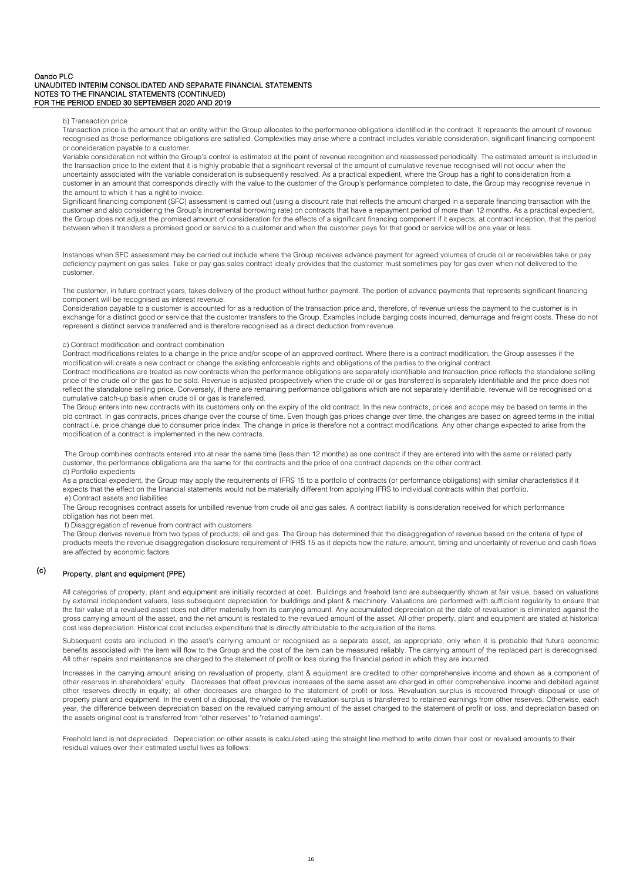b) Transaction price

Transaction price is the amount that an entity within the Group allocates to the performance obligations identified in the contract. It represents the amount of revenue recognised as those performance obligations are satisfied. Complexities may arise where a contract includes variable consideration, significant financing component or consideration payable to a customer.

Variable consideration not within the Group's control is estimated at the point of revenue recognition and reassessed periodically. The estimated amount is included in the transaction price to the extent that it is highly probable that a significant reversal of the amount of cumulative revenue recognised will not occur when the uncertainty associated with the variable consideration is subsequently resolved. As a practical expedient, where the Group has a right to consideration from a customer in an amount that corresponds directly with the value to the customer of the Group's performance completed to date, the Group may recognise revenue in the amount to which it has a right to invoice.

Significant financing component (SFC) assessment is carried out (using a discount rate that reflects the amount charged in a separate financing transaction with the customer and also considering the Group's incremental borrowing rate) on contracts that have a repayment period of more than 12 months. As a practical expedient, the Group does not adjust the promised amount of consideration for the effects of a significant financing component if it expects, at contract inception, that the period between when it transfers a promised good or service to a customer and when the customer pays for that good or service will be one year or less.

Instances when SFC assessment may be carried out include where the Group receives advance payment for agreed volumes of crude oil or receivables take or pay deficiency payment on gas sales. Take or pay gas sales contract ideally provides that the customer must sometimes pay for gas even when not delivered to the customer.

The customer, in future contract years, takes delivery of the product without further payment. The portion of advance payments that represents significant financing component will be recognised as interest revenue.

Consideration payable to a customer is accounted for as a reduction of the transaction price and, therefore, of revenue unless the payment to the customer is in exchange for a distinct good or service that the customer transfers to the Group. Examples include barging costs incurred, demurrage and freight costs. These do not represent a distinct service transferred and is therefore recognised as a direct deduction from revenue.

c) Contract modification and contract combination

Contract modifications relates to a change in the price and/or scope of an approved contract. Where there is a contract modification, the Group assesses if the modification will create a new contract or change the existing enforceable rights and obligations of the parties to the original contract.

Contract modifications are treated as new contracts when the performance obligations are separately identifiable and transaction price reflects the standalone selling price of the crude oil or the gas to be sold. Revenue is adjusted prospectively when the crude oil or gas transferred is separately identifiable and the price does not reflect the standalone selling price. Conversely, if there are remaining performance obligations which are not separately identifiable, revenue will be recognised on a cumulative catch-up basis when crude oil or gas is transferred.

The Group enters into new contracts with its customers only on the expiry of the old contract. In the new contracts, prices and scope may be based on terms in the old contract. In gas contracts, prices change over the course of time. Even though gas prices change over time, the changes are based on agreed terms in the initial contract i.e. price change due to consumer price index. The change in price is therefore not a contract modifications. Any other change expected to arise from the modification of a contract is implemented in the new contracts.

The Group combines contracts entered into at near the same time (less than 12 months) as one contract if they are entered into with the same or related party customer, the performance obligations are the same for the contracts and the price of one contract depends on the other contract.

d) Portfolio expedients

As a practical expedient, the Group may apply the requirements of IFRS 15 to a portfolio of contracts (or performance obligations) with similar characteristics if it expects that the effect on the financial statements would not be materially different from applying IFRS to individual contracts within that portfolio.

e) Contract assets and liabilities

The Group recognises contract assets for unbilled revenue from crude oil and gas sales. A contract liability is consideration received for which performance obligation has not been met.

f) Disaggregation of revenue from contract with customers

The Group derives revenue from two types of products, oil and gas. The Group has determined that the disaggregation of revenue based on the criteria of type of products meets the revenue disaggregation disclosure requirement of IFRS 15 as it depicts how the nature, amount, timing and uncertainty of revenue and cash flows are affected by economic factors.

## (c) Property, plant and equipment (PPE)

All categories of property, plant and equipment are initially recorded at cost. Buildings and freehold land are subsequently shown at fair value, based on valuations by external independent valuers, less subsequent depreciation for buildings and plant & machinery. Valuations are performed with sufficient regularity to ensure that the fair value of a revalued asset does not differ materially from its carrying amount. Any accumulated depreciation at the date of revaluation is eliminated against the gross carrying amount of the asset, and the net amount is restated to the revalued amount of the asset. All other property, plant and equipment are stated at historical cost less depreciation. Historical cost includes expenditure that is directly attributable to the acquisition of the items.

Subsequent costs are included in the asset's carrying amount or recognised as a separate asset, as appropriate, only when it is probable that future economic benefits associated with the item will flow to the Group and the cost of the item can be measured reliably. The carrying amount of the replaced part is derecognised. All other repairs and maintenance are charged to the statement of profit or loss during the financial period in which they are incurred.

Increases in the carrying amount arising on revaluation of property, plant & equipment are credited to other comprehensive income and shown as a component of other reserves in shareholders' equity. Decreases that offset previous increases of the same asset are charged in other comprehensive income and debited against other reserves directly in equity; all other decreases are charged to the statement of profit or loss. Revaluation surplus is recovered through disposal or use of property plant and equipment. In the event of a disposal, the whole of the revaluation surplus is transferred to retained earnings from other reserves. Otherwise, each year, the difference between depreciation based on the revalued carrying amount of the asset charged to the statement of profit or loss, and depreciation based on the assets original cost is transferred from "other reserves" to "retained earnings".

Freehold land is not depreciated. Depreciation on other assets is calculated using the straight line method to write down their cost or revalued amounts to their residual values over their estimated useful lives as follows: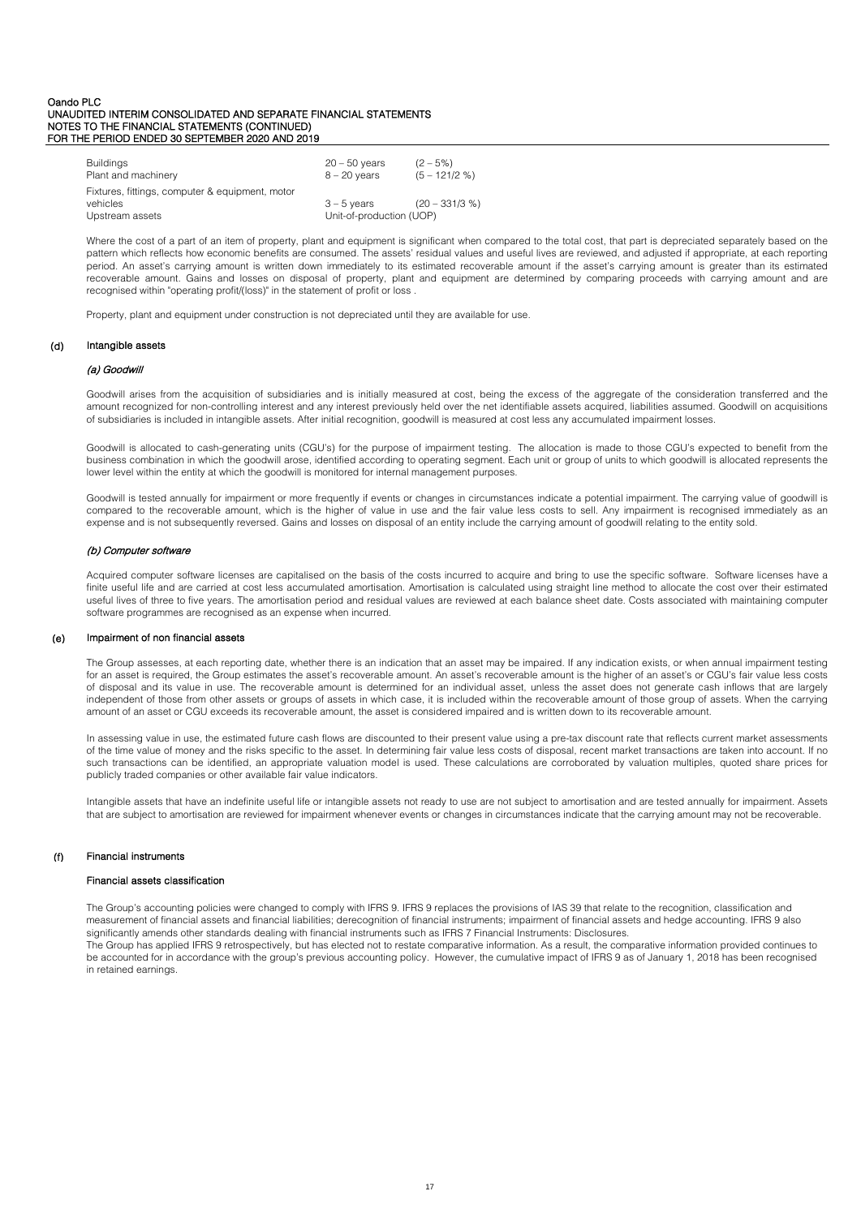| | | |
|---|---|---|
| Buildings | 20 – 50 years | (2 – 5%) |
| Plant and machinery | 8 – 20 years | (5 – 121/2 %) |
| Fixtures, fittings, computer & equipment, motor vehicles | 3 – 5 years | (20 – 331/3 %) |
| Upstream assets | Unit-of-production (UOP) | |

Where the cost of a part of an item of property, plant and equipment is significant when compared to the total cost, that part is depreciated separately based on the pattern which reflects how economic benefits are consumed. The assets' residual values and useful lives are reviewed, and adjusted if appropriate, at each reporting period. An asset's carrying amount is written down immediately to its estimated recoverable amount if the asset's carrying amount is greater than its estimated recoverable amount. Gains and losses on disposal of property, plant and equipment are determined by comparing proceeds with carrying amount and are recognised within "operating profit/(loss)" in the statement of profit or loss .

Property, plant and equipment under construction is not depreciated until they are available for use.

## (d) Intangible assets

### *(a) Goodwill*

Goodwill arises from the acquisition of subsidiaries and is initially measured at cost, being the excess of the aggregate of the consideration transferred and the amount recognized for non-controlling interest and any interest previously held over the net identifiable assets acquired, liabilities assumed. Goodwill on acquisitions of subsidiaries is included in intangible assets. After initial recognition, goodwill is measured at cost less any accumulated impairment losses.

Goodwill is allocated to cash-generating units (CGU's) for the purpose of impairment testing. The allocation is made to those CGU's expected to benefit from the business combination in which the goodwill arose, identified according to operating segment. Each unit or group of units to which goodwill is allocated represents the lower level within the entity at which the goodwill is monitored for internal management purposes.

Goodwill is tested annually for impairment or more frequently if events or changes in circumstances indicate a potential impairment. The carrying value of goodwill is compared to the recoverable amount, which is the higher of value in use and the fair value less costs to sell. Any impairment is recognised immediately as an expense and is not subsequently reversed. Gains and losses on disposal of an entity include the carrying amount of goodwill relating to the entity sold.

### *(b) Computer software*

Acquired computer software licenses are capitalised on the basis of the costs incurred to acquire and bring to use the specific software. Software licenses have a finite useful life and are carried at cost less accumulated amortisation. Amortisation is calculated using straight line method to allocate the cost over their estimated useful lives of three to five years. The amortisation period and residual values are reviewed at each balance sheet date. Costs associated with maintaining computer software programmes are recognised as an expense when incurred.

## (e) Impairment of non financial assets

The Group assesses, at each reporting date, whether there is an indication that an asset may be impaired. If any indication exists, or when annual impairment testing for an asset is required, the Group estimates the asset's recoverable amount. An asset's recoverable amount is the higher of an asset's or CGU's fair value less costs of disposal and its value in use. The recoverable amount is determined for an individual asset, unless the asset does not generate cash inflows that are largely independent of those from other assets or groups of assets in which case, it is included within the recoverable amount of those group of assets. When the carrying amount of an asset or CGU exceeds its recoverable amount, the asset is considered impaired and is written down to its recoverable amount.

In assessing value in use, the estimated future cash flows are discounted to their present value using a pre-tax discount rate that reflects current market assessments of the time value of money and the risks specific to the asset. In determining fair value less costs of disposal, recent market transactions are taken into account. If no such transactions can be identified, an appropriate valuation model is used. These calculations are corroborated by valuation multiples, quoted share prices for publicly traded companies or other available fair value indicators.

Intangible assets that have an indefinite useful life or intangible assets not ready to use are not subject to amortisation and are tested annually for impairment. Assets that are subject to amortisation are reviewed for impairment whenever events or changes in circumstances indicate that the carrying amount may not be recoverable.

## (f) Financial instruments

### Financial assets classification

The Group's accounting policies were changed to comply with IFRS 9. IFRS 9 replaces the provisions of IAS 39 that relate to the recognition, classification and measurement of financial assets and financial liabilities; derecognition of financial instruments; impairment of financial assets and hedge accounting. IFRS 9 also significantly amends other standards dealing with financial instruments such as IFRS 7 Financial Instruments: Disclosures.

The Group has applied IFRS 9 retrospectively, but has elected not to restate comparative information. As a result, the comparative information provided continues to be accounted for in accordance with the group's previous accounting policy. However, the cumulative impact of IFRS 9 as of January 1, 2018 has been recognised in retained earnings.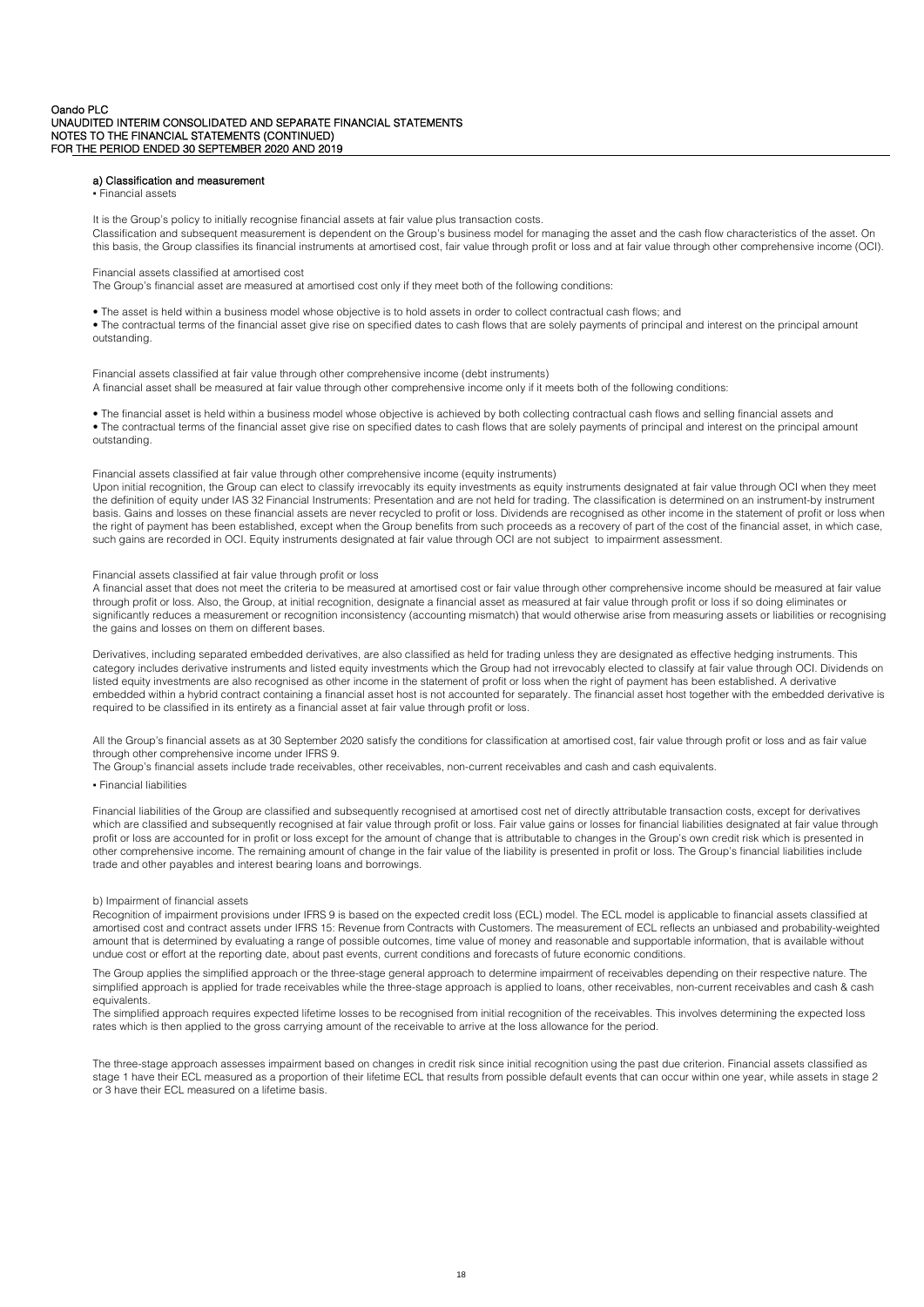### a) Classification and measurement

▪ Financial assets

It is the Group's policy to initially recognise financial assets at fair value plus transaction costs.
Classification and subsequent measurement is dependent on the Group's business model for managing the asset and the cash flow characteristics of the asset. On this basis, the Group classifies its financial instruments at amortised cost, fair value through profit or loss and at fair value through other comprehensive income (OCI).

Financial assets classified at amortised cost
The Group's financial asset are measured at amortised cost only if they meet both of the following conditions:

- The asset is held within a business model whose objective is to hold assets in order to collect contractual cash flows; and
- The contractual terms of the financial asset give rise on specified dates to cash flows that are solely payments of principal and interest on the principal amount outstanding.

Financial assets classified at fair value through other comprehensive income (debt instruments)
A financial asset shall be measured at fair value through other comprehensive income only if it meets both of the following conditions:

- The financial asset is held within a business model whose objective is achieved by both collecting contractual cash flows and selling financial assets and
- The contractual terms of the financial asset give rise on specified dates to cash flows that are solely payments of principal and interest on the principal amount outstanding.

Financial assets classified at fair value through other comprehensive income (equity instruments)
Upon initial recognition, the Group can elect to classify irrevocably its equity investments as equity instruments designated at fair value through OCI when they meet the definition of equity under IAS 32 Financial Instruments: Presentation and are not held for trading. The classification is determined on an instrument-by instrument basis. Gains and losses on these financial assets are never recycled to profit or loss. Dividends are recognised as other income in the statement of profit or loss when the right of payment has been established, except when the Group benefits from such proceeds as a recovery of part of the cost of the financial asset, in which case, such gains are recorded in OCI. Equity instruments designated at fair value through OCI are not subject to impairment assessment.

Financial assets classified at fair value through profit or loss
A financial asset that does not meet the criteria to be measured at amortised cost or fair value through other comprehensive income should be measured at fair value through profit or loss. Also, the Group, at initial recognition, designate a financial asset as measured at fair value through profit or loss if so doing eliminates or significantly reduces a measurement or recognition inconsistency (accounting mismatch) that would otherwise arise from measuring assets or liabilities or recognising the gains and losses on them on different bases.

Derivatives, including separated embedded derivatives, are also classified as held for trading unless they are designated as effective hedging instruments. This category includes derivative instruments and listed equity investments which the Group had not irrevocably elected to classify at fair value through OCI. Dividends on listed equity investments are also recognised as other income in the statement of profit or loss when the right of payment has been established. A derivative embedded within a hybrid contract containing a financial asset host is not accounted for separately. The financial asset host together with the embedded derivative is required to be classified in its entirety as a financial asset at fair value through profit or loss.

All the Group's financial assets as at 30 September 2020 satisfy the conditions for classification at amortised cost, fair value through profit or loss and as fair value through other comprehensive income under IFRS 9.
The Group's financial assets include trade receivables, other receivables, non-current receivables and cash and cash equivalents.

▪ Financial liabilities

Financial liabilities of the Group are classified and subsequently recognised at amortised cost net of directly attributable transaction costs, except for derivatives which are classified and subsequently recognised at fair value through profit or loss. Fair value gains or losses for financial liabilities designated at fair value through profit or loss are accounted for in profit or loss except for the amount of change that is attributable to changes in the Group's own credit risk which is presented in other comprehensive income. The remaining amount of change in the fair value of the liability is presented in profit or loss. The Group's financial liabilities include trade and other payables and interest bearing loans and borrowings.

b) Impairment of financial assets
Recognition of impairment provisions under IFRS 9 is based on the expected credit loss (ECL) model. The ECL model is applicable to financial assets classified at amortised cost and contract assets under IFRS 15: Revenue from Contracts with Customers. The measurement of ECL reflects an unbiased and probability-weighted amount that is determined by evaluating a range of possible outcomes, time value of money and reasonable and supportable information, that is available without undue cost or effort at the reporting date, about past events, current conditions and forecasts of future economic conditions.

The Group applies the simplified approach or the three-stage general approach to determine impairment of receivables depending on their respective nature. The simplified approach is applied for trade receivables while the three-stage approach is applied to loans, other receivables, non-current receivables and cash & cash equivalents.
The simplified approach requires expected lifetime losses to be recognised from initial recognition of the receivables. This involves determining the expected loss rates which is then applied to the gross carrying amount of the receivable to arrive at the loss allowance for the period.

The three-stage approach assesses impairment based on changes in credit risk since initial recognition using the past due criterion. Financial assets classified as stage 1 have their ECL measured as a proportion of their lifetime ECL that results from possible default events that can occur within one year, while assets in stage 2 or 3 have their ECL measured on a lifetime basis.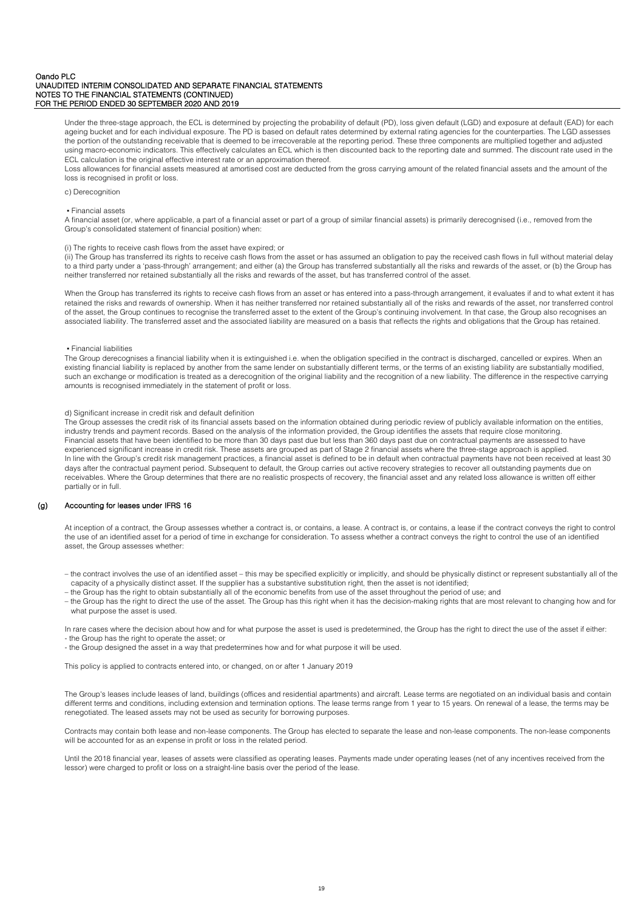Under the three-stage approach, the ECL is determined by projecting the probability of default (PD), loss given default (LGD) and exposure at default (EAD) for each ageing bucket and for each individual exposure. The PD is based on default rates determined by external rating agencies for the counterparties. The LGD assesses the portion of the outstanding receivable that is deemed to be irrecoverable at the reporting period. These three components are multiplied together and adjusted using macro-economic indicators. This effectively calculates an ECL which is then discounted back to the reporting date and summed. The discount rate used in the ECL calculation is the original effective interest rate or an approximation thereof.
Loss allowances for financial assets measured at amortised cost are deducted from the gross carrying amount of the related financial assets and the amount of the loss is recognised in profit or loss.

c) Derecognition

• Financial assets
A financial asset (or, where applicable, a part of a financial asset or part of a group of similar financial assets) is primarily derecognised (i.e., removed from the Group's consolidated statement of financial position) when:

(i) The rights to receive cash flows from the asset have expired; or
(ii) The Group has transferred its rights to receive cash flows from the asset or has assumed an obligation to pay the received cash flows in full without material delay to a third party under a 'pass-through' arrangement; and either (a) the Group has transferred substantially all the risks and rewards of the asset, or (b) the Group has neither transferred nor retained substantially all the risks and rewards of the asset, but has transferred control of the asset.

When the Group has transferred its rights to receive cash flows from an asset or has entered into a pass-through arrangement, it evaluates if and to what extent it has retained the risks and rewards of ownership. When it has neither transferred nor retained substantially all of the risks and rewards of the asset, nor transferred control of the asset, the Group continues to recognise the transferred asset to the extent of the Group's continuing involvement. In that case, the Group also recognises an associated liability. The transferred asset and the associated liability are measured on a basis that reflects the rights and obligations that the Group has retained.

• Financial liabilities
The Group derecognises a financial liability when it is extinguished i.e. when the obligation specified in the contract is discharged, cancelled or expires. When an existing financial liability is replaced by another from the same lender on substantially different terms, or the terms of an existing liability are substantially modified, such an exchange or modification is treated as a derecognition of the original liability and the recognition of a new liability. The difference in the respective carrying amounts is recognised immediately in the statement of profit or loss.

d) Significant increase in credit risk and default definition
The Group assesses the credit risk of its financial assets based on the information obtained during periodic review of publicly available information on the entities, industry trends and payment records. Based on the analysis of the information provided, the Group identifies the assets that require close monitoring.
Financial assets that have been identified to be more than 30 days past due but less than 360 days past due on contractual payments are assessed to have experienced significant increase in credit risk. These assets are grouped as part of Stage 2 financial assets where the three-stage approach is applied.
In line with the Group's credit risk management practices, a financial asset is defined to be in default when contractual payments have not been received at least 30 days after the contractual payment period. Subsequent to default, the Group carries out active recovery strategies to recover all outstanding payments due on receivables. Where the Group determines that there are no realistic prospects of recovery, the financial asset and any related loss allowance is written off either partially or in full.

## (g) Accounting for leases under IFRS 16

At inception of a contract, the Group assesses whether a contract is, or contains, a lease. A contract is, or contains, a lease if the contract conveys the right to control the use of an identified asset for a period of time in exchange for consideration. To assess whether a contract conveys the right to control the use of an identified asset, the Group assesses whether:

– the contract involves the use of an identified asset – this may be specified explicitly or implicitly, and should be physically distinct or represent substantially all of the capacity of a physically distinct asset. If the supplier has a substantive substitution right, then the asset is not identified;
– the Group has the right to obtain substantially all of the economic benefits from use of the asset throughout the period of use; and
– the Group has the right to direct the use of the asset. The Group has this right when it has the decision-making rights that are most relevant to changing how and for what purpose the asset is used.

In rare cases where the decision about how and for what purpose the asset is used is predetermined, the Group has the right to direct the use of the asset if either:
- the Group has the right to operate the asset; or
- the Group designed the asset in a way that predetermines how and for what purpose it will be used.

This policy is applied to contracts entered into, or changed, on or after 1 January 2019

The Group's leases include leases of land, buildings (offices and residential apartments) and aircraft. Lease terms are negotiated on an individual basis and contain different terms and conditions, including extension and termination options. The lease terms range from 1 year to 15 years. On renewal of a lease, the terms may be renegotiated. The leased assets may not be used as security for borrowing purposes.

Contracts may contain both lease and non-lease components. The Group has elected to separate the lease and non-lease components. The non-lease components will be accounted for as an expense in profit or loss in the related period.

Until the 2018 financial year, leases of assets were classified as operating leases. Payments made under operating leases (net of any incentives received from the lessor) were charged to profit or loss on a straight-line basis over the period of the lease.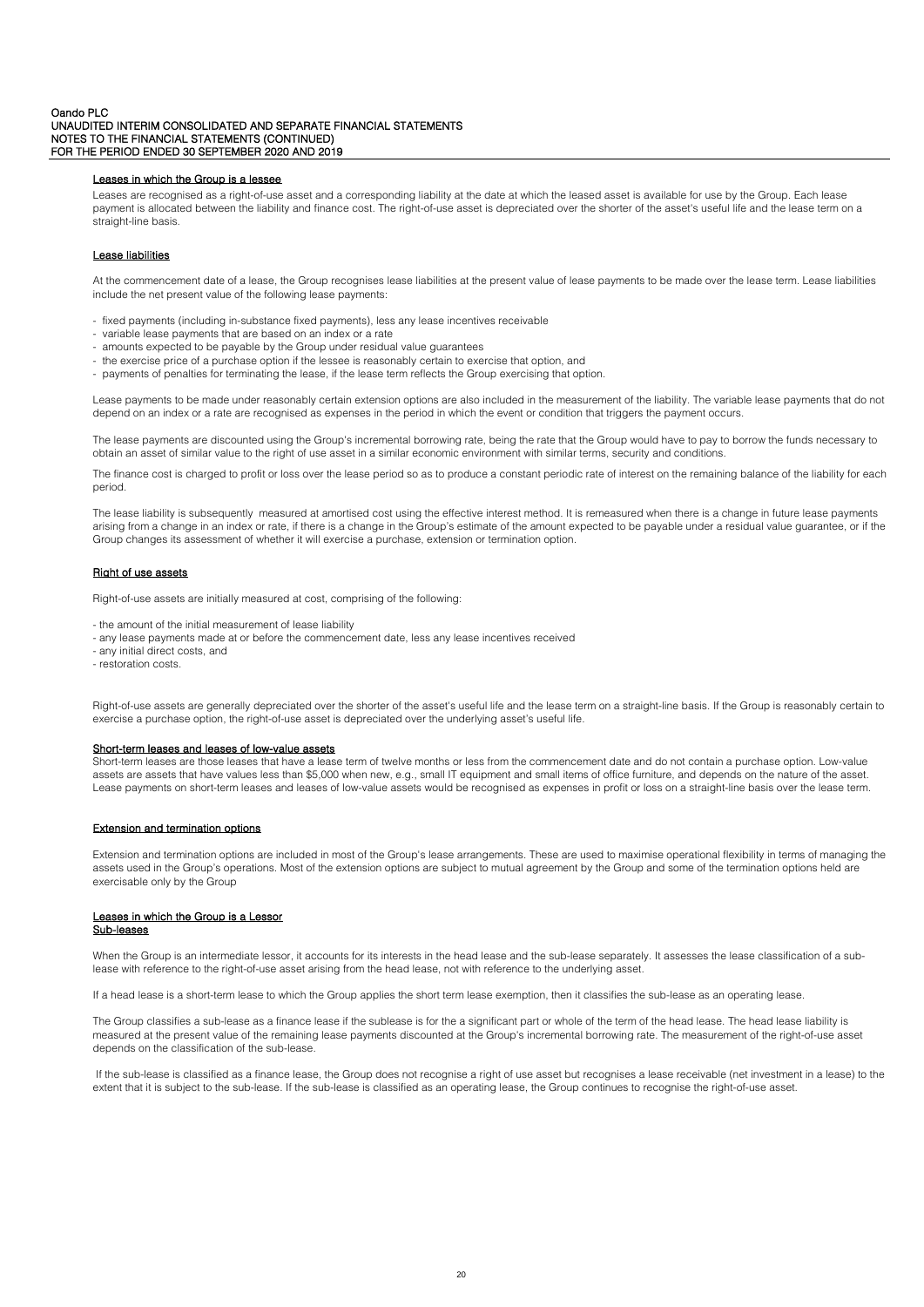#### Leases in which the Group is a lessee

Leases are recognised as a right-of-use asset and a corresponding liability at the date at which the leased asset is available for use by the Group. Each lease payment is allocated between the liability and finance cost. The right-of-use asset is depreciated over the shorter of the asset's useful life and the lease term on a straight-line basis.

#### Lease liabilities

At the commencement date of a lease, the Group recognises lease liabilities at the present value of lease payments to be made over the lease term. Lease liabilities include the net present value of the following lease payments:

- fixed payments (including in-substance fixed payments), less any lease incentives receivable
- variable lease payments that are based on an index or a rate
- amounts expected to be payable by the Group under residual value guarantees
- the exercise price of a purchase option if the lessee is reasonably certain to exercise that option, and
- payments of penalties for terminating the lease, if the lease term reflects the Group exercising that option.

Lease payments to be made under reasonably certain extension options are also included in the measurement of the liability. The variable lease payments that do not depend on an index or a rate are recognised as expenses in the period in which the event or condition that triggers the payment occurs.

The lease payments are discounted using the Group's incremental borrowing rate, being the rate that the Group would have to pay to borrow the funds necessary to obtain an asset of similar value to the right of use asset in a similar economic environment with similar terms, security and conditions.

The finance cost is charged to profit or loss over the lease period so as to produce a constant periodic rate of interest on the remaining balance of the liability for each period.

The lease liability is subsequently measured at amortised cost using the effective interest method. It is remeasured when there is a change in future lease payments arising from a change in an index or rate, if there is a change in the Group's estimate of the amount expected to be payable under a residual value guarantee, or if the Group changes its assessment of whether it will exercise a purchase, extension or termination option.

#### Right of use assets

Right-of-use assets are initially measured at cost, comprising of the following:

- the amount of the initial measurement of lease liability
- any lease payments made at or before the commencement date, less any lease incentives received
- any initial direct costs, and
- restoration costs.

Right-of-use assets are generally depreciated over the shorter of the asset's useful life and the lease term on a straight-line basis. If the Group is reasonably certain to exercise a purchase option, the right-of-use asset is depreciated over the underlying asset's useful life.

#### Short-term leases and leases of low-value assets

Short-term leases are those leases that have a lease term of twelve months or less from the commencement date and do not contain a purchase option. Low-value assets are assets that have values less than $5,000 when new, e.g., small IT equipment and small items of office furniture, and depends on the nature of the asset. Lease payments on short-term leases and leases of low-value assets would be recognised as expenses in profit or loss on a straight-line basis over the lease term.

#### Extension and termination options

Extension and termination options are included in most of the Group's lease arrangements. These are used to maximise operational flexibility in terms of managing the assets used in the Group's operations. Most of the extension options are subject to mutual agreement by the Group and some of the termination options held are exercisable only by the Group

#### Leases in which the Group is a Lessor

#### Sub-leases

When the Group is an intermediate lessor, it accounts for its interests in the head lease and the sub-lease separately. It assesses the lease classification of a sub-lease with reference to the right-of-use asset arising from the head lease, not with reference to the underlying asset.

If a head lease is a short-term lease to which the Group applies the short term lease exemption, then it classifies the sub-lease as an operating lease.

The Group classifies a sub-lease as a finance lease if the sublease is for the a significant part or whole of the term of the head lease. The head lease liability is measured at the present value of the remaining lease payments discounted at the Group's incremental borrowing rate. The measurement of the right-of-use asset depends on the classification of the sub-lease.

If the sub-lease is classified as a finance lease, the Group does not recognise a right of use asset but recognises a lease receivable (net investment in a lease) to the extent that it is subject to the sub-lease. If the sub-lease is classified as an operating lease, the Group continues to recognise the right-of-use asset.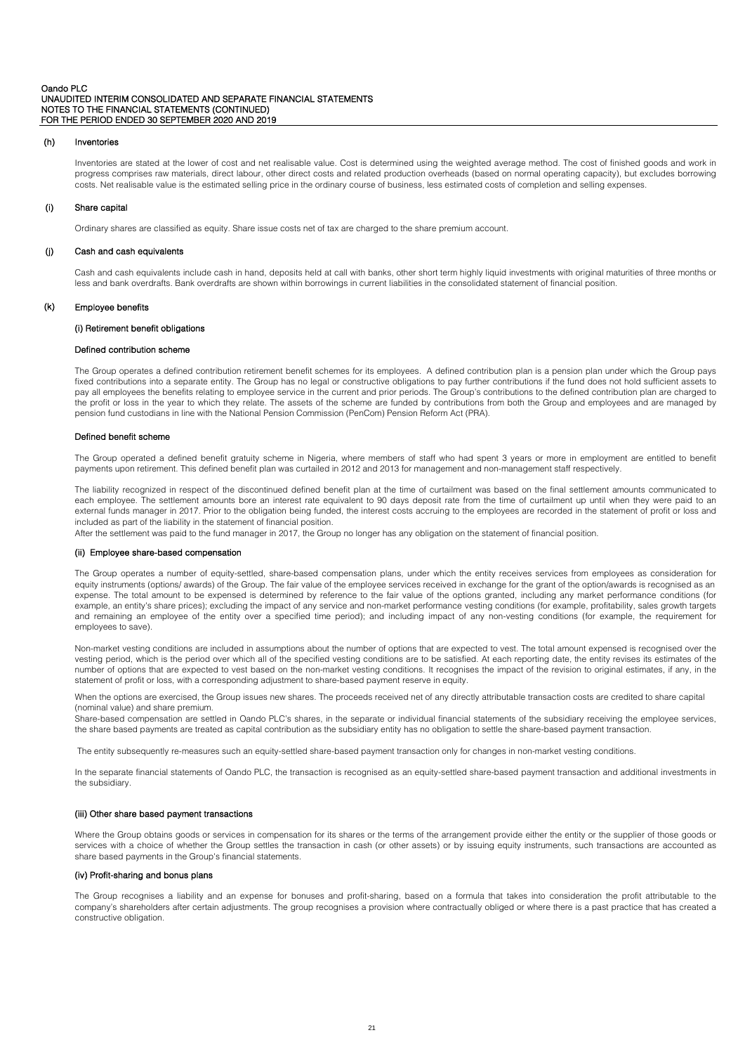### (h) Inventories

Inventories are stated at the lower of cost and net realisable value. Cost is determined using the weighted average method. The cost of finished goods and work in progress comprises raw materials, direct labour, other direct costs and related production overheads (based on normal operating capacity), but excludes borrowing costs. Net realisable value is the estimated selling price in the ordinary course of business, less estimated costs of completion and selling expenses.

### (i) Share capital

Ordinary shares are classified as equity. Share issue costs net of tax are charged to the share premium account.

### (j) Cash and cash equivalents

Cash and cash equivalents include cash in hand, deposits held at call with banks, other short term highly liquid investments with original maturities of three months or less and bank overdrafts. Bank overdrafts are shown within borrowings in current liabilities in the consolidated statement of financial position.

### (k) Employee benefits

#### (i) Retirement benefit obligations

**Defined contribution scheme**

The Group operates a defined contribution retirement benefit schemes for its employees. A defined contribution plan is a pension plan under which the Group pays fixed contributions into a separate entity. The Group has no legal or constructive obligations to pay further contributions if the fund does not hold sufficient assets to pay all employees the benefits relating to employee service in the current and prior periods. The Group's contributions to the defined contribution plan are charged to the profit or loss in the year to which they relate. The assets of the scheme are funded by contributions from both the Group and employees and are managed by pension fund custodians in line with the National Pension Commission (PenCom) Pension Reform Act (PRA).

**Defined benefit scheme**

The Group operated a defined benefit gratuity scheme in Nigeria, where members of staff who had spent 3 years or more in employment are entitled to benefit payments upon retirement. This defined benefit plan was curtailed in 2012 and 2013 for management and non-management staff respectively.

The liability recognized in respect of the discontinued defined benefit plan at the time of curtailment was based on the final settlement amounts communicated to each employee. The settlement amounts bore an interest rate equivalent to 90 days deposit rate from the time of curtailment up until when they were paid to an external funds manager in 2017. Prior to the obligation being funded, the interest costs accruing to the employees are recorded in the statement of profit or loss and included as part of the liability in the statement of financial position.
After the settlement was paid to the fund manager in 2017, the Group no longer has any obligation on the statement of financial position.

#### (ii) Employee share-based compensation

The Group operates a number of equity-settled, share-based compensation plans, under which the entity receives services from employees as consideration for equity instruments (options/ awards) of the Group. The fair value of the employee services received in exchange for the grant of the option/awards is recognised as an expense. The total amount to be expensed is determined by reference to the fair value of the options granted, including any market performance conditions (for example, an entity's share prices); excluding the impact of any service and non-market performance vesting conditions (for example, profitability, sales growth targets and remaining an employee of the entity over a specified time period); and including impact of any non-vesting conditions (for example, the requirement for employees to save).

Non-market vesting conditions are included in assumptions about the number of options that are expected to vest. The total amount expensed is recognised over the vesting period, which is the period over which all of the specified vesting conditions are to be satisfied. At each reporting date, the entity revises its estimates of the number of options that are expected to vest based on the non-market vesting conditions. It recognises the impact of the revision to original estimates, if any, in the statement of profit or loss, with a corresponding adjustment to share-based payment reserve in equity.

When the options are exercised, the Group issues new shares. The proceeds received net of any directly attributable transaction costs are credited to share capital (nominal value) and share premium.
Share-based compensation are settled in Oando PLC's shares, in the separate or individual financial statements of the subsidiary receiving the employee services, the share based payments are treated as capital contribution as the subsidiary entity has no obligation to settle the share-based payment transaction.

The entity subsequently re-measures such an equity-settled share-based payment transaction only for changes in non-market vesting conditions.

In the separate financial statements of Oando PLC, the transaction is recognised as an equity-settled share-based payment transaction and additional investments in the subsidiary.

#### (iii) Other share based payment transactions

Where the Group obtains goods or services in compensation for its shares or the terms of the arrangement provide either the entity or the supplier of those goods or services with a choice of whether the Group settles the transaction in cash (or other assets) or by issuing equity instruments, such transactions are accounted as share based payments in the Group's financial statements.

#### (iv) Profit-sharing and bonus plans

The Group recognises a liability and an expense for bonuses and profit-sharing, based on a formula that takes into consideration the profit attributable to the company's shareholders after certain adjustments. The group recognises a provision where contractually obliged or where there is a past practice that has created a constructive obligation.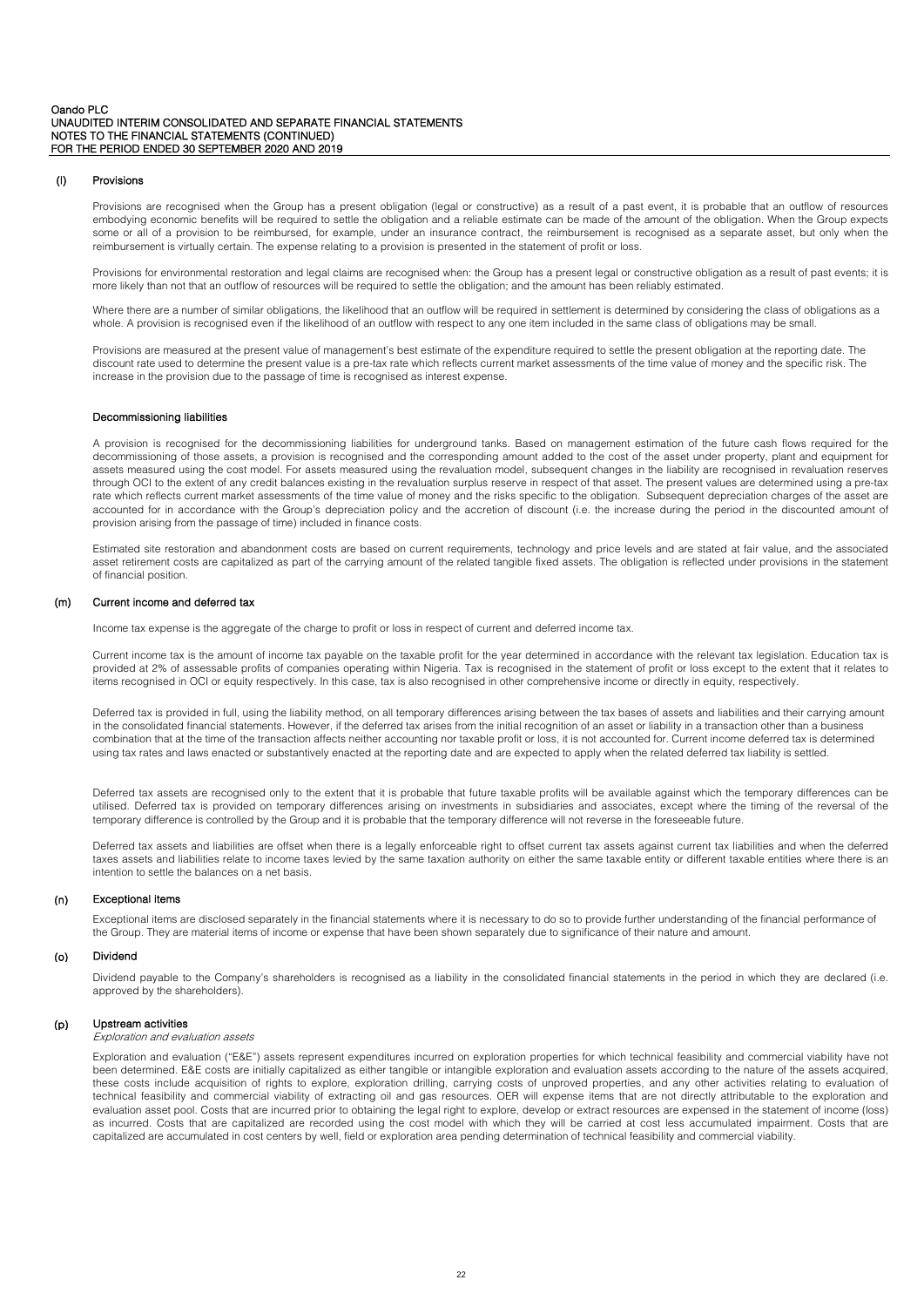### (l) Provisions

Provisions are recognised when the Group has a present obligation (legal or constructive) as a result of a past event, it is probable that an outflow of resources embodying economic benefits will be required to settle the obligation and a reliable estimate can be made of the amount of the obligation. When the Group expects some or all of a provision to be reimbursed, for example, under an insurance contract, the reimbursement is recognised as a separate asset, but only when the reimbursement is virtually certain. The expense relating to a provision is presented in the statement of profit or loss.

Provisions for environmental restoration and legal claims are recognised when: the Group has a present legal or constructive obligation as a result of past events; it is more likely than not that an outflow of resources will be required to settle the obligation; and the amount has been reliably estimated.

Where there are a number of similar obligations, the likelihood that an outflow will be required in settlement is determined by considering the class of obligations as a whole. A provision is recognised even if the likelihood of an outflow with respect to any one item included in the same class of obligations may be small.

Provisions are measured at the present value of management's best estimate of the expenditure required to settle the present obligation at the reporting date. The discount rate used to determine the present value is a pre-tax rate which reflects current market assessments of the time value of money and the specific risk. The increase in the provision due to the passage of time is recognised as interest expense.

#### Decommissioning liabilities

A provision is recognised for the decommissioning liabilities for underground tanks. Based on management estimation of the future cash flows required for the decommissioning of those assets, a provision is recognised and the corresponding amount added to the cost of the asset under property, plant and equipment for assets measured using the cost model. For assets measured using the revaluation model, subsequent changes in the liability are recognised in revaluation reserves through OCI to the extent of any credit balances existing in the revaluation surplus reserve in respect of that asset. The present values are determined using a pre-tax rate which reflects current market assessments of the time value of money and the risks specific to the obligation. Subsequent depreciation charges of the asset are accounted for in accordance with the Group's depreciation policy and the accretion of discount (i.e. the increase during the period in the discounted amount of provision arising from the passage of time) included in finance costs.

Estimated site restoration and abandonment costs are based on current requirements, technology and price levels and are stated at fair value, and the associated asset retirement costs are capitalized as part of the carrying amount of the related tangible fixed assets. The obligation is reflected under provisions in the statement of financial position.

### (m) Current income and deferred tax

Income tax expense is the aggregate of the charge to profit or loss in respect of current and deferred income tax.

Current income tax is the amount of income tax payable on the taxable profit for the year determined in accordance with the relevant tax legislation. Education tax is provided at 2% of assessable profits of companies operating within Nigeria. Tax is recognised in the statement of profit or loss except to the extent that it relates to items recognised in OCI or equity respectively. In this case, tax is also recognised in other comprehensive income or directly in equity, respectively.

Deferred tax is provided in full, using the liability method, on all temporary differences arising between the tax bases of assets and liabilities and their carrying amount in the consolidated financial statements. However, if the deferred tax arises from the initial recognition of an asset or liability in a transaction other than a business combination that at the time of the transaction affects neither accounting nor taxable profit or loss, it is not accounted for. Current income deferred tax is determined using tax rates and laws enacted or substantively enacted at the reporting date and are expected to apply when the related deferred tax liability is settled.

Deferred tax assets are recognised only to the extent that it is probable that future taxable profits will be available against which the temporary differences can be utilised. Deferred tax is provided on temporary differences arising on investments in subsidiaries and associates, except where the timing of the reversal of the temporary difference is controlled by the Group and it is probable that the temporary difference will not reverse in the foreseeable future.

Deferred tax assets and liabilities are offset when there is a legally enforceable right to offset current tax assets against current tax liabilities and when the deferred taxes assets and liabilities relate to income taxes levied by the same taxation authority on either the same taxable entity or different taxable entities where there is an intention to settle the balances on a net basis.

### (n) Exceptional items

Exceptional items are disclosed separately in the financial statements where it is necessary to do so to provide further understanding of the financial performance of the Group. They are material items of income or expense that have been shown separately due to significance of their nature and amount.

### (o) Dividend

Dividend payable to the Company's shareholders is recognised as a liability in the consolidated financial statements in the period in which they are declared (i.e. approved by the shareholders).

### (p) Upstream activities

*Exploration and evaluation assets*

Exploration and evaluation ("E&E") assets represent expenditures incurred on exploration properties for which technical feasibility and commercial viability have not been determined. E&E costs are initially capitalized as either tangible or intangible exploration and evaluation assets according to the nature of the assets acquired, these costs include acquisition of rights to explore, exploration drilling, carrying costs of unproved properties, and any other activities relating to evaluation of technical feasibility and commercial viability of extracting oil and gas resources. OER will expense items that are not directly attributable to the exploration and evaluation asset pool. Costs that are incurred prior to obtaining the legal right to explore, develop or extract resources are expensed in the statement of income (loss) as incurred. Costs that are capitalized are recorded using the cost model with which they will be carried at cost less accumulated impairment. Costs that are capitalized are accumulated in cost centers by well, field or exploration area pending determination of technical feasibility and commercial viability.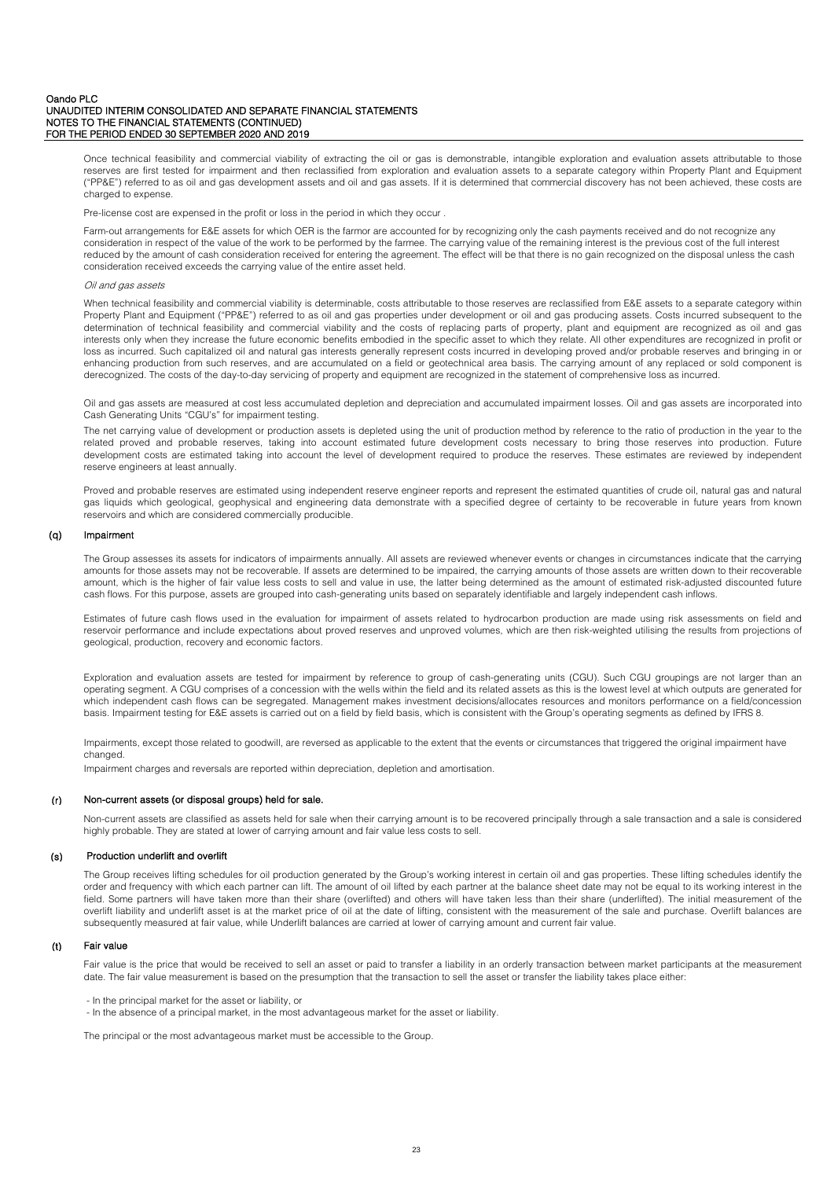Once technical feasibility and commercial viability of extracting the oil or gas is demonstrable, intangible exploration and evaluation assets attributable to those reserves are first tested for impairment and then reclassified from exploration and evaluation assets to a separate category within Property Plant and Equipment ("PP&E") referred to as oil and gas development assets and oil and gas assets. If it is determined that commercial discovery has not been achieved, these costs are charged to expense.

Pre-license cost are expensed in the profit or loss in the period in which they occur .

Farm-out arrangements for E&E assets for which OER is the farmor are accounted for by recognizing only the cash payments received and do not recognize any consideration in respect of the value of the work to be performed by the farmee. The carrying value of the remaining interest is the previous cost of the full interest reduced by the amount of cash consideration received for entering the agreement. The effect will be that there is no gain recognized on the disposal unless the cash consideration received exceeds the carrying value of the entire asset held.

*Oil and gas assets*

When technical feasibility and commercial viability is determinable, costs attributable to those reserves are reclassified from E&E assets to a separate category within Property Plant and Equipment ("PP&E") referred to as oil and gas properties under development or oil and gas producing assets. Costs incurred subsequent to the determination of technical feasibility and commercial viability and the costs of replacing parts of property, plant and equipment are recognized as oil and gas interests only when they increase the future economic benefits embodied in the specific asset to which they relate. All other expenditures are recognized in profit or loss as incurred. Such capitalized oil and natural gas interests generally represent costs incurred in developing proved and/or probable reserves and bringing in or enhancing production from such reserves, and are accumulated on a field or geotechnical area basis. The carrying amount of any replaced or sold component is derecognized. The costs of the day-to-day servicing of property and equipment are recognized in the statement of comprehensive loss as incurred.

Oil and gas assets are measured at cost less accumulated depletion and depreciation and accumulated impairment losses. Oil and gas assets are incorporated into Cash Generating Units "CGU's" for impairment testing.

The net carrying value of development or production assets is depleted using the unit of production method by reference to the ratio of production in the year to the related proved and probable reserves, taking into account estimated future development costs necessary to bring those reserves into production. Future development costs are estimated taking into account the level of development required to produce the reserves. These estimates are reviewed by independent reserve engineers at least annually.

Proved and probable reserves are estimated using independent reserve engineer reports and represent the estimated quantities of crude oil, natural gas and natural gas liquids which geological, geophysical and engineering data demonstrate with a specified degree of certainty to be recoverable in future years from known reservoirs and which are considered commercially producible.

## (q) Impairment

The Group assesses its assets for indicators of impairments annually. All assets are reviewed whenever events or changes in circumstances indicate that the carrying amounts for those assets may not be recoverable. If assets are determined to be impaired, the carrying amounts of those assets are written down to their recoverable amount, which is the higher of fair value less costs to sell and value in use, the latter being determined as the amount of estimated risk-adjusted discounted future cash flows. For this purpose, assets are grouped into cash-generating units based on separately identifiable and largely independent cash inflows.

Estimates of future cash flows used in the evaluation for impairment of assets related to hydrocarbon production are made using risk assessments on field and reservoir performance and include expectations about proved reserves and unproved volumes, which are then risk-weighted utilising the results from projections of geological, production, recovery and economic factors.

Exploration and evaluation assets are tested for impairment by reference to group of cash-generating units (CGU). Such CGU groupings are not larger than an operating segment. A CGU comprises of a concession with the wells within the field and its related assets as this is the lowest level at which outputs are generated for which independent cash flows can be segregated. Management makes investment decisions/allocates resources and monitors performance on a field/concession basis. Impairment testing for E&E assets is carried out on a field by field basis, which is consistent with the Group's operating segments as defined by IFRS 8.

Impairments, except those related to goodwill, are reversed as applicable to the extent that the events or circumstances that triggered the original impairment have changed.

Impairment charges and reversals are reported within depreciation, depletion and amortisation.

## (r) Non-current assets (or disposal groups) held for sale.

Non-current assets are classified as assets held for sale when their carrying amount is to be recovered principally through a sale transaction and a sale is considered highly probable. They are stated at lower of carrying amount and fair value less costs to sell.

## (s) Production underlift and overlift

The Group receives lifting schedules for oil production generated by the Group's working interest in certain oil and gas properties. These lifting schedules identify the order and frequency with which each partner can lift. The amount of oil lifted by each partner at the balance sheet date may not be equal to its working interest in the field. Some partners will have taken more than their share (overlifted) and others will have taken less than their share (underlifted). The initial measurement of the overlift liability and underlift asset is at the market price of oil at the date of lifting, consistent with the measurement of the sale and purchase. Overlift balances are subsequently measured at fair value, while Underlift balances are carried at lower of carrying amount and current fair value.

## (t) Fair value

Fair value is the price that would be received to sell an asset or paid to transfer a liability in an orderly transaction between market participants at the measurement date. The fair value measurement is based on the presumption that the transaction to sell the asset or transfer the liability takes place either:

- In the principal market for the asset or liability, or
- In the absence of a principal market, in the most advantageous market for the asset or liability.

The principal or the most advantageous market must be accessible to the Group.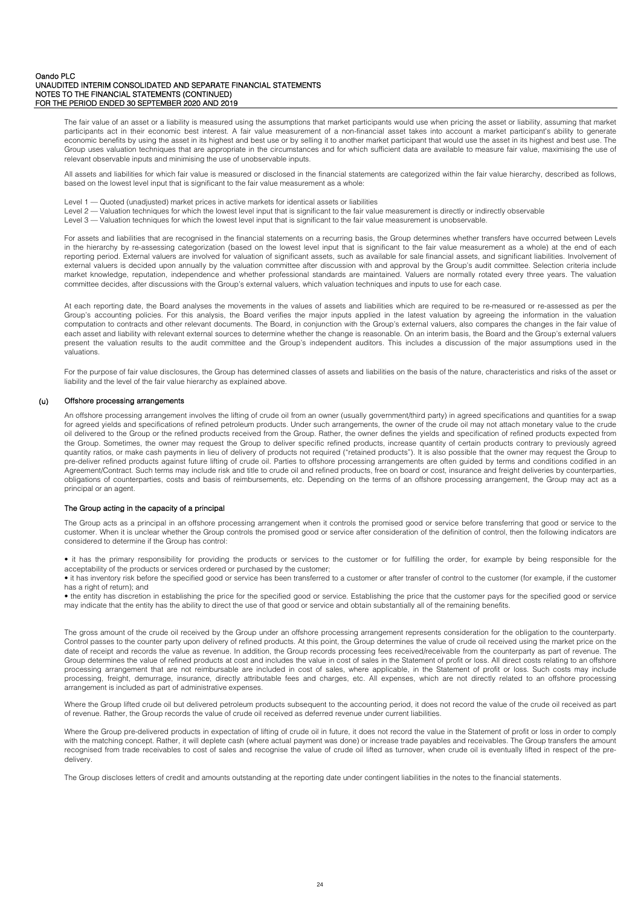The fair value of an asset or a liability is measured using the assumptions that market participants would use when pricing the asset or liability, assuming that market participants act in their economic best interest. A fair value measurement of a non-financial asset takes into account a market participant's ability to generate economic benefits by using the asset in its highest and best use or by selling it to another market participant that would use the asset in its highest and best use. The Group uses valuation techniques that are appropriate in the circumstances and for which sufficient data are available to measure fair value, maximising the use of relevant observable inputs and minimising the use of unobservable inputs.

All assets and liabilities for which fair value is measured or disclosed in the financial statements are categorized within the fair value hierarchy, described as follows, based on the lowest level input that is significant to the fair value measurement as a whole:

Level 1 — Quoted (unadjusted) market prices in active markets for identical assets or liabilities
Level 2 — Valuation techniques for which the lowest level input that is significant to the fair value measurement is directly or indirectly observable
Level 3 — Valuation techniques for which the lowest level input that is significant to the fair value measurement is unobservable.

For assets and liabilities that are recognised in the financial statements on a recurring basis, the Group determines whether transfers have occurred between Levels in the hierarchy by re-assessing categorization (based on the lowest level input that is significant to the fair value measurement as a whole) at the end of each reporting period. External valuers are involved for valuation of significant assets, such as available for sale financial assets, and significant liabilities. Involvement of external valuers is decided upon annually by the valuation committee after discussion with and approval by the Group's audit committee. Selection criteria include market knowledge, reputation, independence and whether professional standards are maintained. Valuers are normally rotated every three years. The valuation committee decides, after discussions with the Group's external valuers, which valuation techniques and inputs to use for each case.

At each reporting date, the Board analyses the movements in the values of assets and liabilities which are required to be re-measured or re-assessed as per the Group's accounting policies. For this analysis, the Board verifies the major inputs applied in the latest valuation by agreeing the information in the valuation computation to contracts and other relevant documents. The Board, in conjunction with the Group's external valuers, also compares the changes in the fair value of each asset and liability with relevant external sources to determine whether the change is reasonable. On an interim basis, the Board and the Group's external valuers present the valuation results to the audit committee and the Group's independent auditors. This includes a discussion of the major assumptions used in the valuations.

For the purpose of fair value disclosures, the Group has determined classes of assets and liabilities on the basis of the nature, characteristics and risks of the asset or liability and the level of the fair value hierarchy as explained above.

## (u) Offshore processing arrangements

An offshore processing arrangement involves the lifting of crude oil from an owner (usually government/third party) in agreed specifications and quantities for a swap for agreed yields and specifications of refined petroleum products. Under such arrangements, the owner of the crude oil may not attach monetary value to the crude oil delivered to the Group or the refined products received from the Group. Rather, the owner defines the yields and specification of refined products expected from the Group. Sometimes, the owner may request the Group to deliver specific refined products, increase quantity of certain products contrary to previously agreed quantity ratios, or make cash payments in lieu of delivery of products not required ("retained products"). It is also possible that the owner may request the Group to pre-deliver refined products against future lifting of crude oil. Parties to offshore processing arrangements are often guided by terms and conditions codified in an Agreement/Contract. Such terms may include risk and title to crude oil and refined products, free on board or cost, insurance and freight deliveries by counterparties, obligations of counterparties, costs and basis of reimbursements, etc. Depending on the terms of an offshore processing arrangement, the Group may act as a principal or an agent.

### The Group acting in the capacity of a principal

The Group acts as a principal in an offshore processing arrangement when it controls the promised good or service before transferring that good or service to the customer. When it is unclear whether the Group controls the promised good or service after consideration of the definition of control, then the following indicators are considered to determine if the Group has control:

- it has the primary responsibility for providing the products or services to the customer or for fulfilling the order, for example by being responsible for the acceptability of the products or services ordered or purchased by the customer;
- it has inventory risk before the specified good or service has been transferred to a customer or after transfer of control to the customer (for example, if the customer has a right of return); and
- the entity has discretion in establishing the price for the specified good or service. Establishing the price that the customer pays for the specified good or service may indicate that the entity has the ability to direct the use of that good or service and obtain substantially all of the remaining benefits.

The gross amount of the crude oil received by the Group under an offshore processing arrangement represents consideration for the obligation to the counterparty. Control passes to the counter party upon delivery of refined products. At this point, the Group determines the value of crude oil received using the market price on the date of receipt and records the value as revenue. In addition, the Group records processing fees received/receivable from the counterparty as part of revenue. The Group determines the value of refined products at cost and includes the value in cost of sales in the Statement of profit or loss. All direct costs relating to an offshore processing arrangement that are not reimbursable are included in cost of sales, where applicable, in the Statement of profit or loss. Such costs may include processing, freight, demurrage, insurance, directly attributable fees and charges, etc. All expenses, which are not directly related to an offshore processing arrangement is included as part of administrative expenses.

Where the Group lifted crude oil but delivered petroleum products subsequent to the accounting period, it does not record the value of the crude oil received as part of revenue. Rather, the Group records the value of crude oil received as deferred revenue under current liabilities.

Where the Group pre-delivered products in expectation of lifting of crude oil in future, it does not record the value in the Statement of profit or loss in order to comply with the matching concept. Rather, it will deplete cash (where actual payment was done) or increase trade payables and receivables. The Group transfers the amount recognised from trade receivables to cost of sales and recognise the value of crude oil lifted as turnover, when crude oil is eventually lifted in respect of the pre-delivery.

The Group discloses letters of credit and amounts outstanding at the reporting date under contingent liabilities in the notes to the financial statements.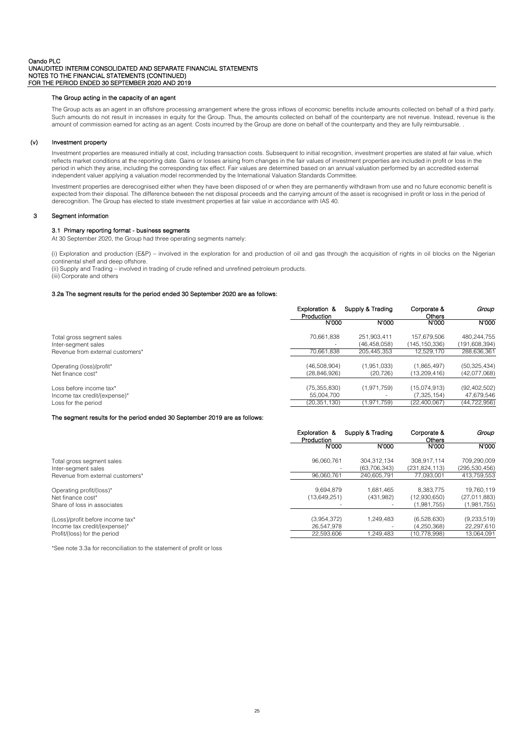#### The Group acting in the capacity of an agent

The Group acts as an agent in an offshore processing arrangement where the gross inflows of economic benefits include amounts collected on behalf of a third party. Such amounts do not result in increases in equity for the Group. Thus, the amounts collected on behalf of the counterparty are not revenue. Instead, revenue is the amount of commission earned for acting as an agent. Costs incurred by the Group are done on behalf of the counterparty and they are fully reimbursable. .

#### (v) Investment property

Investment properties are measured initially at cost, including transaction costs. Subsequent to initial recognition, investment properties are stated at fair value, which reflects market conditions at the reporting date. Gains or losses arising from changes in the fair values of investment properties are included in profit or loss in the period in which they arise, including the corresponding tax effect. Fair values are determined based on an annual valuation performed by an accredited external independent valuer applying a valuation model recommended by the International Valuation Standards Committee.

Investment properties are derecognised either when they have been disposed of or when they are permanently withdrawn from use and no future economic benefit is expected from their disposal. The difference between the net disposal proceeds and the carrying amount of the asset is recognised in profit or loss in the period of derecognition. The Group has elected to state investment properties at fair value in accordance with IAS 40.

## 3 Segment information

### 3.1 Primary reporting format - business segments

At 30 September 2020, the Group had three operating segments namely:

(i) Exploration and production (E&P) – involved in the exploration for and production of oil and gas through the acquisition of rights in oil blocks on the Nigerian continental shelf and deep offshore.

(ii) Supply and Trading – involved in trading of crude refined and unrefined petroleum products.

(iii) Corporate and others

#### 3.2a The segment results for the period ended 30 September 2020 are as follows:

| | Exploration & Production | Supply & Trading | Corporate & Others | *Group* |
|---|---|---|---|---|
| | N'000 | N'000 | N'000 | N'000 |
| Total gross segment sales | 70,661,838 | 251,903,411 | 157,679,506 | 480,244,755 |
| Inter-segment sales | - | (46,458,058) | (145,150,336) | (191,608,394) |
| Revenue from external customers* | 70,661,838 | 205,445,353 | 12,529,170 | 288,636,361 |
| Operating (loss)/profit* | (46,508,904) | (1,951,033) | (1,865,497) | (50,325,434) |
| Net finance cost* | (28,846,926) | (20,726) | (13,209,416) | (42,077,068) |
| Loss before income tax* | (75,355,830) | (1,971,759) | (15,074,913) | (92,402,502) |
| Income tax credit/(expense)* | 55,004,700 | - | (7,325,154) | 47,679,546 |
| Loss for the period | (20,351,130) | (1,971,759) | (22,400,067) | (44,722,956) |

#### The segment results for the period ended 30 September 2019 are as follows:

| | Exploration & Production | Supply & Trading | Corporate & Others | *Group* |
|---|---|---|---|---|
| | N'000 | N'000 | N'000 | N'000 |
| Total gross segment sales | 96,060,761 | 304,312,134 | 308,917,114 | 709,290,009 |
| Inter-segment sales | - | (63,706,343) | (231,824,113) | (295,530,456) |
| Revenue from external customers* | 96,060,761 | 240,605,791 | 77,093,001 | 413,759,553 |
| Operating profit/(loss)* | 9,694,879 | 1,681,465 | 8,383,775 | 19,760,119 |
| Net finance cost* | (13,649,251) | (431,982) | (12,930,650) | (27,011,883) |
| Share of loss in associates | - | - | (1,981,755) | (1,981,755) |
| (Loss)/profit before income tax* | (3,954,372) | 1,249,483 | (6,528,630) | (9,233,519) |
| Income tax credit/(expense)* | 26,547,978 | - | (4,250,368) | 22,297,610 |
| Profit/(loss) for the period | 22,593,606 | 1,249,483 | (10,778,998) | 13,064,091 |

*See note 3.3a for reconciliation to the statement of profit or loss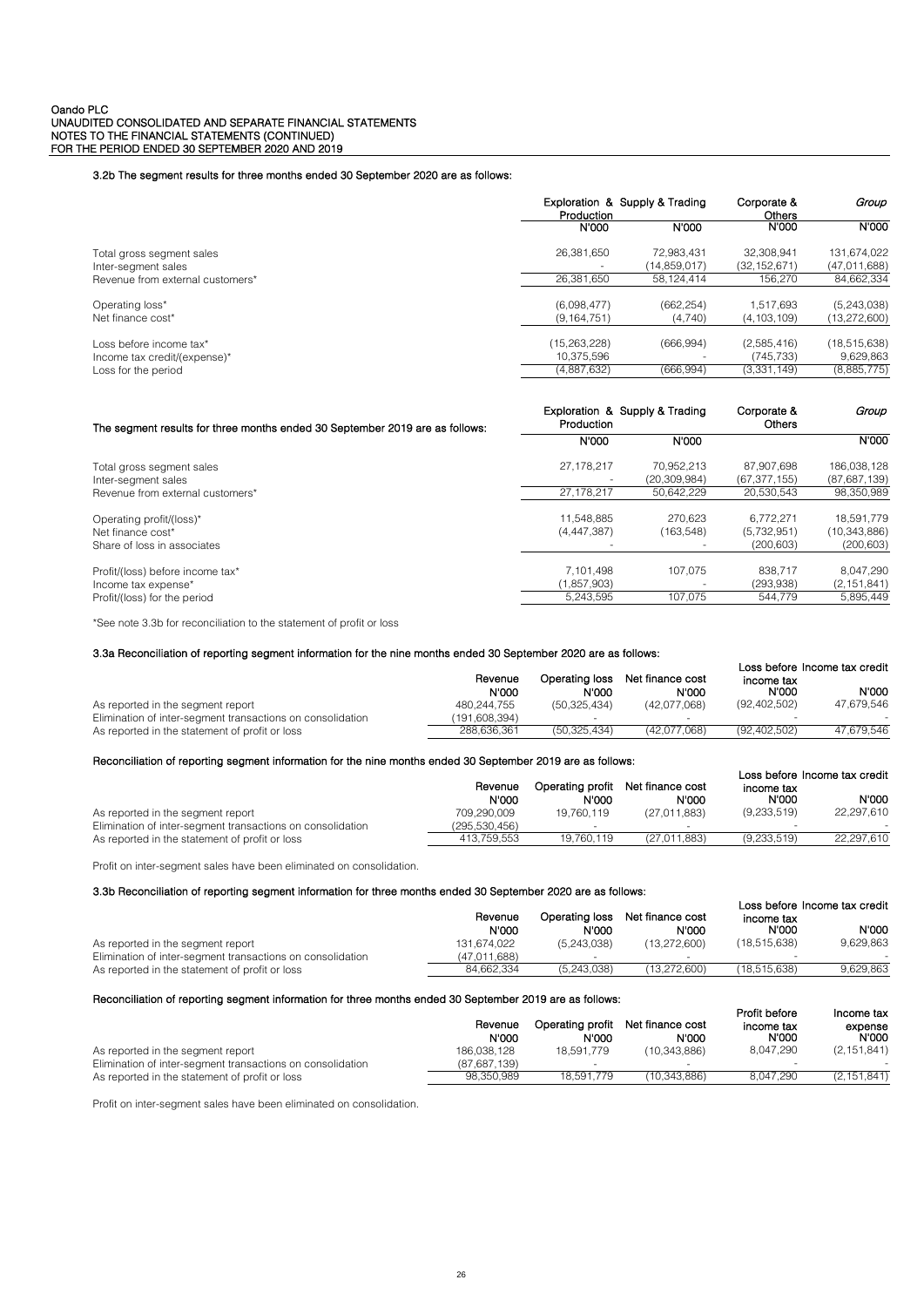### 3.2b The segment results for three months ended 30 September 2020 are as follows:

| | Exploration & Production | Supply & Trading | Corporate & Others | *Group* |
|---|---|---|---|---|
| | N'000 | N'000 | N'000 | N'000 |
| Total gross segment sales | 26,381,650 | 72,983,431 | 32,308,941 | 131,674,022 |
| Inter-segment sales | - | (14,859,017) | (32,152,671) | (47,011,688) |
| Revenue from external customers* | 26,381,650 | 58,124,414 | 156,270 | 84,662,334 |
| Operating loss* | (6,098,477) | (662,254) | 1,517,693 | (5,243,038) |
| Net finance cost* | (9,164,751) | (4,740) | (4,103,109) | (13,272,600) |
| Loss before income tax* | (15,263,228) | (666,994) | (2,585,416) | (18,515,638) |
| Income tax credit/(expense)* | 10,375,596 | - | (745,733) | 9,629,863 |
| Loss for the period | (4,887,632) | (666,994) | (3,331,149) | (8,885,775) |

| The segment results for three months ended 30 September 2019 are as follows: | Exploration & Production | Supply & Trading | Corporate & Others | *Group* |
|---|---|---|---|---|
| | N'000 | N'000 | | N'000 |
| Total gross segment sales | 27,178,217 | 70,952,213 | 87,907,698 | 186,038,128 |
| Inter-segment sales | - | (20,309,984) | (67,377,155) | (87,687,139) |
| Revenue from external customers* | 27,178,217 | 50,642,229 | 20,530,543 | 98,350,989 |
| Operating profit/(loss)* | 11,548,885 | 270,623 | 6,772,271 | 18,591,779 |
| Net finance cost* | (4,447,387) | (163,548) | (5,732,951) | (10,343,886) |
| Share of loss in associates | - | - | (200,603) | (200,603) |
| Profit/(loss) before income tax* | 7,101,498 | 107,075 | 838,717 | 8,047,290 |
| Income tax expense* | (1,857,903) | - | (293,938) | (2,151,841) |
| Profit/(loss) for the period | 5,243,595 | 107,075 | 544,779 | 5,895,449 |

*See note 3.3b for reconciliation to the statement of profit or loss

### 3.3a Reconciliation of reporting segment information for the nine months ended 30 September 2020 are as follows:

| | Revenue | Operating loss | Net finance cost | Loss before income tax | Income tax credit |
|---|---|---|---|---|---|
| | N'000 | N'000 | N'000 | N'000 | N'000 |
| As reported in the segment report | 480,244,755 | (50,325,434) | (42,077,068) | (92,402,502) | 47,679,546 |
| Elimination of inter-segment transactions on consolidation | (191,608,394) | - | - | - | - |
| As reported in the statement of profit or loss | 288,636,361 | (50,325,434) | (42,077,068) | (92,402,502) | 47,679,546 |

#### Reconciliation of reporting segment information for the nine months ended 30 September 2019 are as follows:

| | Revenue | Operating profit | Net finance cost | Loss before income tax | Income tax credit |
|---|---|---|---|---|---|
| | N'000 | N'000 | N'000 | N'000 | N'000 |
| As reported in the segment report | 709,290,009 | 19,760,119 | (27,011,883) | (9,233,519) | 22,297,610 |
| Elimination of inter-segment transactions on consolidation | (295,530,456) | - | - | - | - |
| As reported in the statement of profit or loss | 413,759,553 | 19,760,119 | (27,011,883) | (9,233,519) | 22,297,610 |

Profit on inter-segment sales have been eliminated on consolidation.

### 3.3b Reconciliation of reporting segment information for three months ended 30 September 2020 are as follows:

| | Revenue | Operating loss | Net finance cost | Loss before income tax | Income tax credit |
|---|---|---|---|---|---|
| | N'000 | N'000 | N'000 | N'000 | N'000 |
| As reported in the segment report | 131,674,022 | (5,243,038) | (13,272,600) | (18,515,638) | 9,629,863 |
| Elimination of inter-segment transactions on consolidation | (47,011,688) | - | - | - | - |
| As reported in the statement of profit or loss | 84,662,334 | (5,243,038) | (13,272,600) | (18,515,638) | 9,629,863 |

#### Reconciliation of reporting segment information for three months ended 30 September 2019 are as follows:

| | Revenue | Operating profit | Net finance cost | Profit before income tax | Income tax expense |
|---|---|---|---|---|---|
| | N'000 | N'000 | N'000 | N'000 | N'000 |
| As reported in the segment report | 186,038,128 | 18,591,779 | (10,343,886) | 8,047,290 | (2,151,841) |
| Elimination of inter-segment transactions on consolidation | (87,687,139) | - | - | - | - |
| As reported in the statement of profit or loss | 98,350,989 | 18,591,779 | (10,343,886) | 8,047,290 | (2,151,841) |

Profit on inter-segment sales have been eliminated on consolidation.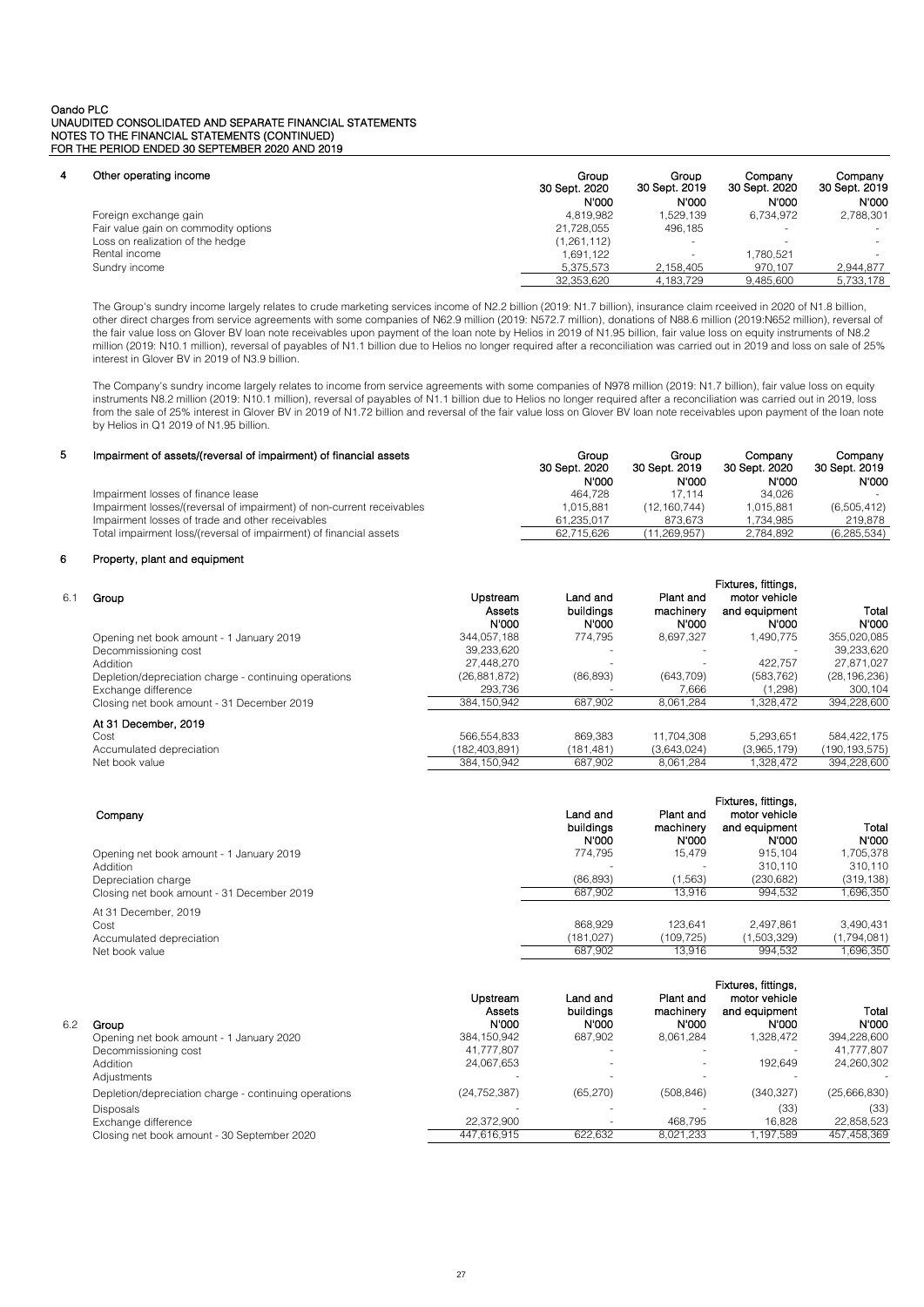Oando PLC
UNAUDITED CONSOLIDATED AND SEPARATE FINANCIAL STATEMENTS
NOTES TO THE FINANCIAL STATEMENTS (CONTINUED)
FOR THE PERIOD ENDED 30 SEPTEMBER 2020 AND 2019

## 4 Other operating income

| | Group 30 Sept. 2020 N'000 | Group 30 Sept. 2019 N'000 | Company 30 Sept. 2020 N'000 | Company 30 Sept. 2019 N'000 |
|---|---|---|---|---|
| Foreign exchange gain | 4,819,982 | 1,529,139 | 6,734,972 | 2,788,301 |
| Fair value gain on commodity options | 21,728,055 | 496,185 | - | - |
| Loss on realization of the hedge | (1,261,112) | - | - | - |
| Rental income | 1,691,122 | - | 1,780,521 | - |
| Sundry income | 5,375,573 | 2,158,405 | 970,107 | 2,944,877 |
| | 32,353,620 | 4,183,729 | 9,485,600 | 5,733,178 |

The Group's sundry income largely relates to crude marketing services income of N2.2 billion (2019: N1.7 billion), insurance claim rceeived in 2020 of N1.8 billion, other direct charges from service agreements with some companies of N62.9 million (2019: N572.7 million), donations of N88.6 million (2019:N652 million), reversal of the fair value loss on Glover BV loan note receivables upon payment of the loan note by Helios in 2019 of N1.95 billion, fair value loss on equity instruments of N8.2 million (2019: N10.1 million), reversal of payables of N1.1 billion due to Helios no longer required after a reconciliation was carried out in 2019 and loss on sale of 25% interest in Glover BV in 2019 of N3.9 billion.

The Company's sundry income largely relates to income from service agreements with some companies of N978 million (2019: N1.7 billion), fair value loss on equity instruments N8.2 million (2019: N10.1 million), reversal of payables of N1.1 billion due to Helios no longer required after a reconciliation was carried out in 2019, loss from the sale of 25% interest in Glover BV in 2019 of N1.72 billion and reversal of the fair value loss on Glover BV loan note receivables upon payment of the loan note by Helios in Q1 2019 of N1.95 billion.

## 5 Impairment of assets/(reversal of impairment) of financial assets

| | Group 30 Sept. 2020 N'000 | Group 30 Sept. 2019 N'000 | Company 30 Sept. 2020 N'000 | Company 30 Sept. 2019 N'000 |
|---|---|---|---|---|
| Impairment losses of finance lease | 464,728 | 17,114 | 34,026 | - |
| Impairment losses/(reversal of impairment) of non-current receivables | 1,015,881 | (12,160,744) | 1,015,881 | (6,505,412) |
| Impairment losses of trade and other receivables | 61,235,017 | 873,673 | 1,734,985 | 219,878 |
| Total impairment loss/(reversal of impairment) of financial assets | 62,715,626 | (11,269,957) | 2,784,892 | (6,285,534) |

## 6 Property, plant and equipment

### 6.1 Group

| | Upstream Assets N'000 | Land and buildings N'000 | Plant and machinery N'000 | Fixtures, fittings, motor vehicle and equipment N'000 | Total N'000 |
|---|---|---|---|---|---|
| Opening net book amount - 1 January 2019 | 344,057,188 | 774,795 | 8,697,327 | 1,490,775 | 355,020,085 |
| Decommissioning cost | 39,233,620 | - | - | - | 39,233,620 |
| Addition | 27,448,270 | - | - | 422,757 | 27,871,027 |
| Depletion/depreciation charge - continuing operations | (26,881,872) | (86,893) | (643,709) | (583,762) | (28,196,236) |
| Exchange difference | 293,736 | - | 7,666 | (1,298) | 300,104 |
| Closing net book amount - 31 December 2019 | 384,150,942 | 687,902 | 8,061,284 | 1,328,472 | 394,228,600 |
| **At 31 December, 2019** | | | | | |
| Cost | 566,554,833 | 869,383 | 11,704,308 | 5,293,651 | 584,422,175 |
| Accumulated depreciation | (182,403,891) | (181,481) | (3,643,024) | (3,965,179) | (190,193,575) |
| Net book value | 384,150,942 | 687,902 | 8,061,284 | 1,328,472 | 394,228,600 |

### Company

| | Land and buildings N'000 | Plant and machinery N'000 | Fixtures, fittings, motor vehicle and equipment N'000 | Total N'000 |
|---|---|---|---|---|
| Opening net book amount - 1 January 2019 | 774,795 | 15,479 | 915,104 | 1,705,378 |
| Addition | - | - | 310,110 | 310,110 |
| Depreciation charge | (86,893) | (1,563) | (230,682) | (319,138) |
| Closing net book amount - 31 December 2019 | 687,902 | 13,916 | 994,532 | 1,696,350 |
| At 31 December, 2019 | | | | |
| Cost | 868,929 | 123,641 | 2,497,861 | 3,490,431 |
| Accumulated depreciation | (181,027) | (109,725) | (1,503,329) | (1,794,081) |
| Net book value | 687,902 | 13,916 | 994,532 | 1,696,350 |

### 6.2 Group

| | Upstream Assets N'000 | Land and buildings N'000 | Plant and machinery N'000 | Fixtures, fittings, motor vehicle and equipment N'000 | Total N'000 |
|---|---|---|---|---|---|
| Opening net book amount - 1 January 2020 | 384,150,942 | 687,902 | 8,061,284 | 1,328,472 | 394,228,600 |
| Decommissioning cost | 41,777,807 | - | - | - | 41,777,807 |
| Addition | 24,067,653 | - | - | 192,649 | 24,260,302 |
| Adjustments | - | - | - | - | - |
| Depletion/depreciation charge - continuing operations | (24,752,387) | (65,270) | (508,846) | (340,327) | (25,666,830) |
| Disposals | - | - | - | (33) | (33) |
| Exchange difference | 22,372,900 | - | 468,795 | 16,828 | 22,858,523 |
| Closing net book amount - 30 September 2020 | 447,616,915 | 622,632 | 8,021,233 | 1,197,589 | 457,458,369 |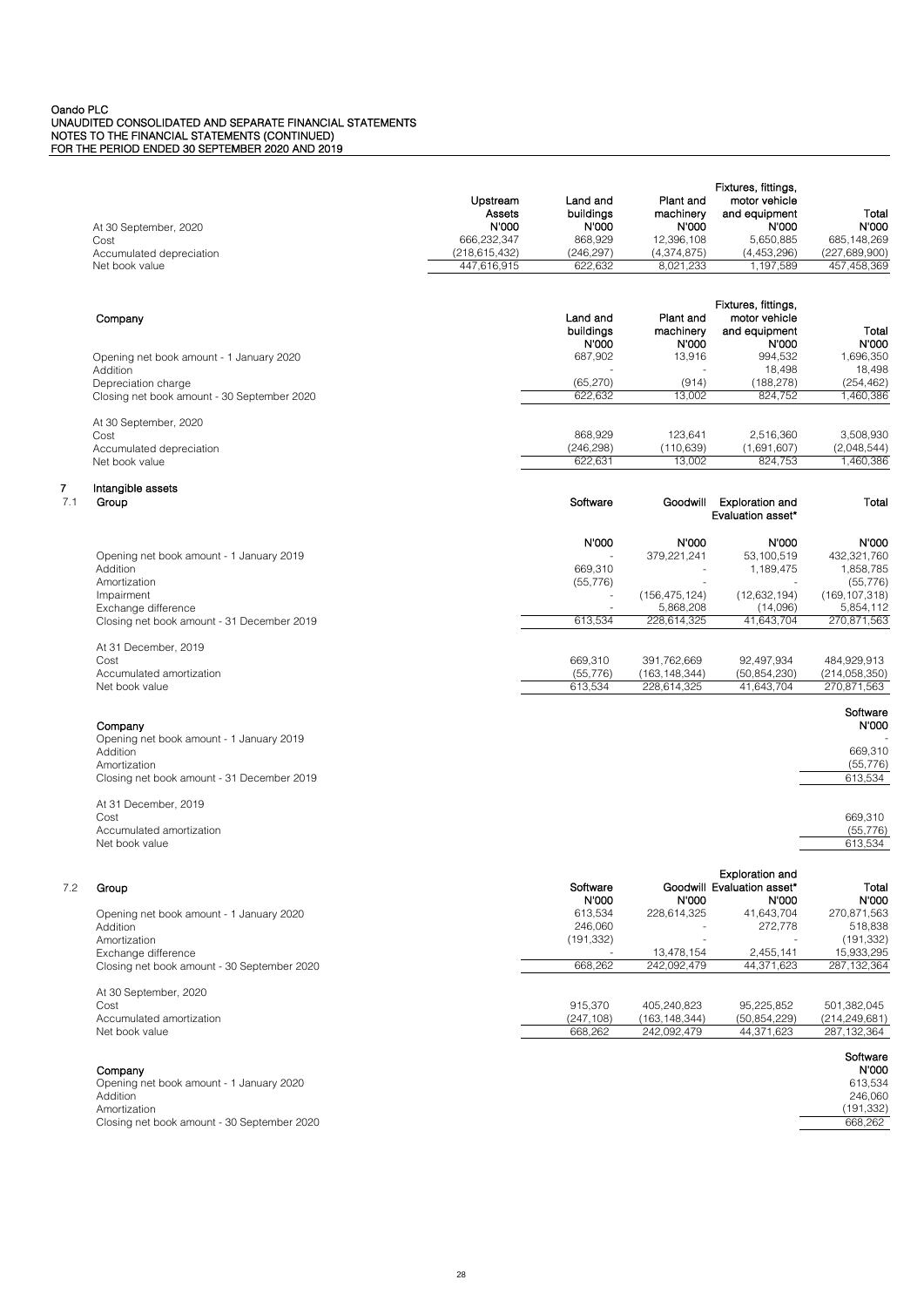| At 30 September, 2020 | Upstream Assets N'000 | Land and buildings N'000 | Plant and machinery N'000 | Fixtures, fittings, motor vehicle and equipment N'000 | Total N'000 |
|---|---|---|---|---|---|
| Cost | 666,232,347 | 868,929 | 12,396,108 | 5,650,885 | 685,148,269 |
| Accumulated depreciation | (218,615,432) | (246,297) | (4,374,875) | (4,453,296) | (227,689,900) |
| Net book value | 447,616,915 | 622,632 | 8,021,233 | 1,197,589 | 457,458,369 |

| Company | Land and buildings N'000 | Plant and machinery N'000 | Fixtures, fittings, motor vehicle and equipment N'000 | Total N'000 |
|---|---|---|---|---|
| Opening net book amount - 1 January 2020 | 687,902 | 13,916 | 994,532 | 1,696,350 |
| Addition | - | - | 18,498 | 18,498 |
| Depreciation charge | (65,270) | (914) | (188,278) | (254,462) |
| Closing net book amount - 30 September 2020 | 622,632 | 13,002 | 824,752 | 1,460,386 |
| At 30 September, 2020 | | | | |
| Cost | 868,929 | 123,641 | 2,516,360 | 3,508,930 |
| Accumulated depreciation | (246,298) | (110,639) | (1,691,607) | (2,048,544) |
| Net book value | 622,631 | 13,002 | 824,753 | 1,460,386 |

## 7 Intangible assets

### 7.1 Group

| | Software N'000 | Goodwill N'000 | Exploration and Evaluation asset* N'000 | Total N'000 |
|---|---|---|---|---|
| Opening net book amount - 1 January 2019 | - | 379,221,241 | 53,100,519 | 432,321,760 |
| Addition | 669,310 | - | 1,189,475 | 1,858,785 |
| Amortization | (55,776) | - | - | (55,776) |
| Impairment | - | (156,475,124) | (12,632,194) | (169,107,318) |
| Exchange difference | - | 5,868,208 | (14,096) | 5,854,112 |
| Closing net book amount - 31 December 2019 | 613,534 | 228,614,325 | 41,643,704 | 270,871,563 |
| At 31 December, 2019 | | | | |
| Cost | 669,310 | 391,762,669 | 92,497,934 | 484,929,913 |
| Accumulated amortization | (55,776) | (163,148,344) | (50,854,230) | (214,058,350) |
| Net book value | 613,534 | 228,614,325 | 41,643,704 | 270,871,563 |

| Company | Software N'000 |
|---|---|
| Opening net book amount - 1 January 2019 | - |
| Addition | 669,310 |
| Amortization | (55,776) |
| Closing net book amount - 31 December 2019 | 613,534 |
| At 31 December, 2019 | |
| Cost | 669,310 |
| Accumulated amortization | (55,776) |
| Net book value | 613,534 |

### 7.2 Group

| | Software N'000 | Goodwill N'000 | Exploration and Evaluation asset* N'000 | Total N'000 |
|---|---|---|---|---|
| Opening net book amount - 1 January 2020 | 613,534 | 228,614,325 | 41,643,704 | 270,871,563 |
| Addition | 246,060 | - | 272,778 | 518,838 |
| Amortization | (191,332) | - | - | (191,332) |
| Exchange difference | - | 13,478,154 | 2,455,141 | 15,933,295 |
| Closing net book amount - 30 September 2020 | 668,262 | 242,092,479 | 44,371,623 | 287,132,364 |
| At 30 September, 2020 | | | | |
| Cost | 915,370 | 405,240,823 | 95,225,852 | 501,382,045 |
| Accumulated amortization | (247,108) | (163,148,344) | (50,854,229) | (214,249,681) |
| Net book value | 668,262 | 242,092,479 | 44,371,623 | 287,132,364 |

| Company | Software N'000 |
|---|---|
| Opening net book amount - 1 January 2020 | 613,534 |
| Addition | 246,060 |
| Amortization | (191,332) |
| Closing net book amount - 30 September 2020 | 668,262 |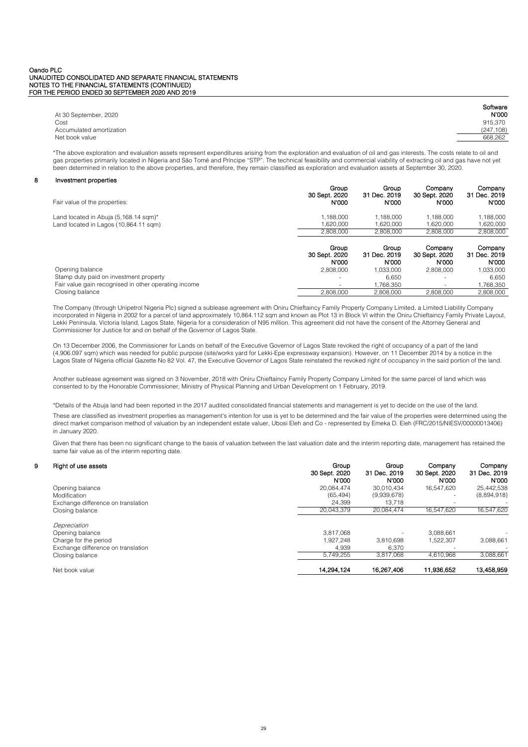| At 30 September, 2020 | Software N'000 |
|---|---|
| Cost | 915,370 |
| Accumulated amortization | (247,108) |
| Net book value | 668,262 |

*The above exploration and evaluation assets represent expenditures arising from the exploration and evaluation of oil and gas interests. The costs relate to oil and gas properties primarily located in Nigeria and São Tomé and Príncipe "STP". The technical feasibility and commercial viability of extracting oil and gas have not yet been determined in relation to the above properties, and therefore, they remain classified as exploration and evaluation assets at September 30, 2020.

## 8 Investment properties

| Fair value of the properties: | Group 30 Sept. 2020 N'000 | Group 31 Dec. 2019 N'000 | Company 30 Sept. 2020 N'000 | Company 31 Dec. 2019 N'000 |
|---|---|---|---|---|
| Land located in Abuja (5,168.14 sqm)* | 1,188,000 | 1,188,000 | 1,188,000 | 1,188,000 |
| Land located in Lagos (10,864.11 sqm) | 1,620,000 | 1,620,000 | 1,620,000 | 1,620,000 |
| | 2,808,000 | 2,808,000 | 2,808,000 | 2,808,000 |

| | Group 30 Sept. 2020 N'000 | Group 31 Dec. 2019 N'000 | Company 30 Sept. 2020 N'000 | Company 31 Dec. 2019 N'000 |
|---|---|---|---|---|
| Opening balance | 2,808,000 | 1,033,000 | 2,808,000 | 1,033,000 |
| Stamp duty paid on investment property | - | 6,650 | - | 6,650 |
| Fair value gain recognised in other operating income | - | 1,768,350 | - | 1,768,350 |
| Closing balance | 2,808,000 | 2,808,000 | 2,808,000 | 2,808,000 |

The Company (through Unipetrol Nigeria Plc) signed a sublease agreement with Oniru Chieftaincy Family Property Company Limited, a Limited Liability Company incorporated in Nigeria in 2002 for a parcel of land approximately 10,864.112 sqm and known as Plot 13 in Block VI within the Oniru Chieftaincy Family Private Layout, Lekki Peninsula, Victoria Island, Lagos State, Nigeria for a consideration of N95 million. This agreement did not have the consent of the Attorney General and Commissioner for Justice for and on behalf of the Governor of Lagos State.

On 13 December 2006, the Commissioner for Lands on behalf of the Executive Governor of Lagos State revoked the right of occupancy of a part of the land (4,906.097 sqm) which was needed for public purpose (site/works yard for Lekki-Epe expressway expansion). However, on 11 December 2014 by a notice in the Lagos State of Nigeria official Gazette No 82 Vol. 47, the Executive Governor of Lagos State reinstated the revoked right of occupancy in the said portion of the land.

Another sublease agreement was signed on 3 November, 2018 with Oniru Chieftaincy Family Property Company Limited for the same parcel of land which was consented to by the Honorable Commissioner, Ministry of Physical Planning and Urban Development on 1 February, 2019.

*Details of the Abuja land had been reported in the 2017 audited consolidated financial statements and management is yet to decide on the use of the land.

These are classified as investment properties as management's intention for use is yet to be determined and the fair value of the properties were determined using the direct market comparison method of valuation by an independent estate valuer, Ubosi Eleh and Co - represented by Emeka D. Eleh (FRC/2015/NIESV/00000013406) in January 2020.

Given that there has been no significant change to the basis of valuation between the last valuation date and the interim reporting date, management has retained the same fair value as of the interim reporting date.

## 9 Right of use assets

| | Group 30 Sept. 2020 N'000 | Group 31 Dec. 2019 N'000 | Company 30 Sept. 2020 N'000 | Company 31 Dec. 2019 N'000 |
|---|---|---|---|---|
| Opening balance | 20,084,474 | 30,010,434 | 16,547,620 | 25,442,538 |
| Modification | (65,494) | (9,939,678) | - | (8,894,918) |
| Exchange difference on translation | 24,399 | 13,718 | - | - |
| Closing balance | 20,043,379 | 20,084,474 | 16,547,620 | 16,547,620 |
| *Depreciation* | | | | |
| Opening balance | 3,817,068 | - | 3,088,661 | - |
| Charge for the period | 1,927,248 | 3,810,698 | 1,522,307 | 3,088,661 |
| Exchange difference on translation | 4,939 | 6,370 | - | - |
| Closing balance | 5,749,255 | 3,817,068 | 4,610,968 | 3,088,661 |
| Net book value | **14,294,124** | **16,267,406** | **11,936,652** | **13,458,959** |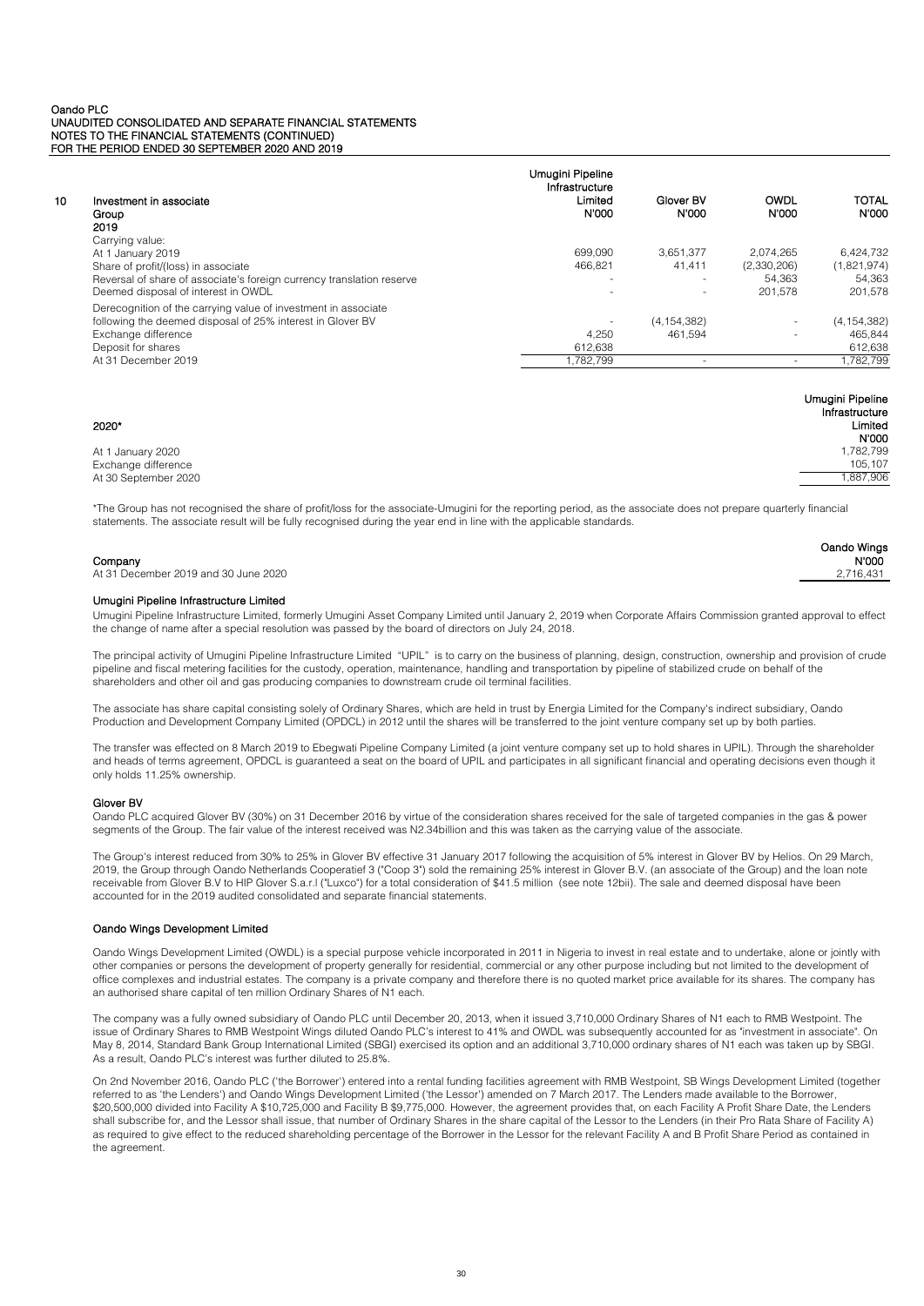## 10 Investment in associate

| Group<br>2019 | Umugini Pipeline Infrastructure Limited<br>N'000 | Glover BV<br>N'000 | OWDL<br>N'000 | TOTAL<br>N'000 |
|---|---|---|---|---|
| Carrying value: | | | | |
| At 1 January 2019 | 699,090 | 3,651,377 | 2,074,265 | 6,424,732 |
| Share of profit/(loss) in associate | 466,821 | 41,411 | (2,330,206) | (1,821,974) |
| Reversal of share of associate's foreign currency translation reserve | - | - | 54,363 | 54,363 |
| Deemed disposal of interest in OWDL | - | - | 201,578 | 201,578 |
| Derecognition of the carrying value of investment in associate following the deemed disposal of 25% interest in Glover BV | - | (4,154,382) | - | (4,154,382) |
| Exchange difference | 4,250 | 461,594 | - | 465,844 |
| Deposit for shares | 612,638 | | | 612,638 |
| At 31 December 2019 | 1,782,799 | - | - | 1,782,799 |

| 2020* | Umugini Pipeline Infrastructure Limited<br>N'000 |
|---|---|
| At 1 January 2020 | 1,782,799 |
| Exchange difference | 105,107 |
| At 30 September 2020 | 1,887,906 |

*The Group has not recognised the share of profit/loss for the associate-Umugini for the reporting period, as the associate does not prepare quarterly financial statements. The associate result will be fully recognised during the year end in line with the applicable standards.

| Company | Oando Wings<br>N'000 |
|---|---|
| At 31 December 2019 and 30 June 2020 | 2,716,431 |

### Umugini Pipeline Infrastructure Limited

Umugini Pipeline Infrastructure Limited, formerly Umugini Asset Company Limited until January 2, 2019 when Corporate Affairs Commission granted approval to effect the change of name after a special resolution was passed by the board of directors on July 24, 2018.

The principal activity of Umugini Pipeline Infrastructure Limited "UPIL" is to carry on the business of planning, design, construction, ownership and provision of crude pipeline and fiscal metering facilities for the custody, operation, maintenance, handling and transportation by pipeline of stabilized crude on behalf of the shareholders and other oil and gas producing companies to downstream crude oil terminal facilities.

The associate has share capital consisting solely of Ordinary Shares, which are held in trust by Energia Limited for the Company's indirect subsidiary, Oando Production and Development Company Limited (OPDCL) in 2012 until the shares will be transferred to the joint venture company set up by both parties.

The transfer was effected on 8 March 2019 to Ebegwati Pipeline Company Limited (a joint venture company set up to hold shares in UPIL). Through the shareholder and heads of terms agreement, OPDCL is guaranteed a seat on the board of UPIL and participates in all significant financial and operating decisions even though it only holds 11.25% ownership.

### Glover BV

Oando PLC acquired Glover BV (30%) on 31 December 2016 by virtue of the consideration shares received for the sale of targeted companies in the gas & power segments of the Group. The fair value of the interest received was N2.34billion and this was taken as the carrying value of the associate.

The Group's interest reduced from 30% to 25% in Glover BV effective 31 January 2017 following the acquisition of 5% interest in Glover BV by Helios. On 29 March, 2019, the Group through Oando Netherlands Cooperatief 3 ("Coop 3") sold the remaining 25% interest in Glover B.V. (an associate of the Group) and the loan note receivable from Glover B.V to HIP Glover S.a.r.l ("Luxco") for a total consideration of $41.5 million (see note 12bii). The sale and deemed disposal have been accounted for in the 2019 audited consolidated and separate financial statements.

### Oando Wings Development Limited

Oando Wings Development Limited (OWDL) is a special purpose vehicle incorporated in 2011 in Nigeria to invest in real estate and to undertake, alone or jointly with other companies or persons the development of property generally for residential, commercial or any other purpose including but not limited to the development of office complexes and industrial estates. The company is a private company and therefore there is no quoted market price available for its shares. The company has an authorised share capital of ten million Ordinary Shares of N1 each.

The company was a fully owned subsidiary of Oando PLC until December 20, 2013, when it issued 3,710,000 Ordinary Shares of N1 each to RMB Westpoint. The issue of Ordinary Shares to RMB Westpoint Wings diluted Oando PLC's interest to 41% and OWDL was subsequently accounted for as "investment in associate". On May 8, 2014, Standard Bank Group International Limited (SBGI) exercised its option and an additional 3,710,000 ordinary shares of N1 each was taken up by SBGI. As a result, Oando PLC's interest was further diluted to 25.8%.

On 2nd November 2016, Oando PLC ('the Borrower') entered into a rental funding facilities agreement with RMB Westpoint, SB Wings Development Limited (together referred to as 'the Lenders') and Oando Wings Development Limited ('the Lessor') amended on 7 March 2017. The Lenders made available to the Borrower, $20,500,000 divided into Facility A $10,725,000 and Facility B $9,775,000. However, the agreement provides that, on each Facility A Profit Share Date, the Lenders shall subscribe for, and the Lessor shall issue, that number of Ordinary Shares in the share capital of the Lessor to the Lenders (in their Pro Rata Share of Facility A) as required to give effect to the reduced shareholding percentage of the Borrower in the Lessor for the relevant Facility A and B Profit Share Period as contained in the agreement.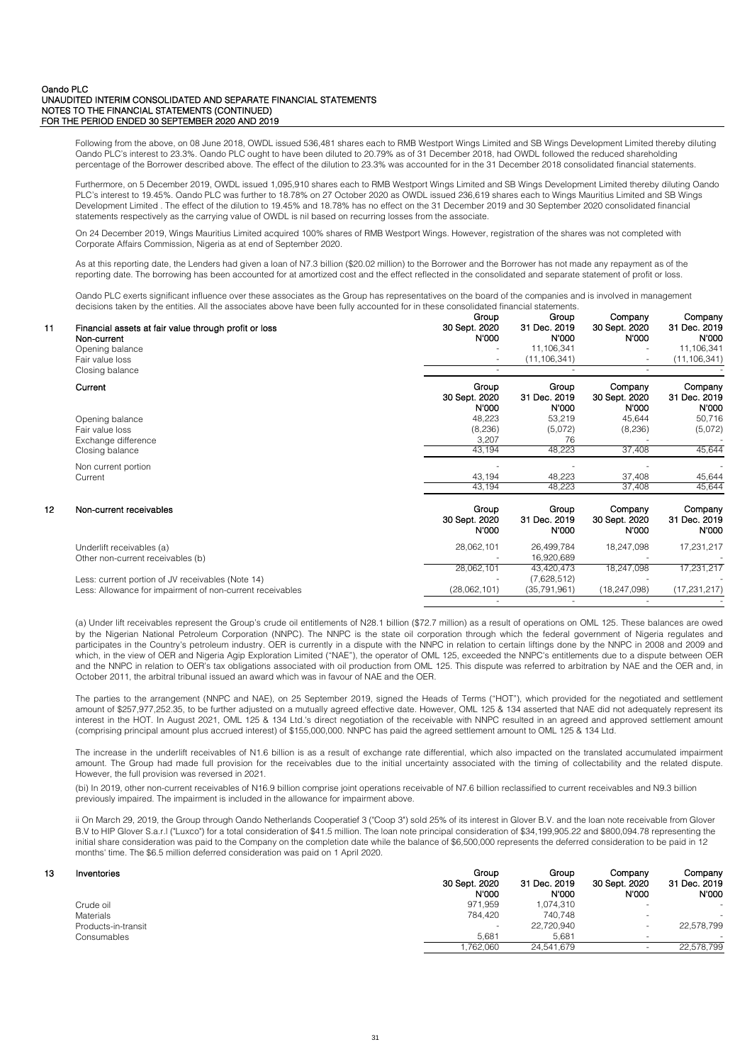Following from the above, on 08 June 2018, OWDL issued 536,481 shares each to RMB Westport Wings Limited and SB Wings Development Limited thereby diluting Oando PLC's interest to 23.3%. Oando PLC ought to have been diluted to 20.79% as of 31 December 2018, had OWDL followed the reduced shareholding percentage of the Borrower described above. The effect of the dilution to 23.3% was accounted for in the 31 December 2018 consolidated financial statements.

Furthermore, on 5 December 2019, OWDL issued 1,095,910 shares each to RMB Westport Wings Limited and SB Wings Development Limited thereby diluting Oando PLC's interest to 19.45%. Oando PLC was further to 18.78% on 27 October 2020 as OWDL issued 236,619 shares each to Wings Mauritius Limited and SB Wings Development Limited . The effect of the dilution to 19.45% and 18.78% has no effect on the 31 December 2019 and 30 September 2020 consolidated financial statements respectively as the carrying value of OWDL is nil based on recurring losses from the associate.

On 24 December 2019, Wings Mauritius Limited acquired 100% shares of RMB Westport Wings. However, registration of the shares was not completed with Corporate Affairs Commission, Nigeria as at end of September 2020.

As at this reporting date, the Lenders had given a loan of N7.3 billion ($20.02 million) to the Borrower and the Borrower has not made any repayment as of the reporting date. The borrowing has been accounted for at amortized cost and the effect reflected in the consolidated and separate statement of profit or loss.

Oando PLC exerts significant influence over these associates as the Group has representatives on the board of the companies and is involved in management decisions taken by the entities. All the associates above have been fully accounted for in these consolidated financial statements.

## 11 Financial assets at fair value through profit or loss

| Non-current | Group 30 Sept. 2020 N'000 | Group 31 Dec. 2019 N'000 | Company 30 Sept. 2020 N'000 | Company 31 Dec. 2019 N'000 |
|---|---|---|---|---|
| Opening balance | - | 11,106,341 | - | 11,106,341 |
| Fair value loss | - | (11,106,341) | - | (11,106,341) |
| Closing balance | - | - | - | - |

| Current | Group 30 Sept. 2020 N'000 | Group 31 Dec. 2019 N'000 | Company 30 Sept. 2020 N'000 | Company 31 Dec. 2019 N'000 |
|---|---|---|---|---|
| Opening balance | 48,223 | 53,219 | 45,644 | 50,716 |
| Fair value loss | (8,236) | (5,072) | (8,236) | (5,072) |
| Exchange difference | 3,207 | 76 | - | - |
| Closing balance | 43,194 | 48,223 | 37,408 | 45,644 |
| Non current portion | - | - | - | - |
| Current | 43,194 | 48,223 | 37,408 | 45,644 |
| | 43,194 | 48,223 | 37,408 | 45,644 |

## 12 Non-current receivables

| | Group 30 Sept. 2020 N'000 | Group 31 Dec. 2019 N'000 | Company 30 Sept. 2020 N'000 | Company 31 Dec. 2019 N'000 |
|---|---|---|---|---|
| Underlift receivables (a) | 28,062,101 | 26,499,784 | 18,247,098 | 17,231,217 |
| Other non-current receivables (b) | - | 16,920,689 | - | - |
| | 28,062,101 | 43,420,473 | 18,247,098 | 17,231,217 |
| Less: current portion of JV receivables (Note 14) | - | (7,628,512) | - | - |
| Less: Allowance for impairment of non-current receivables | (28,062,101) | (35,791,961) | (18,247,098) | (17,231,217) |
| | - | - | - | - |

(a) Under lift receivables represent the Group's crude oil entitlements of N28.1 billion ($72.7 million) as a result of operations on OML 125. These balances are owed by the Nigerian National Petroleum Corporation (NNPC). The NNPC is the state oil corporation through which the federal government of Nigeria regulates and participates in the Country's petroleum industry. OER is currently in a dispute with the NNPC in relation to certain liftings done by the NNPC in 2008 and 2009 and which, in the view of OER and Nigeria Agip Exploration Limited ("NAE"), the operator of OML 125, exceeded the NNPC's entitlements due to a dispute between OER and the NNPC in relation to OER's tax obligations associated with oil production from OML 125. This dispute was referred to arbitration by NAE and the OER and, in October 2011, the arbitral tribunal issued an award which was in favour of NAE and the OER.

The parties to the arrangement (NNPC and NAE), on 25 September 2019, signed the Heads of Terms ("HOT"), which provided for the negotiated and settlement amount of $257,977,252.35, to be further adjusted on a mutually agreed effective date. However, OML 125 & 134 asserted that NAE did not adequately represent its interest in the HOT. In August 2021, OML 125 & 134 Ltd.'s direct negotiation of the receivable with NNPC resulted in an agreed and approved settlement amount (comprising principal amount plus accrued interest) of $155,000,000. NNPC has paid the agreed settlement amount to OML 125 & 134 Ltd.

The increase in the underlift receivables of N1.6 billion is as a result of exchange rate differential, which also impacted on the translated accumulated impairment amount. The Group had made full provision for the receivables due to the initial uncertainty associated with the timing of collectability and the related dispute. However, the full provision was reversed in 2021.

(bi) In 2019, other non-current receivables of N16.9 billion comprise joint operations receivable of N7.6 billion reclassified to current receivables and N9.3 billion previously impaired. The impairment is included in the allowance for impairment above.

ii On March 29, 2019, the Group through Oando Netherlands Cooperatief 3 ("Coop 3") sold 25% of its interest in Glover B.V. and the loan note receivable from Glover B.V to HIP Glover S.a.r.l ("Luxco") for a total consideration of $41.5 million. The loan note principal consideration of $34,199,905.22 and $800,094.78 representing the initial share consideration was paid to the Company on the completion date while the balance of $6,500,000 represents the deferred consideration to be paid in 12 months' time. The $6.5 million deferred consideration was paid on 1 April 2020.

## 13 Inventories

| | Group 30 Sept. 2020 N'000 | Group 31 Dec. 2019 N'000 | Company 30 Sept. 2020 N'000 | Company 31 Dec. 2019 N'000 |
|---|---|---|---|---|
| Crude oil | 971,959 | 1,074,310 | - | - |
| Materials | 784,420 | 740,748 | - | - |
| Products-in-transit | - | 22,720,940 | - | 22,578,799 |
| Consumables | 5,681 | 5,681 | - | - |
| | 1,762,060 | 24,541,679 | - | 22,578,799 |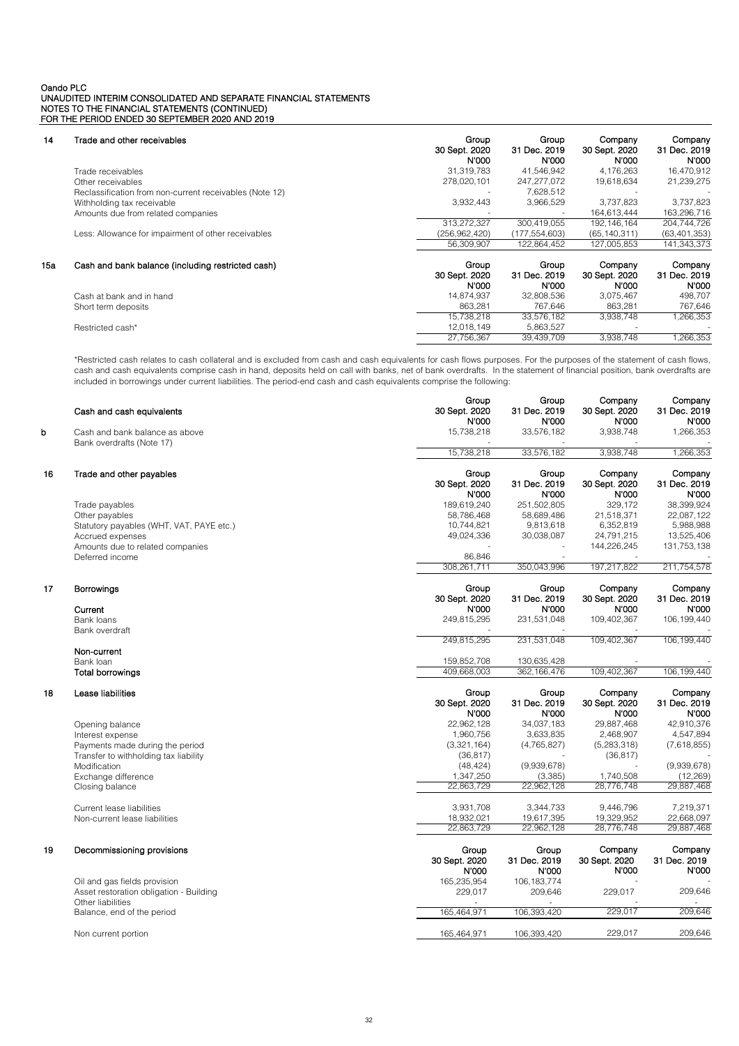Oando PLC
UNAUDITED INTERIM CONSOLIDATED AND SEPARATE FINANCIAL STATEMENTS
NOTES TO THE FINANCIAL STATEMENTS (CONTINUED)
FOR THE PERIOD ENDED 30 SEPTEMBER 2020 AND 2019

## 14 Trade and other receivables

| | Group 30 Sept. 2020 N'000 | Group 31 Dec. 2019 N'000 | Company 30 Sept. 2020 N'000 | Company 31 Dec. 2019 N'000 |
|---|---|---|---|---|
| Trade receivables | 31,319,783 | 41,546,942 | 4,176,263 | 16,470,912 |
| Other receivables | 278,020,101 | 247,277,072 | 19,618,634 | 21,239,275 |
| Reclassification from non-current receivables (Note 12) | - | 7,628,512 | - | - |
| Withholding tax receivable | 3,932,443 | 3,966,529 | 3,737,823 | 3,737,823 |
| Amounts due from related companies | - | - | 164,613,444 | 163,296,716 |
| | 313,272,327 | 300,419,055 | 192,146,164 | 204,744,726 |
| Less: Allowance for impairment of other receivables | (256,962,420) | (177,554,603) | (65,140,311) | (63,401,353) |
| | 56,309,907 | 122,864,452 | 127,005,853 | 141,343,373 |

## 15a Cash and bank balance (including restricted cash)

| | Group 30 Sept. 2020 N'000 | Group 31 Dec. 2019 N'000 | Company 30 Sept. 2020 N'000 | Company 31 Dec. 2019 N'000 |
|---|---|---|---|---|
| Cash at bank and in hand | 14,874,937 | 32,808,536 | 3,075,467 | 498,707 |
| Short term deposits | 863,281 | 767,646 | 863,281 | 767,646 |
| | 15,738,218 | 33,576,182 | 3,938,748 | 1,266,353 |
| Restricted cash* | 12,018,149 | 5,863,527 | - | - |
| | 27,756,367 | 39,439,709 | 3,938,748 | 1,266,353 |

*Restricted cash relates to cash collateral and is excluded from cash and cash equivalents for cash flows purposes. For the purposes of the statement of cash flows, cash and cash equivalents comprise cash in hand, deposits held on call with banks, net of bank overdrafts. In the statement of financial position, bank overdrafts are included in borrowings under current liabilities. The period-end cash and cash equivalents comprise the following:

## b Cash and cash equivalents

| | Group 30 Sept. 2020 N'000 | Group 31 Dec. 2019 N'000 | Company 30 Sept. 2020 N'000 | Company 31 Dec. 2019 N'000 |
|---|---|---|---|---|
| Cash and bank balance as above | 15,738,218 | 33,576,182 | 3,938,748 | 1,266,353 |
| Bank overdrafts (Note 17) | - | - | - | - |
| | 15,738,218 | 33,576,182 | 3,938,748 | 1,266,353 |

## 16 Trade and other payables

| | Group 30 Sept. 2020 N'000 | Group 31 Dec. 2019 N'000 | Company 30 Sept. 2020 N'000 | Company 31 Dec. 2019 N'000 |
|---|---|---|---|---|
| Trade payables | 189,619,240 | 251,502,805 | 329,172 | 38,399,924 |
| Other payables | 58,786,468 | 58,689,486 | 21,518,371 | 22,087,122 |
| Statutory payables (WHT, VAT, PAYE etc.) | 10,744,821 | 9,813,618 | 6,352,819 | 5,988,988 |
| Accrued expenses | 49,024,336 | 30,038,087 | 24,791,215 | 13,525,406 |
| Amounts due to related companies | - | - | 144,226,245 | 131,753,138 |
| Deferred income | 86,846 | - | - | - |
| | 308,261,711 | 350,043,996 | 197,217,822 | 211,754,578 |

## 17 Borrowings

| | Group 30 Sept. 2020 N'000 | Group 31 Dec. 2019 N'000 | Company 30 Sept. 2020 N'000 | Company 31 Dec. 2019 N'000 |
|---|---|---|---|---|
| **Current** | | | | |
| Bank loans | 249,815,295 | 231,531,048 | 109,402,367 | 106,199,440 |
| Bank overdraft | - | - | - | - |
| | 249,815,295 | 231,531,048 | 109,402,367 | 106,199,440 |
| **Non-current** | | | | |
| Bank loan | 159,852,708 | 130,635,428 | - | - |
| **Total borrowings** | 409,668,003 | 362,166,476 | 109,402,367 | 106,199,440 |

## 18 Lease liabilities

| | Group 30 Sept. 2020 N'000 | Group 31 Dec. 2019 N'000 | Company 30 Sept. 2020 N'000 | Company 31 Dec. 2019 N'000 |
|---|---|---|---|---|
| Opening balance | 22,962,128 | 34,037,183 | 29,887,468 | 42,910,376 |
| Interest expense | 1,960,756 | 3,633,835 | 2,468,907 | 4,547,894 |
| Payments made during the period | (3,321,164) | (4,765,827) | (5,283,318) | (7,618,855) |
| Transfer to withholding tax liability | (36,817) | - | (36,817) | - |
| Modification | (48,424) | (9,939,678) | - | (9,939,678) |
| Exchange difference | 1,347,250 | (3,385) | 1,740,508 | (12,269) |
| Closing balance | 22,863,729 | 22,962,128 | 28,776,748 | 29,887,468 |
| | | | | |
| Current lease liabilities | 3,931,708 | 3,344,733 | 9,446,796 | 7,219,371 |
| Non-current lease liabilities | 18,932,021 | 19,617,395 | 19,329,952 | 22,668,097 |
| | 22,863,729 | 22,962,128 | 28,776,748 | 29,887,468 |

## 19 Decommissioning provisions

| | Group 30 Sept. 2020 N'000 | Group 31 Dec. 2019 N'000 | Company 30 Sept. 2020 N'000 | Company 31 Dec. 2019 N'000 |
|---|---|---|---|---|
| Oil and gas fields provision | 165,235,954 | 106,183,774 | - | - |
| Asset restoration obligation - Building | 229,017 | 209,646 | 229,017 | 209,646 |
| Other liabilities | - | - | - | - |
| Balance, end of the period | 165,464,971 | 106,393,420 | 229,017 | 209,646 |
| | | | | |
| Non current portion | 165,464,971 | 106,393,420 | 229,017 | 209,646 |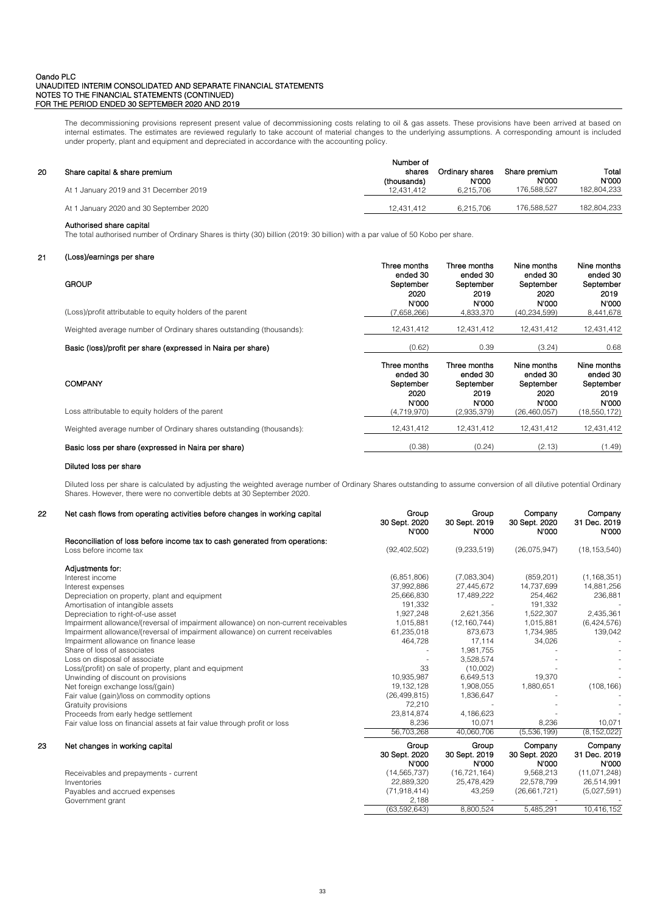The decommissioning provisions represent present value of decommissioning costs relating to oil & gas assets. These provisions have been arrived at based on internal estimates. The estimates are reviewed regularly to take account of material changes to the underlying assumptions. A corresponding amount is included under property, plant and equipment and depreciated in accordance with the accounting policy.

## 20 Share capital & share premium

| | Number of shares (thousands) | Ordinary shares N'000 | Share premium N'000 | Total N'000 |
|---|---|---|---|---|
| At 1 January 2019 and 31 December 2019 | 12,431,412 | 6,215,706 | 176,588,527 | 182,804,233 |
| At 1 January 2020 and 30 September 2020 | 12,431,412 | 6,215,706 | 176,588,527 | 182,804,233 |

**Authorised share capital**

The total authorised number of Ordinary Shares is thirty (30) billion (2019: 30 billion) with a par value of 50 Kobo per share.

## 21 (Loss)/earnings per share

| GROUP | Three months ended 30 September 2020 N'000 | Three months ended 30 September 2019 N'000 | Nine months ended 30 September 2020 N'000 | Nine months ended 30 September 2019 N'000 |
|---|---|---|---|---|
| (Loss)/profit attributable to equity holders of the parent | (7,658,266) | 4,833,370 | (40,234,599) | 8,441,678 |
| Weighted average number of Ordinary shares outstanding (thousands): | 12,431,412 | 12,431,412 | 12,431,412 | 12,431,412 |
| **Basic (loss)/profit per share (expressed in Naira per share)** | (0.62) | 0.39 | (3.24) | 0.68 |

| COMPANY | Three months ended 30 September 2020 N'000 | Three months ended 30 September 2019 N'000 | Nine months ended 30 September 2020 N'000 | Nine months ended 30 September 2019 N'000 |
|---|---|---|---|---|
| Loss attributable to equity holders of the parent | (4,719,970) | (2,935,379) | (26,460,057) | (18,550,172) |
| Weighted average number of Ordinary shares outstanding (thousands): | 12,431,412 | 12,431,412 | 12,431,412 | 12,431,412 |
| **Basic loss per share (expressed in Naira per share)** | (0.38) | (0.24) | (2.13) | (1.49) |

**Diluted loss per share**

Diluted loss per share is calculated by adjusting the weighted average number of Ordinary Shares outstanding to assume conversion of all dilutive potential Ordinary Shares. However, there were no convertible debts at 30 September 2020.

## 22 Net cash flows from operating activities before changes in working capital

| | Group 30 Sept. 2020 N'000 | Group 30 Sept. 2019 N'000 | Company 30 Sept. 2020 N'000 | Company 31 Dec. 2019 N'000 |
|---|---|---|---|---|
| **Reconciliation of loss before income tax to cash generated from operations:** | | | | |
| Loss before income tax | (92,402,502) | (9,233,519) | (26,075,947) | (18,153,540) |
| **Adjustments for:** | | | | |
| Interest income | (6,851,806) | (7,083,304) | (859,201) | (1,168,351) |
| Interest expenses | 37,992,886 | 27,445,672 | 14,737,699 | 14,881,256 |
| Depreciation on property, plant and equipment | 25,666,830 | 17,489,222 | 254,462 | 236,881 |
| Amortisation of intangible assets | 191,332 | - | 191,332 | - |
| Depreciation to right-of-use asset | 1,927,248 | 2,621,356 | 1,522,307 | 2,435,361 |
| Impairment allowance/(reversal of impairment allowance) on non-current receivables | 1,015,881 | (12,160,744) | 1,015,881 | (6,424,576) |
| Impairment allowance/(reversal of impairment allowance) on current receivables | 61,235,018 | 873,673 | 1,734,985 | 139,042 |
| Impairment allowance on finance lease | 464,728 | 17,114 | 34,026 | - |
| Share of loss of associates | - | 1,981,755 | - | - |
| Loss on disposal of associate | - | 3,528,574 | - | - |
| Loss/(profit) on sale of property, plant and equipment | 33 | (10,002) | - | - |
| Unwinding of discount on provisions | 10,935,987 | 6,649,513 | 19,370 | - |
| Net foreign exchange loss/(gain) | 19,132,128 | 1,908,055 | 1,880,651 | (108,166) |
| Fair value (gain)/loss on commodity options | (26,499,815) | 1,836,647 | - | - |
| Gratuity provisions | 72,210 | - | - | - |
| Proceeds from early hedge settlement | 23,814,874 | 4,186,623 | - | - |
| Fair value loss on financial assets at fair value through profit or loss | 8,236 | 10,071 | 8,236 | 10,071 |
| | 56,703,268 | 40,060,706 | (5,536,199) | (8,152,022) |

## 23 Net changes in working capital

| | Group 30 Sept. 2020 N'000 | Group 30 Sept. 2019 N'000 | Company 30 Sept. 2020 N'000 | Company 31 Dec. 2019 N'000 |
|---|---|---|---|---|
| Receivables and prepayments - current | (14,565,737) | (16,721,164) | 9,568,213 | (11,071,248) |
| Inventories | 22,889,320 | 25,478,429 | 22,578,799 | 26,514,991 |
| Payables and accrued expenses | (71,918,414) | 43,259 | (26,661,721) | (5,027,591) |
| Government grant | 2,188 | - | - | - |
| | (63,592,643) | 8,800,524 | 5,485,291 | 10,416,152 |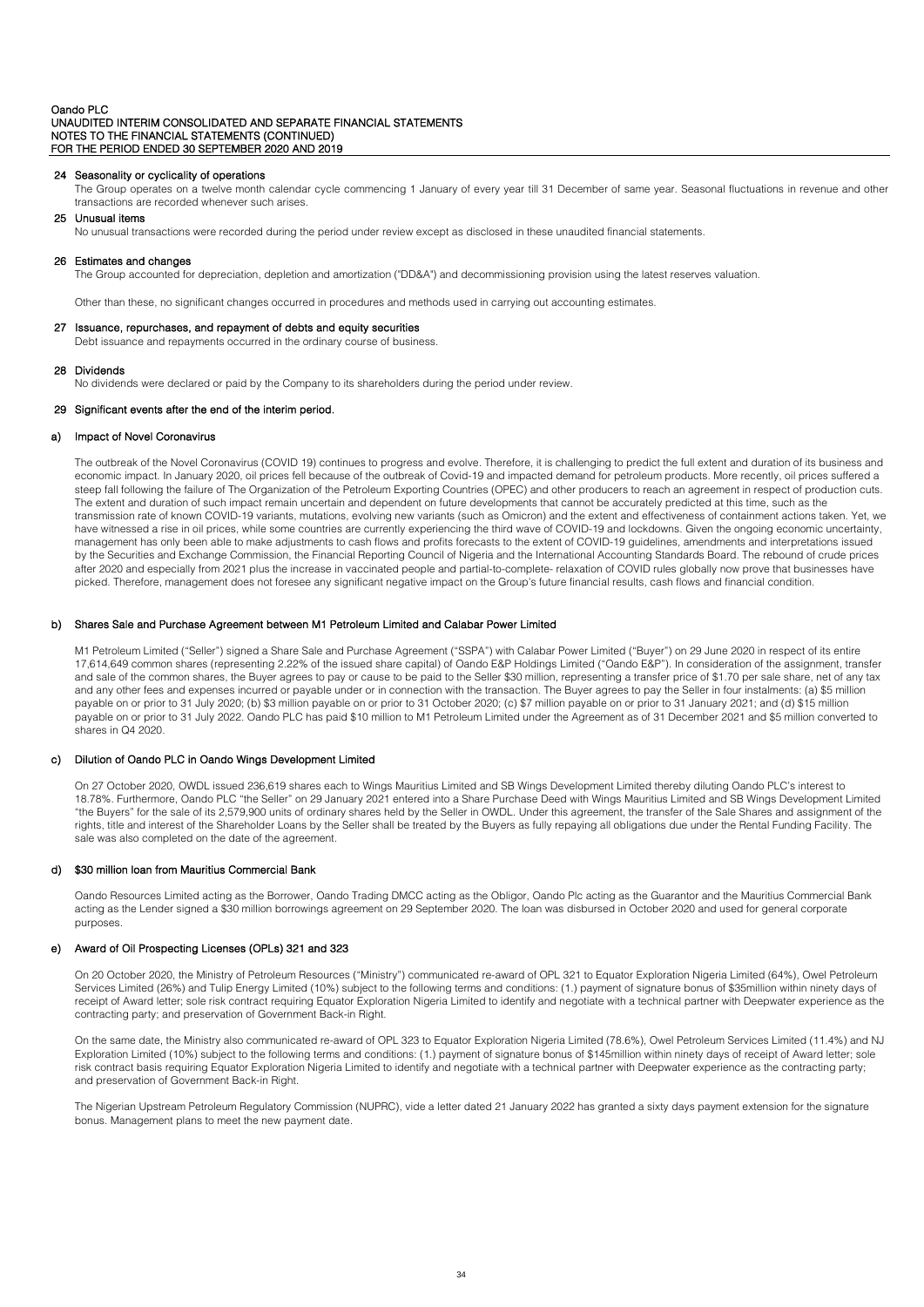### 24 Seasonality or cyclicality of operations

The Group operates on a twelve month calendar cycle commencing 1 January of every year till 31 December of same year. Seasonal fluctuations in revenue and other transactions are recorded whenever such arises.

### 25 Unusual items

No unusual transactions were recorded during the period under review except as disclosed in these unaudited financial statements.

### 26 Estimates and changes

The Group accounted for depreciation, depletion and amortization ("DD&A") and decommissioning provision using the latest reserves valuation.

Other than these, no significant changes occurred in procedures and methods used in carrying out accounting estimates.

### 27 Issuance, repurchases, and repayment of debts and equity securities

Debt issuance and repayments occurred in the ordinary course of business.

### 28 Dividends

No dividends were declared or paid by the Company to its shareholders during the period under review.

### 29 Significant events after the end of the interim period.

#### a) Impact of Novel Coronavirus

The outbreak of the Novel Coronavirus (COVID 19) continues to progress and evolve. Therefore, it is challenging to predict the full extent and duration of its business and economic impact. In January 2020, oil prices fell because of the outbreak of Covid-19 and impacted demand for petroleum products. More recently, oil prices suffered a steep fall following the failure of The Organization of the Petroleum Exporting Countries (OPEC) and other producers to reach an agreement in respect of production cuts. The extent and duration of such impact remain uncertain and dependent on future developments that cannot be accurately predicted at this time, such as the transmission rate of known COVID-19 variants, mutations, evolving new variants (such as Omicron) and the extent and effectiveness of containment actions taken. Yet, we have witnessed a rise in oil prices, while some countries are currently experiencing the third wave of COVID-19 and lockdowns. Given the ongoing economic uncertainty, management has only been able to make adjustments to cash flows and profits forecasts to the extent of COVID-19 guidelines, amendments and interpretations issued by the Securities and Exchange Commission, the Financial Reporting Council of Nigeria and the International Accounting Standards Board. The rebound of crude prices after 2020 and especially from 2021 plus the increase in vaccinated people and partial-to-complete- relaxation of COVID rules globally now prove that businesses have picked. Therefore, management does not foresee any significant negative impact on the Group's future financial results, cash flows and financial condition.

#### b) Shares Sale and Purchase Agreement between M1 Petroleum Limited and Calabar Power Limited

M1 Petroleum Limited ("Seller") signed a Share Sale and Purchase Agreement ("SSPA") with Calabar Power Limited ("Buyer") on 29 June 2020 in respect of its entire 17,614,649 common shares (representing 2.22% of the issued share capital) of Oando E&P Holdings Limited ("Oando E&P"). In consideration of the assignment, transfer and sale of the common shares, the Buyer agrees to pay or cause to be paid to the Seller $30 million, representing a transfer price of $1.70 per sale share, net of any tax and any other fees and expenses incurred or payable under or in connection with the transaction. The Buyer agrees to pay the Seller in four instalments: (a) $5 million payable on or prior to 31 July 2020; (b) $3 million payable on or prior to 31 October 2020; (c) $7 million payable on or prior to 31 January 2021; and (d) $15 million payable on or prior to 31 July 2022. Oando PLC has paid $10 million to M1 Petroleum Limited under the Agreement as of 31 December 2021 and $5 million converted to shares in Q4 2020.

#### c) Dilution of Oando PLC in Oando Wings Development Limited

On 27 October 2020, OWDL issued 236,619 shares each to Wings Mauritius Limited and SB Wings Development Limited thereby diluting Oando PLC's interest to 18.78%. Furthermore, Oando PLC "the Seller" on 29 January 2021 entered into a Share Purchase Deed with Wings Mauritius Limited and SB Wings Development Limited "the Buyers" for the sale of its 2,579,900 units of ordinary shares held by the Seller in OWDL. Under this agreement, the transfer of the Sale Shares and assignment of the rights, title and interest of the Shareholder Loans by the Seller shall be treated by the Buyers as fully repaying all obligations due under the Rental Funding Facility. The sale was also completed on the date of the agreement.

#### d) $30 million loan from Mauritius Commercial Bank

Oando Resources Limited acting as the Borrower, Oando Trading DMCC acting as the Obligor, Oando Plc acting as the Guarantor and the Mauritius Commercial Bank acting as the Lender signed a $30 million borrowings agreement on 29 September 2020. The loan was disbursed in October 2020 and used for general corporate purposes.

#### e) Award of Oil Prospecting Licenses (OPLs) 321 and 323

On 20 October 2020, the Ministry of Petroleum Resources ("Ministry") communicated re-award of OPL 321 to Equator Exploration Nigeria Limited (64%), Owel Petroleum Services Limited (26%) and Tulip Energy Limited (10%) subject to the following terms and conditions: (1.) payment of signature bonus of $35million within ninety days of receipt of Award letter; sole risk contract requiring Equator Exploration Nigeria Limited to identify and negotiate with a technical partner with Deepwater experience as the contracting party; and preservation of Government Back-in Right.

On the same date, the Ministry also communicated re-award of OPL 323 to Equator Exploration Nigeria Limited (78.6%), Owel Petroleum Services Limited (11.4%) and NJ Exploration Limited (10%) subject to the following terms and conditions: (1.) payment of signature bonus of $145million within ninety days of receipt of Award letter; sole risk contract basis requiring Equator Exploration Nigeria Limited to identify and negotiate with a technical partner with Deepwater experience as the contracting party; and preservation of Government Back-in Right.

The Nigerian Upstream Petroleum Regulatory Commission (NUPRC), vide a letter dated 21 January 2022 has granted a sixty days payment extension for the signature bonus. Management plans to meet the new payment date.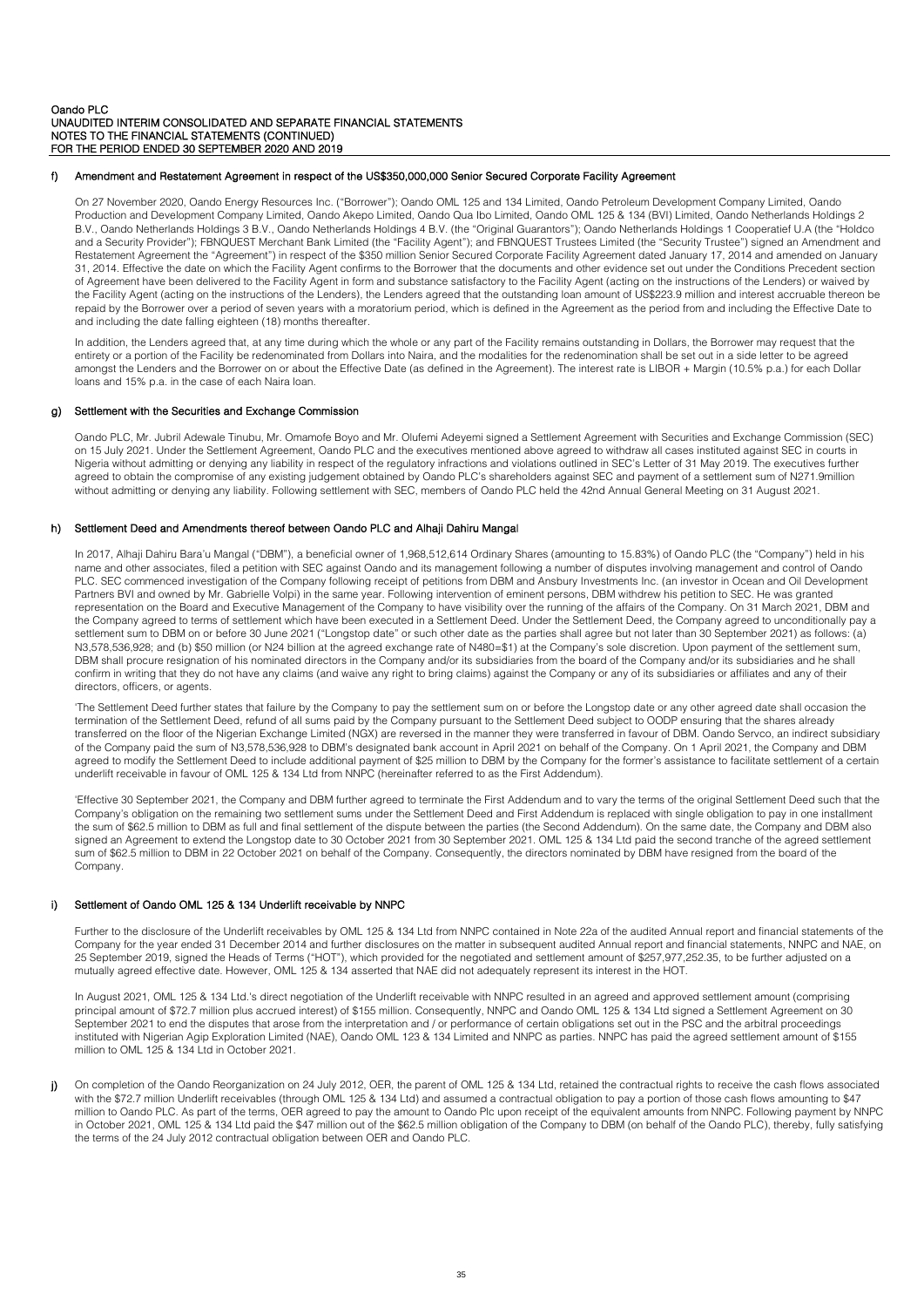#### f) Amendment and Restatement Agreement in respect of the US$350,000,000 Senior Secured Corporate Facility Agreement

On 27 November 2020, Oando Energy Resources Inc. ("Borrower"); Oando OML 125 and 134 Limited, Oando Petroleum Development Company Limited, Oando Production and Development Company Limited, Oando Akepo Limited, Oando Qua Ibo Limited, Oando OML 125 & 134 (BVI) Limited, Oando Netherlands Holdings 2 B.V., Oando Netherlands Holdings 3 B.V., Oando Netherlands Holdings 4 B.V. (the "Original Guarantors"); Oando Netherlands Holdings 1 Cooperatief U.A (the "Holdco and a Security Provider"); FBNQUEST Merchant Bank Limited (the "Facility Agent"); and FBNQUEST Trustees Limited (the "Security Trustee") signed an Amendment and Restatement Agreement the "Agreement") in respect of the $350 million Senior Secured Corporate Facility Agreement dated January 17, 2014 and amended on January 31, 2014. Effective the date on which the Facility Agent confirms to the Borrower that the documents and other evidence set out under the Conditions Precedent section of Agreement have been delivered to the Facility Agent in form and substance satisfactory to the Facility Agent (acting on the instructions of the Lenders) or waived by the Facility Agent (acting on the instructions of the Lenders), the Lenders agreed that the outstanding loan amount of US$223.9 million and interest accruable thereon be repaid by the Borrower over a period of seven years with a moratorium period, which is defined in the Agreement as the period from and including the Effective Date to and including the date falling eighteen (18) months thereafter.

In addition, the Lenders agreed that, at any time during which the whole or any part of the Facility remains outstanding in Dollars, the Borrower may request that the entirety or a portion of the Facility be redenominated from Dollars into Naira, and the modalities for the redenomination shall be set out in a side letter to be agreed amongst the Lenders and the Borrower on or about the Effective Date (as defined in the Agreement). The interest rate is LIBOR + Margin (10.5% p.a.) for each Dollar loans and 15% p.a. in the case of each Naira loan.

#### g) Settlement with the Securities and Exchange Commission

Oando PLC, Mr. Jubril Adewale Tinubu, Mr. Omamofe Boyo and Mr. Olufemi Adeyemi signed a Settlement Agreement with Securities and Exchange Commission (SEC) on 15 July 2021. Under the Settlement Agreement, Oando PLC and the executives mentioned above agreed to withdraw all cases instituted against SEC in courts in Nigeria without admitting or denying any liability in respect of the regulatory infractions and violations outlined in SEC's Letter of 31 May 2019. The executives further agreed to obtain the compromise of any existing judgement obtained by Oando PLC's shareholders against SEC and payment of a settlement sum of N271.9million without admitting or denying any liability. Following settlement with SEC, members of Oando PLC held the 42nd Annual General Meeting on 31 August 2021.

#### h) Settlement Deed and Amendments thereof between Oando PLC and Alhaji Dahiru Mangal

In 2017, Alhaji Dahiru Bara'u Mangal ("DBM"), a beneficial owner of 1,968,512,614 Ordinary Shares (amounting to 15.83%) of Oando PLC (the "Company") held in his name and other associates, filed a petition with SEC against Oando and its management following a number of disputes involving management and control of Oando PLC. SEC commenced investigation of the Company following receipt of petitions from DBM and Ansbury Investments Inc. (an investor in Ocean and Oil Development Partners BVI and owned by Mr. Gabrielle Volpi) in the same year. Following intervention of eminent persons, DBM withdrew his petition to SEC. He was granted representation on the Board and Executive Management of the Company to have visibility over the running of the affairs of the Company. On 31 March 2021, DBM and the Company agreed to terms of settlement which have been executed in a Settlement Deed. Under the Settlement Deed, the Company agreed to unconditionally pay a settlement sum to DBM on or before 30 June 2021 ("Longstop date" or such other date as the parties shall agree but not later than 30 September 2021) as follows: (a) N3,578,536,928; and (b) $50 million (or N24 billion at the agreed exchange rate of N480=$1) at the Company's sole discretion. Upon payment of the settlement sum, DBM shall procure resignation of his nominated directors in the Company and/or its subsidiaries from the board of the Company and/or its subsidiaries and he shall confirm in writing that they do not have any claims (and waive any right to bring claims) against the Company or any of its subsidiaries or affiliates and any of their directors, officers, or agents.

'The Settlement Deed further states that failure by the Company to pay the settlement sum on or before the Longstop date or any other agreed date shall occasion the termination of the Settlement Deed, refund of all sums paid by the Company pursuant to the Settlement Deed subject to OODP ensuring that the shares already transferred on the floor of the Nigerian Exchange Limited (NGX) are reversed in the manner they were transferred in favour of DBM. Oando Servco, an indirect subsidiary of the Company paid the sum of N3,578,536,928 to DBM's designated bank account in April 2021 on behalf of the Company. On 1 April 2021, the Company and DBM agreed to modify the Settlement Deed to include additional payment of $25 million to DBM by the Company for the former's assistance to facilitate settlement of a certain underlift receivable in favour of OML 125 & 134 Ltd from NNPC (hereinafter referred to as the First Addendum).

'Effective 30 September 2021, the Company and DBM further agreed to terminate the First Addendum and to vary the terms of the original Settlement Deed such that the Company's obligation on the remaining two settlement sums under the Settlement Deed and First Addendum is replaced with single obligation to pay in one installment the sum of $62.5 million to DBM as full and final settlement of the dispute between the parties (the Second Addendum). On the same date, the Company and DBM also signed an Agreement to extend the Longstop date to 30 October 2021 from 30 September 2021. OML 125 & 134 Ltd paid the second tranche of the agreed settlement sum of $62.5 million to DBM in 22 October 2021 on behalf of the Company. Consequently, the directors nominated by DBM have resigned from the board of the Company.

#### i) Settlement of Oando OML 125 & 134 Underlift receivable by NNPC

Further to the disclosure of the Underlift receivables by OML 125 & 134 Ltd from NNPC contained in Note 22a of the audited Annual report and financial statements of the Company for the year ended 31 December 2014 and further disclosures on the matter in subsequent audited Annual report and financial statements, NNPC and NAE, on 25 September 2019, signed the Heads of Terms ("HOT"), which provided for the negotiated and settlement amount of $257,977,252.35, to be further adjusted on a mutually agreed effective date. However, OML 125 & 134 asserted that NAE did not adequately represent its interest in the HOT.

In August 2021, OML 125 & 134 Ltd.'s direct negotiation of the Underlift receivable with NNPC resulted in an agreed and approved settlement amount (comprising principal amount of $72.7 million plus accrued interest) of $155 million. Consequently, NNPC and Oando OML 125 & 134 Ltd signed a Settlement Agreement on 30 September 2021 to end the disputes that arose from the interpretation and / or performance of certain obligations set out in the PSC and the arbitral proceedings instituted with Nigerian Agip Exploration Limited (NAE), Oando OML 123 & 134 Limited and NNPC as parties. NNPC has paid the agreed settlement amount of $155 million to OML 125 & 134 Ltd in October 2021.

**j)** On completion of the Oando Reorganization on 24 July 2012, OER, the parent of OML 125 & 134 Ltd, retained the contractual rights to receive the cash flows associated with the $72.7 million Underlift receivables (through OML 125 & 134 Ltd) and assumed a contractual obligation to pay a portion of those cash flows amounting to $47 million to Oando PLC. As part of the terms, OER agreed to pay the amount to Oando Plc upon receipt of the equivalent amounts from NNPC. Following payment by NNPC in October 2021, OML 125 & 134 Ltd paid the $47 million out of the $62.5 million obligation of the Company to DBM (on behalf of the Oando PLC), thereby, fully satisfying the terms of the 24 July 2012 contractual obligation between OER and Oando PLC.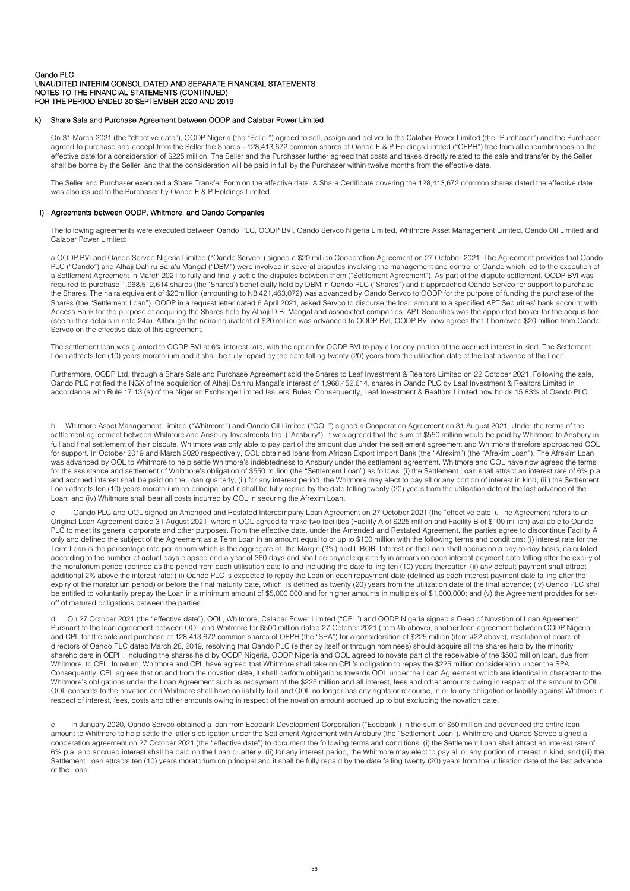### k) Share Sale and Purchase Agreement between OODP and Calabar Power Limited

On 31 March 2021 (the "effective date"), OODP Nigeria (the "Seller") agreed to sell, assign and deliver to the Calabar Power Limited (the "Purchaser") and the Purchaser agreed to purchase and accept from the Seller the Shares - 128,413,672 common shares of Oando E & P Holdings Limited ("OEPH") free from all encumbrances on the effective date for a consideration of $225 million. The Seller and the Purchaser further agreed that costs and taxes directly related to the sale and transfer by the Seller shall be borne by the Seller; and that the consideration will be paid in full by the Purchaser within twelve months from the effective date.

The Seller and Purchaser executed a Share Transfer Form on the effective date. A Share Certificate covering the 128,413,672 common shares dated the effective date was also issued to the Purchaser by Oando E & P Holdings Limited.

### l) Agreements between OODP, Whitmore, and Oando Companies

The following agreements were executed between Oando PLC, OODP BVI, Oando Servco Nigeria Limited, Whitmore Asset Management Limited, Oando Oil Limited and Calabar Power Limited:

a.OODP BVI and Oando Servco Nigeria Limited ("Oando Servco") signed a $20 million Cooperation Agreement on 27 October 2021. The Agreement provides that Oando PLC ("Oando") and Alhaji Dahiru Bara'u Mangal ("DBM") were involved in several disputes involving the management and control of Oando which led to the execution of a Settlement Agreement in March 2021 to fully and finally settle the disputes between them ("Settlement Agreement"). As part of the dispute settlement, OODP BVI was required to purchase 1,968,512,614 shares (the "Shares") beneficially held by DBM in Oando PLC ("Shares") and it approached Oando Servco for support to purchase the Shares. The naira equivalent of $20million (amounting to N8,421,463,072) was advanced by Oando Servco to OODP for the purpose of funding the purchase of the Shares (the "Settlement Loan"). OODP in a request letter dated 6 April 2021, asked Servco to disburse the loan amount to a specified APT Securities' bank account with Access Bank for the purpose of acquiring the Shares held by Alhaji D.B. Mangal and associated companies. APT Securities was the appointed broker for the acquisition (see further details in note 24a). Although the naira equivalent of $20 million was advanced to OODP BVI, OODP BVI now agrees that it borrowed $20 million from Oando Servco on the effective date of this agreement.

The settlement loan was granted to OODP BVI at 6% interest rate, with the option for OODP BVI to pay all or any portion of the accrued interest in kind. The Settlement Loan attracts ten (10) years moratorium and it shall be fully repaid by the date falling twenty (20) years from the utilisation date of the last advance of the Loan.

Furthermore, OODP Ltd, through a Share Sale and Purchase Agreement sold the Shares to Leaf Investment & Realtors Limited on 22 October 2021. Following the sale, Oando PLC notified the NGX of the acquisition of Alhaji Dahiru Mangal's interest of 1,968,452,614, shares in Oando PLC by Leaf Investment & Realtors Limited in accordance with Rule 17:13 (a) of the Nigerian Exchange Limited Issuers' Rules. Consequently, Leaf Investment & Realtors Limited now holds 15.83% of Oando PLC.

b. Whitmore Asset Management Limited ("Whitmore") and Oando Oil Limited ("OOL") signed a Cooperation Agreement on 31 August 2021. Under the terms of the settlement agreement between Whitmore and Ansbury Investments Inc. ("Ansbury"), it was agreed that the sum of $550 million would be paid by Whitmore to Ansbury in full and final settlement of their dispute. Whitmore was only able to pay part of the amount due under the settlement agreement and Whitmore therefore approached OOL for support. In October 2019 and March 2020 respectively, OOL obtained loans from African Export Import Bank (the "Afrexim") (the "Afrexim Loan"). The Afrexim Loan was advanced by OOL to Whitmore to help settle Whitmore's indebtedness to Ansbury under the settlement agreement. Whitmore and OOL have now agreed the terms for the assistance and settlement of Whitmore's obligation of $550 million (the "Settlement Loan") as follows: (i) the Settlement Loan shall attract an interest rate of 6% p.a. and accrued interest shall be paid on the Loan quarterly; (ii) for any interest period, the Whitmore may elect to pay all or any portion of interest in kind; (iii) the Settlement Loan attracts ten (10) years moratorium on principal and it shall be fully repaid by the date falling twenty (20) years from the utilisation date of the last advance of the Loan; and (iv) Whitmore shall bear all costs incurred by OOL in securing the Afrexim Loan.

c. Oando PLC and OOL signed an Amended and Restated Intercompany Loan Agreement on 27 October 2021 (the "effective date"). The Agreement refers to an Original Loan Agreement dated 31 August 2021, wherein OOL agreed to make two facilities (Facility A of $225 million and Facility B of $100 million) available to Oando PLC to meet its general corporate and other purposes. From the effective date, under the Amended and Restated Agreement, the parties agree to discontinue Facility A only and defined the subject of the Agreement as a Term Loan in an amount equal to or up to $100 million with the following terms and conditions: (i) interest rate for the Term Loan is the percentage rate per annum which is the aggregate of: the Margin (3%) and LIBOR. Interest on the Loan shall accrue on a day-to-day basis, calculated according to the number of actual days elapsed and a year of 360 days and shall be payable quarterly in arrears on each interest payment date falling after the expiry of the moratorium period (defined as the period from each utilisation date to and including the date falling ten (10) years thereafter; (ii) any default payment shall attract additional 2% above the interest rate; (iii) Oando PLC is expected to repay the Loan on each repayment date (defined as each interest payment date falling after the expiry of the moratorium period) or before the final maturity date, which is defined as twenty (20) years from the utilization date of the final advance; (iv) Oando PLC shall be entitled to voluntarily prepay the Loan in a minimum amount of $5,000,000 and for higher amounts in multiples of $1,000,000; and (v) the Agreement provides for set-off of matured obligations between the parties.

d. On 27 October 2021 (the "effective date"), OOL, Whitmore, Calabar Power Limited ("CPL") and OODP Nigeria signed a Deed of Novation of Loan Agreement. Pursuant to the loan agreement between OOL and Whitmore for $500 million dated 27 October 2021 (item #b above), another loan agreement between OODP Nigeria and CPL for the sale and purchase of 128,413,672 common shares of OEPH (the "SPA") for a consideration of $225 million (item #22 above), resolution of board of directors of Oando PLC dated March 28, 2019, resolving that Oando PLC (either by itself or through nominees) should acquire all the shares held by the minority shareholders in OEPH, including the shares held by OODP Nigeria, OODP Nigeria and OOL agreed to novate part of the receivable of the $500 million loan, due from Whitmore, to CPL. In return, Whitmore and CPL have agreed that Whitmore shall take on CPL's obligation to repay the $225 million consideration under the SPA. Consequently, CPL agrees that on and from the novation date, it shall perform obligations towards OOL under the Loan Agreement which are identical in character to the Whitmore's obligations under the Loan Agreement such as repayment of the $225 million and all interest, fees and other amounts owing in respect of the amount to OOL. OOL consents to the novation and Whitmore shall have no liability to it and OOL no longer has any rights or recourse, in or to any obligation or liability against Whitmore in respect of interest, fees, costs and other amounts owing in respect of the novation amount accrued up to but excluding the novation date.

e. In January 2020, Oando Servco obtained a loan from Ecobank Development Corporation ("Ecobank") in the sum of $50 million and advanced the entire loan amount to Whitmore to help settle the latter's obligation under the Settlement Agreement with Ansbury (the "Settlement Loan"). Whitmore and Oando Servco signed a cooperation agreement on 27 October 2021 (the "effective date") to document the following terms and conditions: (i) the Settlement Loan shall attract an interest rate of 6% p.a. and accrued interest shall be paid on the Loan quarterly; (ii) for any interest period, the Whitmore may elect to pay all or any portion of interest in kind; and (iii) the Settlement Loan attracts ten (10) years moratorium on principal and it shall be fully repaid by the date falling twenty (20) years from the utilisation date of the last advance of the Loan.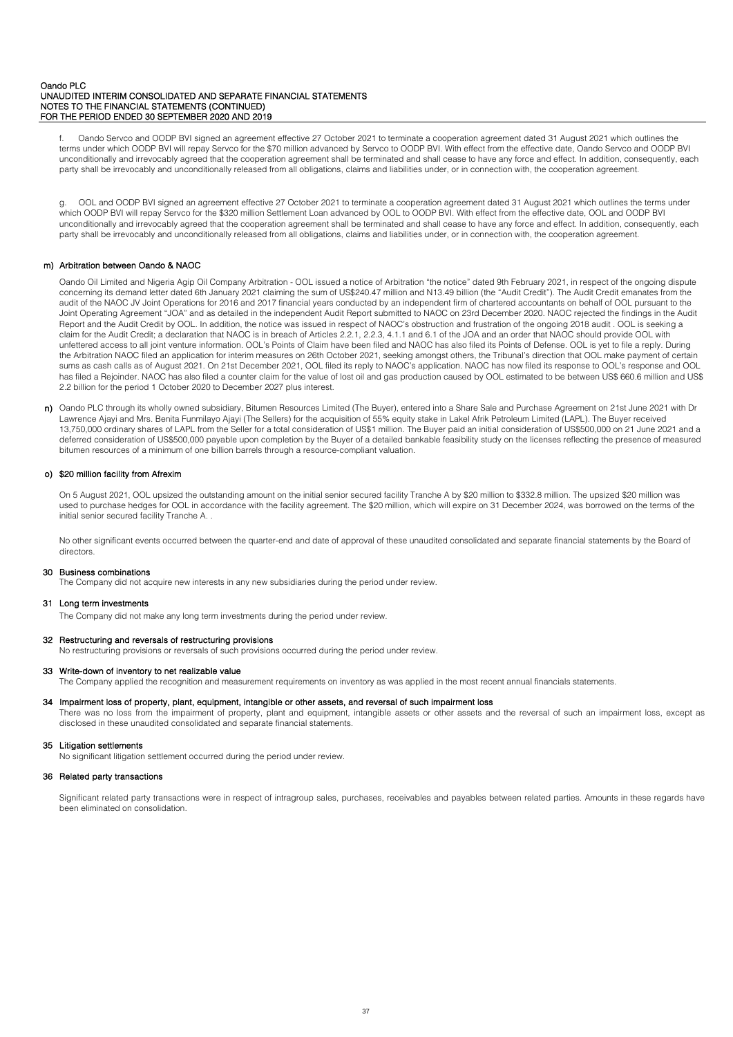f. Oando Servco and OODP BVI signed an agreement effective 27 October 2021 to terminate a cooperation agreement dated 31 August 2021 which outlines the terms under which OODP BVI will repay Servco for the $70 million advanced by Servco to OODP BVI. With effect from the effective date, Oando Servco and OODP BVI unconditionally and irrevocably agreed that the cooperation agreement shall be terminated and shall cease to have any force and effect. In addition, consequently, each party shall be irrevocably and unconditionally released from all obligations, claims and liabilities under, or in connection with, the cooperation agreement.

g. OOL and OODP BVI signed an agreement effective 27 October 2021 to terminate a cooperation agreement dated 31 August 2021 which outlines the terms under which OODP BVI will repay Servco for the $320 million Settlement Loan advanced by OOL to OODP BVI. With effect from the effective date, OOL and OODP BVI unconditionally and irrevocably agreed that the cooperation agreement shall be terminated and shall cease to have any force and effect. In addition, consequently, each party shall be irrevocably and unconditionally released from all obligations, claims and liabilities under, or in connection with, the cooperation agreement.

**m) Arbitration between Oando & NAOC**

Oando Oil Limited and Nigeria Agip Oil Company Arbitration - OOL issued a notice of Arbitration "the notice" dated 9th February 2021, in respect of the ongoing dispute concerning its demand letter dated 6th January 2021 claiming the sum of US$240.47 million and N13.49 billion (the "Audit Credit"). The Audit Credit emanates from the audit of the NAOC JV Joint Operations for 2016 and 2017 financial years conducted by an independent firm of chartered accountants on behalf of OOL pursuant to the Joint Operating Agreement "JOA" and as detailed in the independent Audit Report submitted to NAOC on 23rd December 2020. NAOC rejected the findings in the Audit Report and the Audit Credit by OOL. In addition, the notice was issued in respect of NAOC's obstruction and frustration of the ongoing 2018 audit . OOL is seeking a claim for the Audit Credit; a declaration that NAOC is in breach of Articles 2.2.1, 2.2.3, 4.1.1 and 6.1 of the JOA and an order that NAOC should provide OOL with unfettered access to all joint venture information. OOL's Points of Claim have been filed and NAOC has also filed its Points of Defense. OOL is yet to file a reply. During the Arbitration NAOC filed an application for interim measures on 26th October 2021, seeking amongst others, the Tribunal's direction that OOL make payment of certain sums as cash calls as of August 2021. On 21st December 2021, OOL filed its reply to NAOC's application. NAOC has now filed its response to OOL's response and OOL has filed a Rejoinder. NAOC has also filed a counter claim for the value of lost oil and gas production caused by OOL estimated to be between US$ 660.6 million and US$ 2.2 billion for the period 1 October 2020 to December 2027 plus interest.

**n)** Oando PLC through its wholly owned subsidiary, Bitumen Resources Limited (The Buyer), entered into a Share Sale and Purchase Agreement on 21st June 2021 with Dr Lawrence Ajayi and Mrs. Benita Funmilayo Ajayi (The Sellers) for the acquisition of 55% equity stake in Lakel Afrik Petroleum Limited (LAPL). The Buyer received 13,750,000 ordinary shares of LAPL from the Seller for a total consideration of US$1 million. The Buyer paid an initial consideration of US$500,000 on 21 June 2021 and a deferred consideration of US$500,000 payable upon completion by the Buyer of a detailed bankable feasibility study on the licenses reflecting the presence of measured bitumen resources of a minimum of one billion barrels through a resource-compliant valuation.

**o) $20 million facility from Afrexim**

On 5 August 2021, OOL upsized the outstanding amount on the initial senior secured facility Tranche A by $20 million to $332.8 million. The upsized $20 million was used to purchase hedges for OOL in accordance with the facility agreement. The $20 million, which will expire on 31 December 2024, was borrowed on the terms of the initial senior secured facility Tranche A. .

No other significant events occurred between the quarter-end and date of approval of these unaudited consolidated and separate financial statements by the Board of directors.

## 30 Business combinations

The Company did not acquire new interests in any new subsidiaries during the period under review.

## 31 Long term investments

The Company did not make any long term investments during the period under review.

## 32 Restructuring and reversals of restructuring provisions

No restructuring provisions or reversals of such provisions occurred during the period under review.

## 33 Write-down of inventory to net realizable value

The Company applied the recognition and measurement requirements on inventory as was applied in the most recent annual financials statements.

## 34 Impairment loss of property, plant, equipment, intangible or other assets, and reversal of such impairment loss

There was no loss from the impairment of property, plant and equipment, intangible assets or other assets and the reversal of such an impairment loss, except as disclosed in these unaudited consolidated and separate financial statements.

## 35 Litigation settlements

No significant litigation settlement occurred during the period under review.

## 36 Related party transactions

Significant related party transactions were in respect of intragroup sales, purchases, receivables and payables between related parties. Amounts in these regards have been eliminated on consolidation.